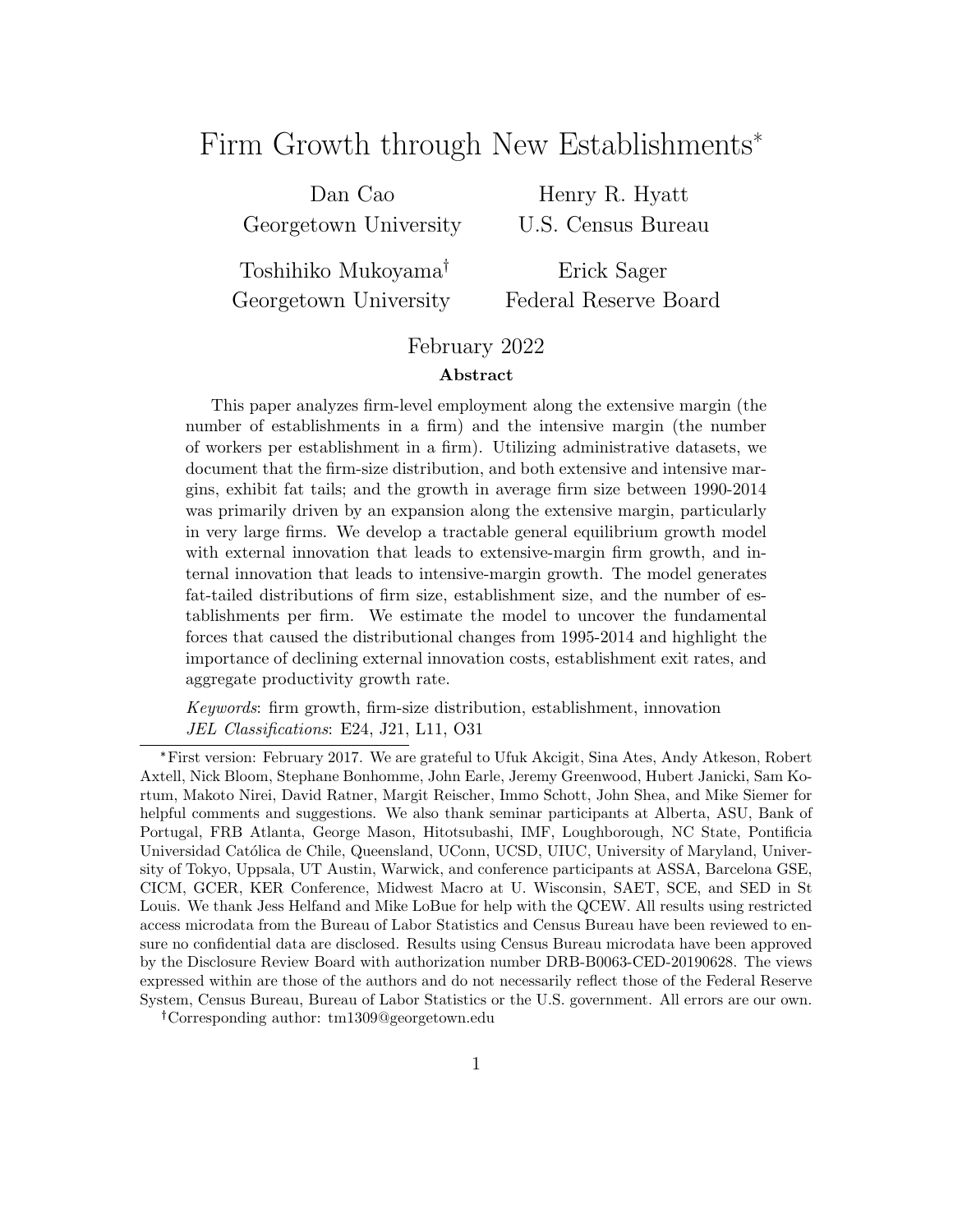# Firm Growth through New Establishments[*]

Dan Cao
Georgetown University

Henry R. Hyatt
U.S. Census Bureau

Toshihiko Mukoyama[†]
Georgetown University

Erick Sager
Federal Reserve Board

February 2022

**Abstract**

This paper analyzes firm-level employment along the extensive margin (the number of establishments in a firm) and the intensive margin (the number of workers per establishment in a firm). Utilizing administrative datasets, we document that the firm-size distribution, and both extensive and intensive margins, exhibit fat tails; and the growth in average firm size between 1990-2014 was primarily driven by an expansion along the extensive margin, particularly in very large firms. We develop a tractable general equilibrium growth model with external innovation that leads to extensive-margin firm growth, and internal innovation that leads to intensive-margin growth. The model generates fat-tailed distributions of firm size, establishment size, and the number of establishments per firm. We estimate the model to uncover the fundamental forces that caused the distributional changes from 1995-2014 and highlight the importance of declining external innovation costs, establishment exit rates, and aggregate productivity growth rate.

*Keywords*: firm growth, firm-size distribution, establishment, innovation
*JEL Classifications*: E24, J21, L11, O31

---

[*] First version: February 2017. We are grateful to Ufuk Akcigit, Sina Ates, Andy Atkeson, Robert Axtell, Nick Bloom, Stephane Bonhomme, John Earle, Jeremy Greenwood, Hubert Janicki, Sam Kortum, Makoto Nirei, David Ratner, Margit Reischer, Immo Schott, John Shea, and Mike Siemer for helpful comments and suggestions. We also thank seminar participants at Alberta, ASU, Bank of Portugal, FRB Atlanta, George Mason, Hitotsubashi, IMF, Loughborough, NC State, Pontificia Universidad Católica de Chile, Queensland, UConn, UCSD, UIUC, University of Maryland, University of Tokyo, Uppsala, UT Austin, Warwick, and conference participants at ASSA, Barcelona GSE, CICM, GCER, KER Conference, Midwest Macro at U. Wisconsin, SAET, SCE, and SED in St Louis. We thank Jess Helfand and Mike LoBue for help with the QCEW. All results using restricted access microdata from the Bureau of Labor Statistics and Census Bureau have been reviewed to ensure no confidential data are disclosed. Results using Census Bureau microdata have been approved by the Disclosure Review Board with authorization number DRB-B0063-CED-20190628. The views expressed within are those of the authors and do not necessarily reflect those of the Federal Reserve System, Census Bureau, Bureau of Labor Statistics or the U.S. government. All errors are our own.

[†] Corresponding author: tm1309@georgetown.edu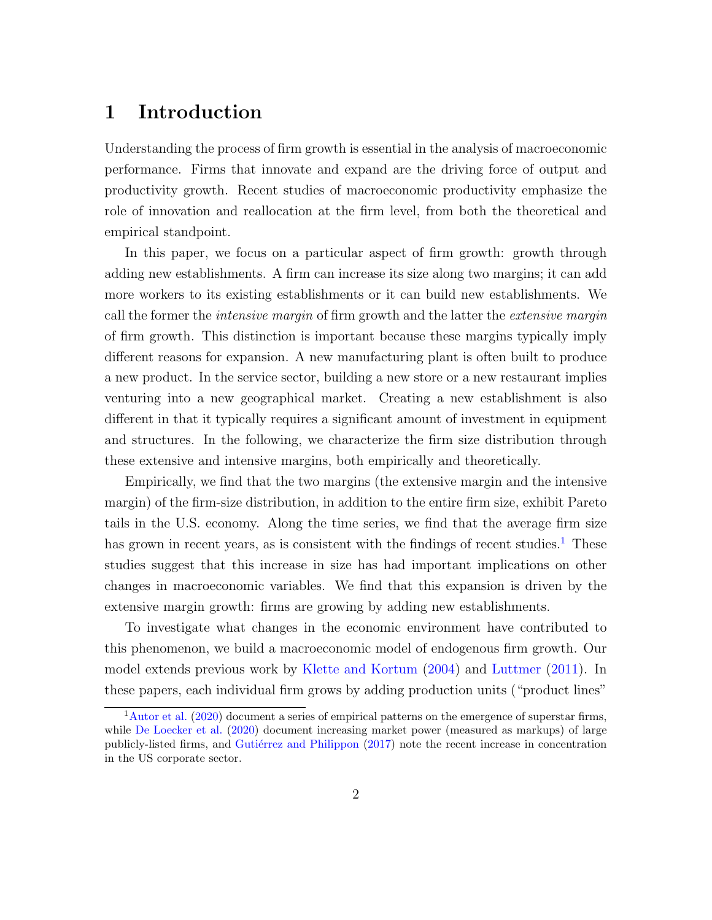# 1 Introduction

Understanding the process of firm growth is essential in the analysis of macroeconomic performance. Firms that innovate and expand are the driving force of output and productivity growth. Recent studies of macroeconomic productivity emphasize the role of innovation and reallocation at the firm level, from both the theoretical and empirical standpoint.

In this paper, we focus on a particular aspect of firm growth: growth through adding new establishments. A firm can increase its size along two margins; it can add more workers to its existing establishments or it can build new establishments. We call the former the *intensive margin* of firm growth and the latter the *extensive margin* of firm growth. This distinction is important because these margins typically imply different reasons for expansion. A new manufacturing plant is often built to produce a new product. In the service sector, building a new store or a new restaurant implies venturing into a new geographical market. Creating a new establishment is also different in that it typically requires a significant amount of investment in equipment and structures. In the following, we characterize the firm size distribution through these extensive and intensive margins, both empirically and theoretically.

Empirically, we find that the two margins (the extensive margin and the intensive margin) of the firm-size distribution, in addition to the entire firm size, exhibit Pareto tails in the U.S. economy. Along the time series, we find that the average firm size has grown in recent years, as is consistent with the findings of recent studies.[1] These studies suggest that this increase in size has had important implications on other changes in macroeconomic variables. We find that this expansion is driven by the extensive margin growth: firms are growing by adding new establishments.

To investigate what changes in the economic environment have contributed to this phenomenon, we build a macroeconomic model of endogenous firm growth. Our model extends previous work by Klette and Kortum (2004) and Luttmer (2011). In these papers, each individual firm grows by adding production units ("product lines"

[1] Autor et al. (2020) document a series of empirical patterns on the emergence of superstar firms, while De Loecker et al. (2020) document increasing market power (measured as markups) of large publicly-listed firms, and Gutiérrez and Philippon (2017) note the recent increase in concentration in the US corporate sector.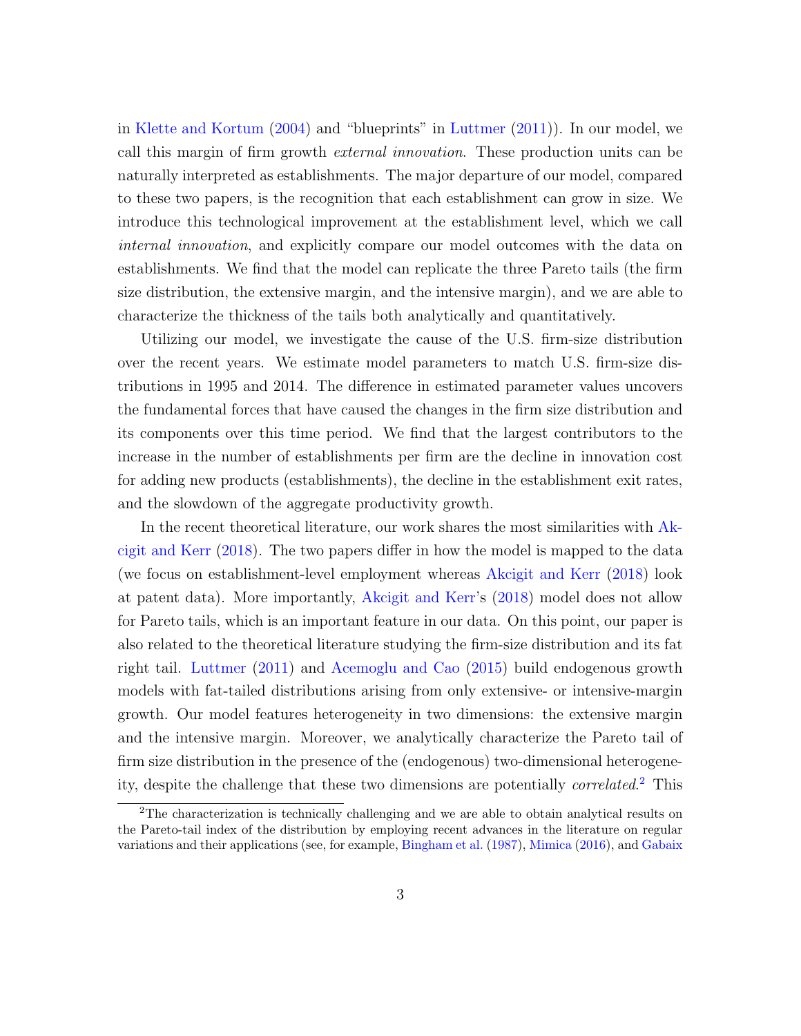in Klette and Kortum (2004) and "blueprints" in Luttmer (2011)). In our model, we call this margin of firm growth *external innovation*. These production units can be naturally interpreted as establishments. The major departure of our model, compared to these two papers, is the recognition that each establishment can grow in size. We introduce this technological improvement at the establishment level, which we call *internal innovation*, and explicitly compare our model outcomes with the data on establishments. We find that the model can replicate the three Pareto tails (the firm size distribution, the extensive margin, and the intensive margin), and we are able to characterize the thickness of the tails both analytically and quantitatively.

Utilizing our model, we investigate the cause of the U.S. firm-size distribution over the recent years. We estimate model parameters to match U.S. firm-size distributions in 1995 and 2014. The difference in estimated parameter values uncovers the fundamental forces that have caused the changes in the firm size distribution and its components over this time period. We find that the largest contributors to the increase in the number of establishments per firm are the decline in innovation cost for adding new products (establishments), the decline in the establishment exit rates, and the slowdown of the aggregate productivity growth.

In the recent theoretical literature, our work shares the most similarities with Akcigit and Kerr (2018). The two papers differ in how the model is mapped to the data (we focus on establishment-level employment whereas Akcigit and Kerr (2018) look at patent data). More importantly, Akcigit and Kerr's (2018) model does not allow for Pareto tails, which is an important feature in our data. On this point, our paper is also related to the theoretical literature studying the firm-size distribution and its fat right tail. Luttmer (2011) and Acemoglu and Cao (2015) build endogenous growth models with fat-tailed distributions arising from only extensive- or intensive-margin growth. Our model features heterogeneity in two dimensions: the extensive margin and the intensive margin. Moreover, we analytically characterize the Pareto tail of firm size distribution in the presence of the (endogenous) two-dimensional heterogeneity, despite the challenge that these two dimensions are potentially *correlated*.[2] This

[2] The characterization is technically challenging and we are able to obtain analytical results on the Pareto-tail index of the distribution by employing recent advances in the literature on regular variations and their applications (see, for example, Bingham et al. (1987), Mimica (2016), and Gabaix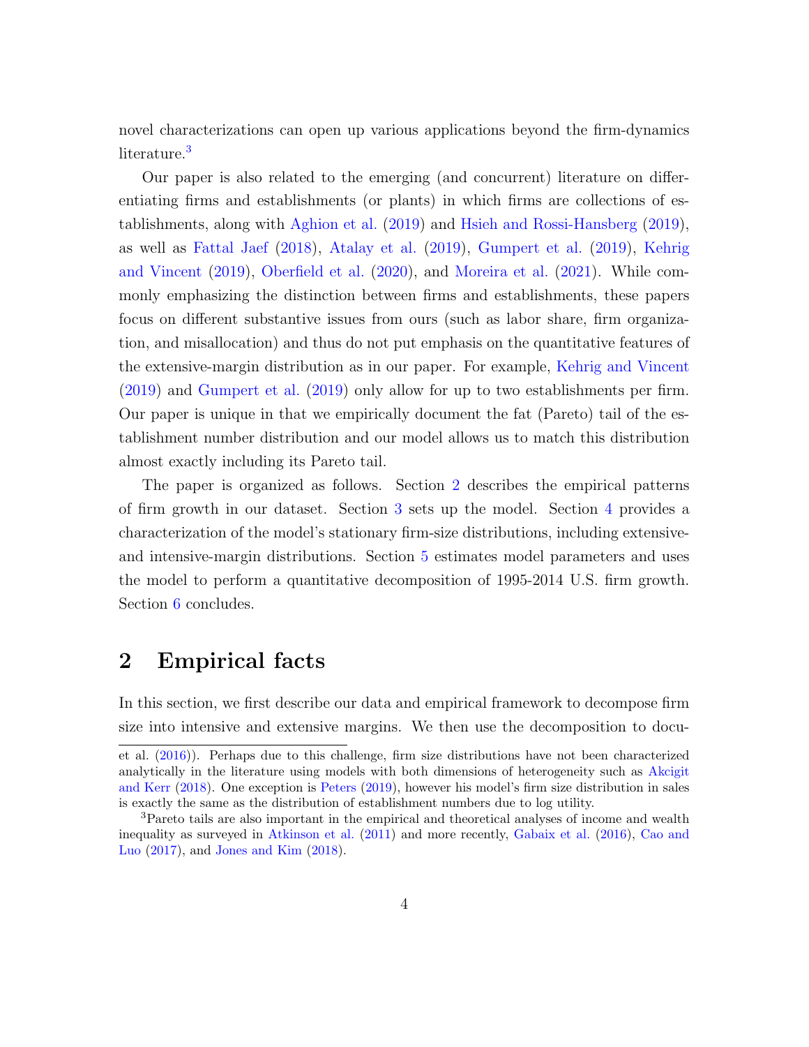novel characterizations can open up various applications beyond the firm-dynamics literature.[3]

Our paper is also related to the emerging (and concurrent) literature on differentiating firms and establishments (or plants) in which firms are collections of establishments, along with Aghion et al. (2019) and Hsieh and Rossi-Hansberg (2019), as well as Fattal Jaef (2018), Atalay et al. (2019), Gumpert et al. (2019), Kehrig and Vincent (2019), Oberfield et al. (2020), and Moreira et al. (2021). While commonly emphasizing the distinction between firms and establishments, these papers focus on different substantive issues from ours (such as labor share, firm organization, and misallocation) and thus do not put emphasis on the quantitative features of the extensive-margin distribution as in our paper. For example, Kehrig and Vincent (2019) and Gumpert et al. (2019) only allow for up to two establishments per firm. Our paper is unique in that we empirically document the fat (Pareto) tail of the establishment number distribution and our model allows us to match this distribution almost exactly including its Pareto tail.

The paper is organized as follows. Section 2 describes the empirical patterns of firm growth in our dataset. Section 3 sets up the model. Section 4 provides a characterization of the model's stationary firm-size distributions, including extensive- and intensive-margin distributions. Section 5 estimates model parameters and uses the model to perform a quantitative decomposition of 1995-2014 U.S. firm growth. Section 6 concludes.

# 2 Empirical facts

In this section, we first describe our data and empirical framework to decompose firm size into intensive and extensive margins. We then use the decomposition to docu-

---

et al. (2016)). Perhaps due to this challenge, firm size distributions have not been characterized analytically in the literature using models with both dimensions of heterogeneity such as Akcigit and Kerr (2018). One exception is Peters (2019), however his model's firm size distribution in sales is exactly the same as the distribution of establishment numbers due to log utility.

[3] Pareto tails are also important in the empirical and theoretical analyses of income and wealth inequality as surveyed in Atkinson et al. (2011) and more recently, Gabaix et al. (2016), Cao and Luo (2017), and Jones and Kim (2018).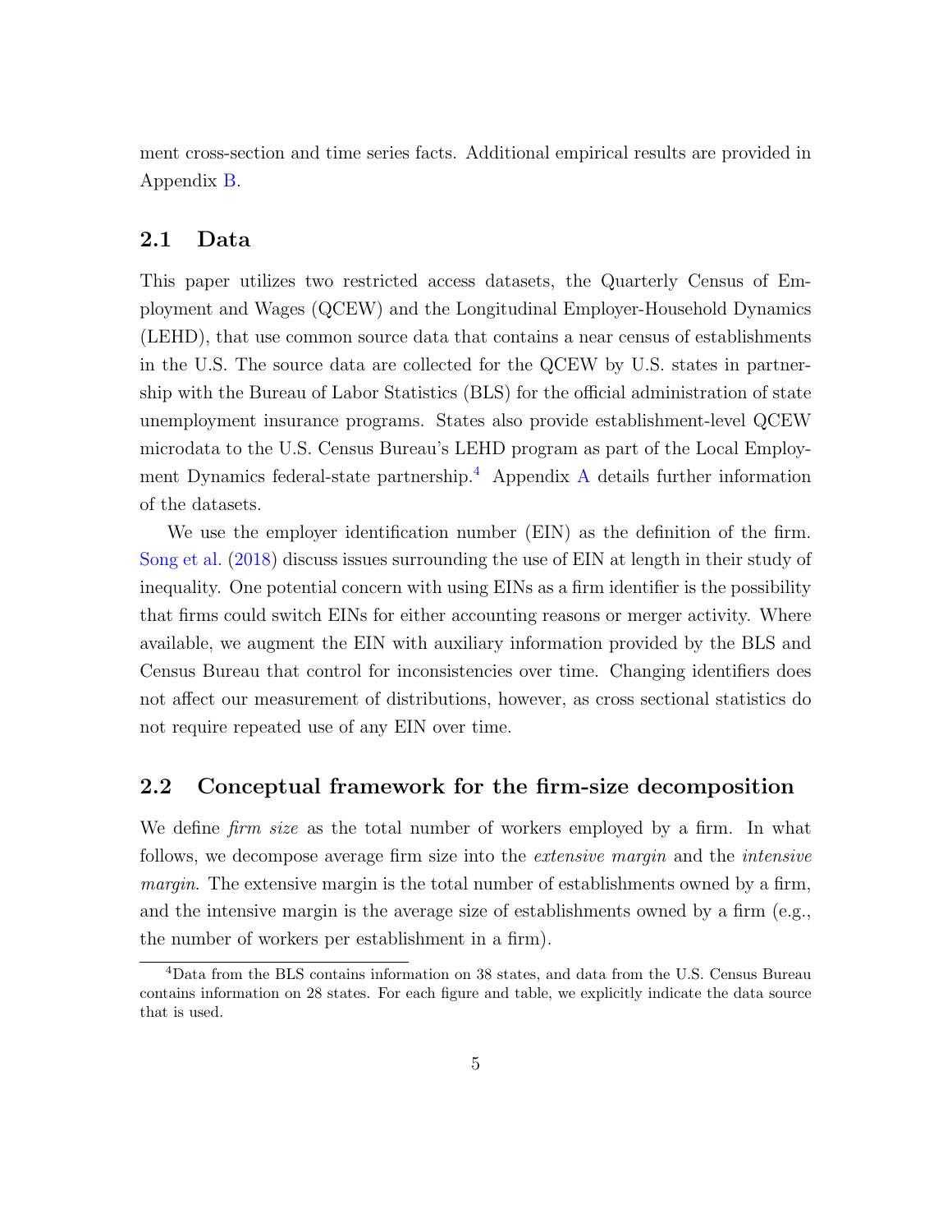ment cross-section and time series facts. Additional empirical results are provided in Appendix B.

## 2.1 Data

This paper utilizes two restricted access datasets, the Quarterly Census of Employment and Wages (QCEW) and the Longitudinal Employer-Household Dynamics (LEHD), that use common source data that contains a near census of establishments in the U.S. The source data are collected for the QCEW by U.S. states in partnership with the Bureau of Labor Statistics (BLS) for the official administration of state unemployment insurance programs. States also provide establishment-level QCEW microdata to the U.S. Census Bureau's LEHD program as part of the Local Employment Dynamics federal-state partnership.[4] Appendix A details further information of the datasets.

We use the employer identification number (EIN) as the definition of the firm. Song et al. (2018) discuss issues surrounding the use of EIN at length in their study of inequality. One potential concern with using EINs as a firm identifier is the possibility that firms could switch EINs for either accounting reasons or merger activity. Where available, we augment the EIN with auxiliary information provided by the BLS and Census Bureau that control for inconsistencies over time. Changing identifiers does not affect our measurement of distributions, however, as cross sectional statistics do not require repeated use of any EIN over time.

## 2.2 Conceptual framework for the firm-size decomposition

We define *firm size* as the total number of workers employed by a firm. In what follows, we decompose average firm size into the *extensive margin* and the *intensive margin*. The extensive margin is the total number of establishments owned by a firm, and the intensive margin is the average size of establishments owned by a firm (e.g., the number of workers per establishment in a firm).

[4] Data from the BLS contains information on 38 states, and data from the U.S. Census Bureau contains information on 28 states. For each figure and table, we explicitly indicate the data source that is used.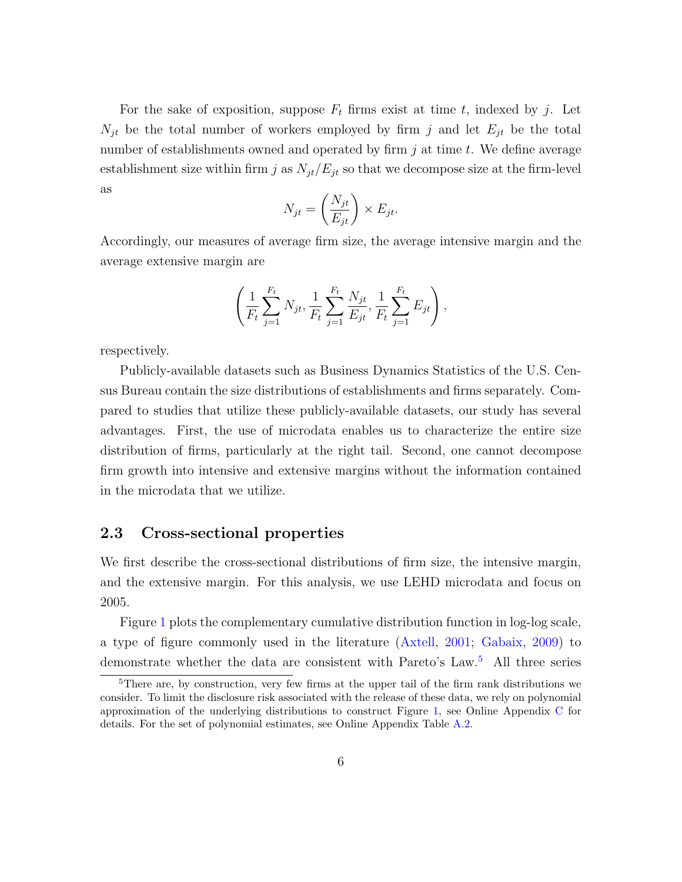For the sake of exposition, suppose $F_t$ firms exist at time $t$, indexed by $j$. Let $N_{jt}$ be the total number of workers employed by firm $j$ and let $E_{jt}$ be the total number of establishments owned and operated by firm $j$ at time $t$. We define average establishment size within firm $j$ as $N_{jt}/E_{jt}$ so that we decompose size at the firm-level as

$$N_{jt} = \left(\frac{N_{jt}}{E_{jt}}\right) \times E_{jt}.$$

Accordingly, our measures of average firm size, the average intensive margin and the average extensive margin are

$$\left(\frac{1}{F_t}\sum_{j=1}^{F_t} N_{jt}, \frac{1}{F_t}\sum_{j=1}^{F_t} \frac{N_{jt}}{E_{jt}}, \frac{1}{F_t}\sum_{j=1}^{F_t} E_{jt}\right),$$

respectively.

Publicly-available datasets such as Business Dynamics Statistics of the U.S. Census Bureau contain the size distributions of establishments and firms separately. Compared to studies that utilize these publicly-available datasets, our study has several advantages. First, the use of microdata enables us to characterize the entire size distribution of firms, particularly at the right tail. Second, one cannot decompose firm growth into intensive and extensive margins without the information contained in the microdata that we utilize.

## 2.3 Cross-sectional properties

We first describe the cross-sectional distributions of firm size, the intensive margin, and the extensive margin. For this analysis, we use LEHD microdata and focus on 2005.

Figure 1 plots the complementary cumulative distribution function in log-log scale, a type of figure commonly used in the literature (Axtell, 2001; Gabaix, 2009) to demonstrate whether the data are consistent with Pareto's Law.[5] All three series

[5]There are, by construction, very few firms at the upper tail of the firm rank distributions we consider. To limit the disclosure risk associated with the release of these data, we rely on polynomial approximation of the underlying distributions to construct Figure 1, see Online Appendix C for details. For the set of polynomial estimates, see Online Appendix Table A.2.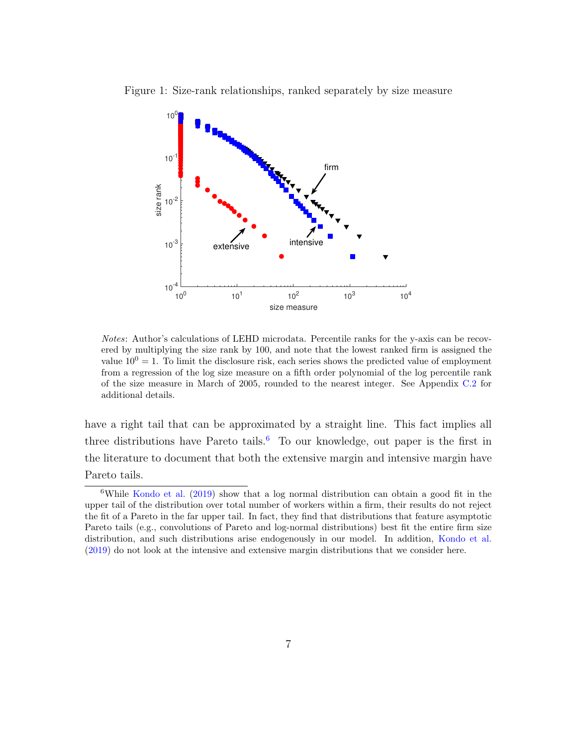Figure 1: Size-rank relationships, ranked separately by size measure

*Notes*: Author's calculations of LEHD microdata. Percentile ranks for the y-axis can be recovered by multiplying the size rank by 100, and note that the lowest ranked firm is assigned the value $10^0 = 1$. To limit the disclosure risk, each series shows the predicted value of employment from a regression of the log size measure on a fifth order polynomial of the log percentile rank of the size measure in March of 2005, rounded to the nearest integer. See Appendix C.2 for additional details.

have a right tail that can be approximated by a straight line. This fact implies all three distributions have Pareto tails.[6] To our knowledge, out paper is the first in the literature to document that both the extensive margin and intensive margin have Pareto tails.

[6]While Kondo et al. (2019) show that a log normal distribution can obtain a good fit in the upper tail of the distribution over total number of workers within a firm, their results do not reject the fit of a Pareto in the far upper tail. In fact, they find that distributions that feature asymptotic Pareto tails (e.g., convolutions of Pareto and log-normal distributions) best fit the entire firm size distribution, and such distributions arise endogenously in our model. In addition, Kondo et al. (2019) do not look at the intensive and extensive margin distributions that we consider here.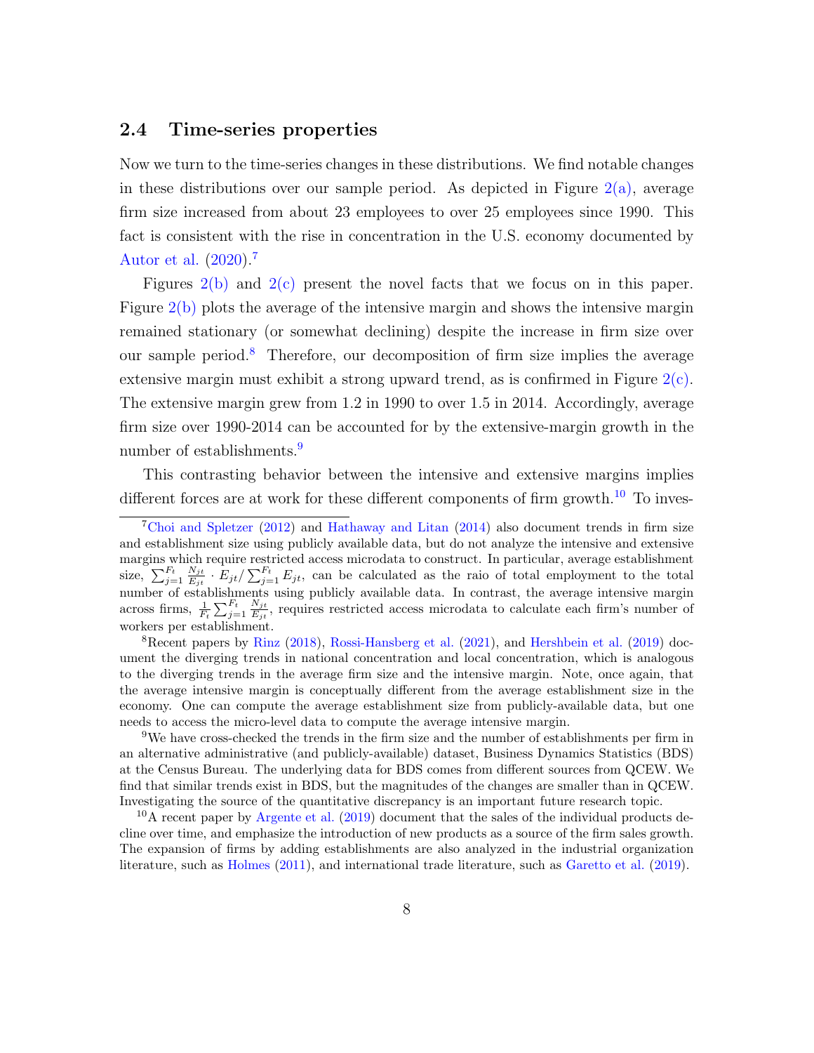## 2.4 Time-series properties

Now we turn to the time-series changes in these distributions. We find notable changes in these distributions over our sample period. As depicted in Figure 2(a), average firm size increased from about 23 employees to over 25 employees since 1990. This fact is consistent with the rise in concentration in the U.S. economy documented by Autor et al. (2020).[7]

Figures 2(b) and 2(c) present the novel facts that we focus on in this paper. Figure 2(b) plots the average of the intensive margin and shows the intensive margin remained stationary (or somewhat declining) despite the increase in firm size over our sample period.[8] Therefore, our decomposition of firm size implies the average extensive margin must exhibit a strong upward trend, as is confirmed in Figure 2(c). The extensive margin grew from 1.2 in 1990 to over 1.5 in 2014. Accordingly, average firm size over 1990-2014 can be accounted for by the extensive-margin growth in the number of establishments.[9]

This contrasting behavior between the intensive and extensive margins implies different forces are at work for these different components of firm growth.[10] To inves-

---

[7] Choi and Spletzer (2012) and Hathaway and Litan (2014) also document trends in firm size and establishment size using publicly available data, but do not analyze the intensive and extensive margins which require restricted access microdata to construct. In particular, average establishment size, $\sum_{j=1}^{F_t} \frac{N_{jt}}{E_{jt}} \cdot E_{jt} / \sum_{j=1}^{F_t} E_{jt}$, can be calculated as the raio of total employment to the total number of establishments using publicly available data. In contrast, the average intensive margin across firms, $\frac{1}{F_t} \sum_{j=1}^{F_t} \frac{N_{jt}}{E_{jt}}$, requires restricted access microdata to calculate each firm's number of workers per establishment.

[8] Recent papers by Rinz (2018), Rossi-Hansberg et al. (2021), and Hershbein et al. (2019) document the diverging trends in national concentration and local concentration, which is analogous to the diverging trends in the average firm size and the intensive margin. Note, once again, that the average intensive margin is conceptually different from the average establishment size in the economy. One can compute the average establishment size from publicly-available data, but one needs to access the micro-level data to compute the average intensive margin.

[9] We have cross-checked the trends in the firm size and the number of establishments per firm in an alternative administrative (and publicly-available) dataset, Business Dynamics Statistics (BDS) at the Census Bureau. The underlying data for BDS comes from different sources from QCEW. We find that similar trends exist in BDS, but the magnitudes of the changes are smaller than in QCEW. Investigating the source of the quantitative discrepancy is an important future research topic.

[10] A recent paper by Argente et al. (2019) document that the sales of the individual products decline over time, and emphasize the introduction of new products as a source of the firm sales growth. The expansion of firms by adding establishments are also analyzed in the industrial organization literature, such as Holmes (2011), and international trade literature, such as Garetto et al. (2019).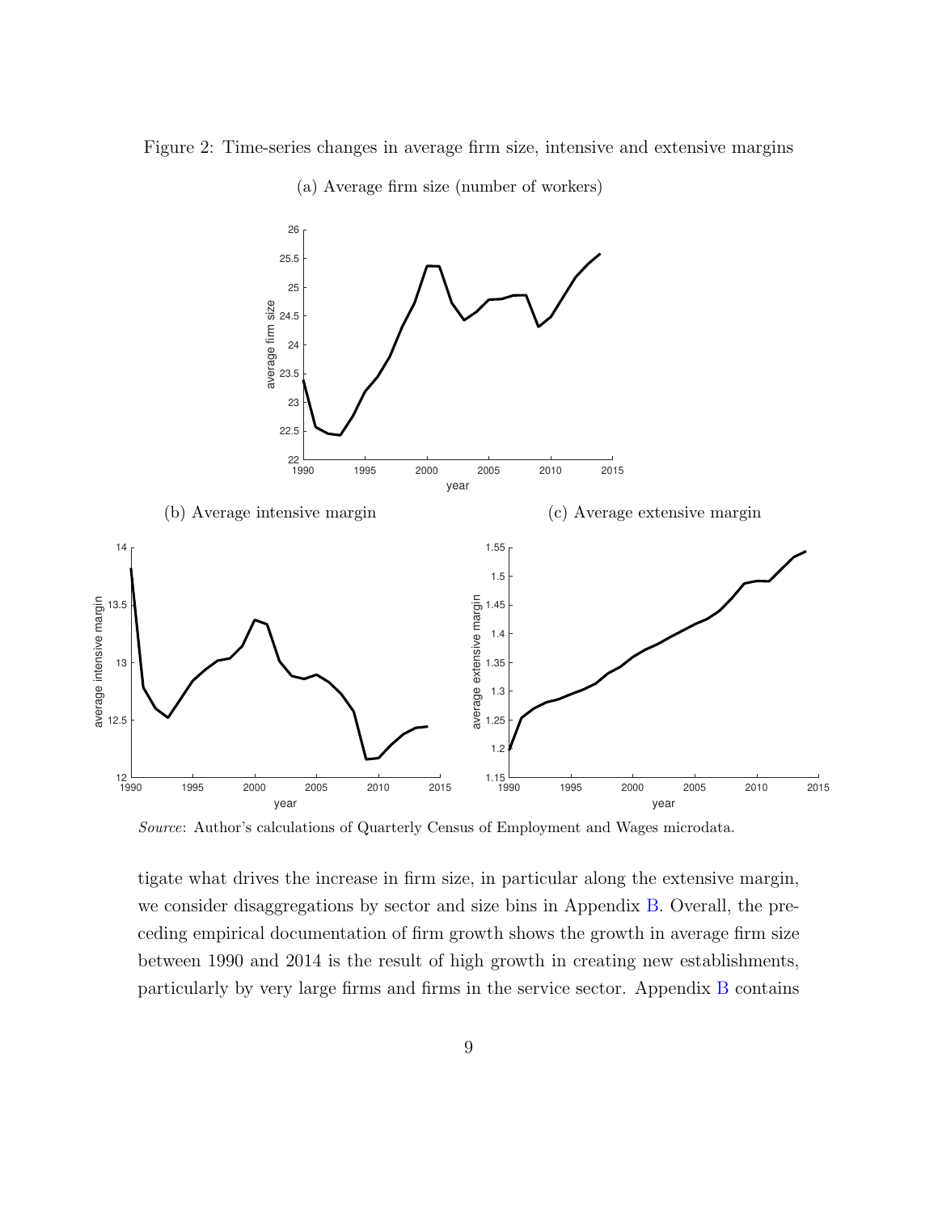Figure 2: Time-series changes in average firm size, intensive and extensive margins

(a) Average firm size (number of workers)

(b) Average intensive margin

(c) Average extensive margin

*Source*: Author's calculations of Quarterly Census of Employment and Wages microdata.

tigate what drives the increase in firm size, in particular along the extensive margin, we consider disaggregations by sector and size bins in Appendix B. Overall, the preceding empirical documentation of firm growth shows the growth in average firm size between 1990 and 2014 is the result of high growth in creating new establishments, particularly by very large firms and firms in the service sector. Appendix B contains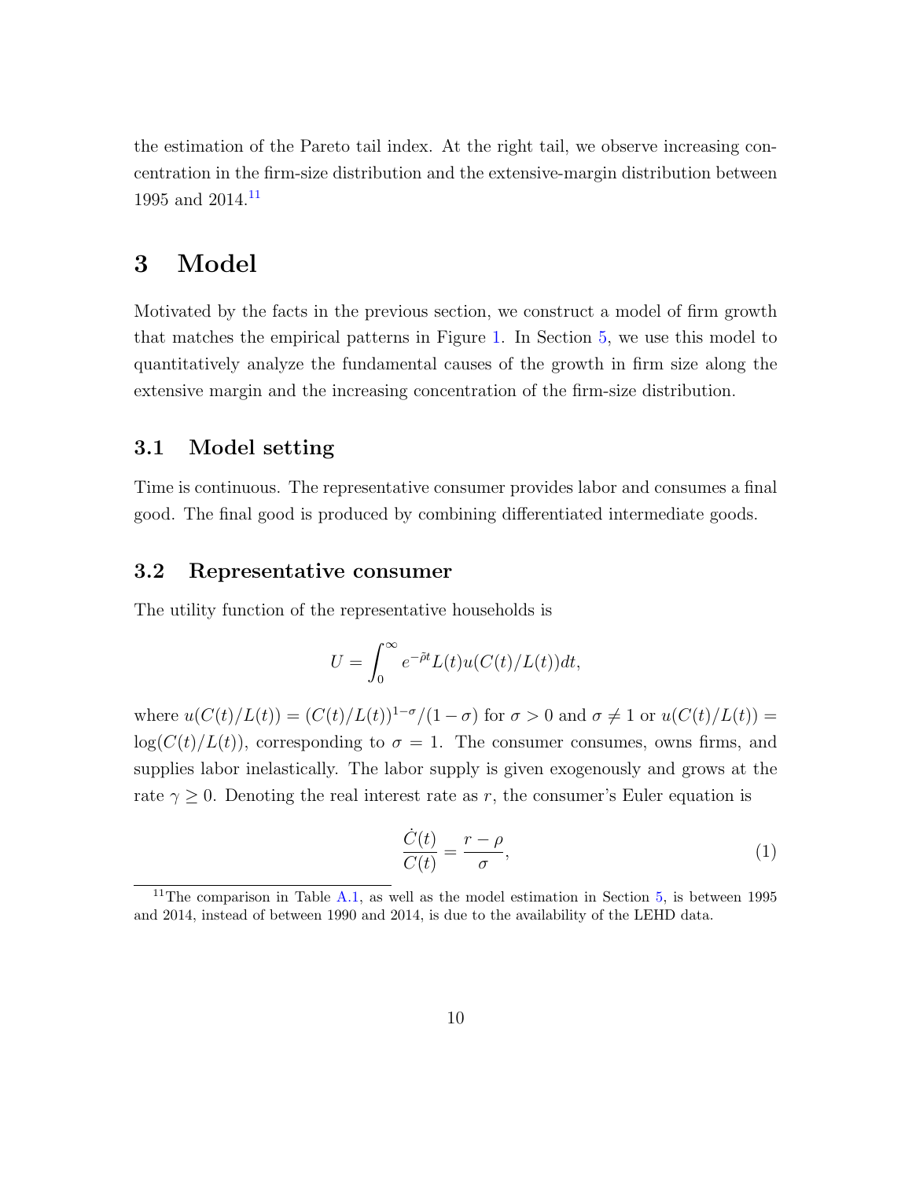the estimation of the Pareto tail index. At the right tail, we observe increasing concentration in the firm-size distribution and the extensive-margin distribution between 1995 and 2014.[11]

# 3 Model

Motivated by the facts in the previous section, we construct a model of firm growth that matches the empirical patterns in Figure 1. In Section 5, we use this model to quantitatively analyze the fundamental causes of the growth in firm size along the extensive margin and the increasing concentration of the firm-size distribution.

## 3.1 Model setting

Time is continuous. The representative consumer provides labor and consumes a final good. The final good is produced by combining differentiated intermediate goods.

## 3.2 Representative consumer

The utility function of the representative households is

$$U = \int_0^\infty e^{-\tilde{\rho}t} L(t) u(C(t)/L(t)) dt,$$

where $u(C(t)/L(t)) = (C(t)/L(t))^{1-\sigma}/(1-\sigma)$ for $\sigma > 0$ and $\sigma \neq 1$ or $u(C(t)/L(t)) = \log(C(t)/L(t))$, corresponding to $\sigma = 1$. The consumer consumes, owns firms, and supplies labor inelastically. The labor supply is given exogenously and grows at the rate $\gamma \geq 0$. Denoting the real interest rate as $r$, the consumer's Euler equation is

$$\frac{\dot{C}(t)}{C(t)} = \frac{r - \rho}{\sigma}, \tag{1}$$

[11] The comparison in Table A.1, as well as the model estimation in Section 5, is between 1995 and 2014, instead of between 1990 and 2014, is due to the availability of the LEHD data.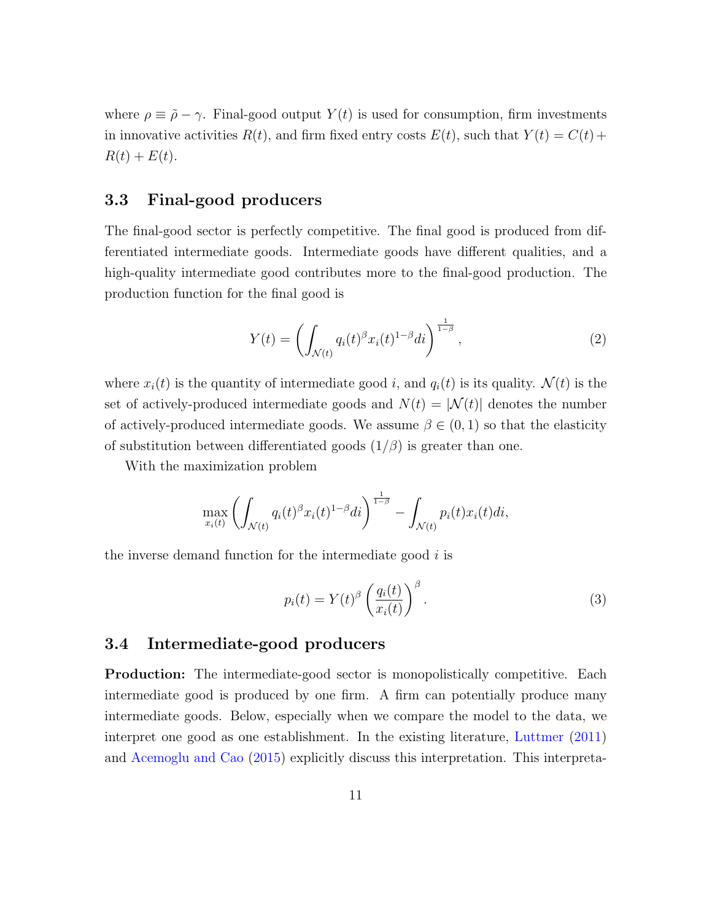where $\rho \equiv \tilde{\rho} - \gamma$. Final-good output $Y(t)$ is used for consumption, firm investments in innovative activities $R(t)$, and firm fixed entry costs $E(t)$, such that $Y(t) = C(t) + R(t) + E(t)$.

### 3.3 Final-good producers

The final-good sector is perfectly competitive. The final good is produced from differentiated intermediate goods. Intermediate goods have different qualities, and a high-quality intermediate good contributes more to the final-good production. The production function for the final good is

$$Y(t) = \left( \int_{\mathcal{N}(t)} q_i(t)^{\beta} x_i(t)^{1-\beta} di \right)^{\frac{1}{1-\beta}}, \tag{2}$$

where $x_i(t)$ is the quantity of intermediate good $i$, and $q_i(t)$ is its quality. $\mathcal{N}(t)$ is the set of actively-produced intermediate goods and $N(t) = |\mathcal{N}(t)|$ denotes the number of actively-produced intermediate goods. We assume $\beta \in (0, 1)$ so that the elasticity of substitution between differentiated goods $(1/\beta)$ is greater than one.

With the maximization problem

$$\max_{x_i(t)} \left( \int_{\mathcal{N}(t)} q_i(t)^{\beta} x_i(t)^{1-\beta} di \right)^{\frac{1}{1-\beta}} - \int_{\mathcal{N}(t)} p_i(t) x_i(t) di,$$

the inverse demand function for the intermediate good $i$ is

$$p_i(t) = Y(t)^{\beta} \left( \frac{q_i(t)}{x_i(t)} \right)^{\beta}. \tag{3}$$

### 3.4 Intermediate-good producers

**Production:** The intermediate-good sector is monopolistically competitive. Each intermediate good is produced by one firm. A firm can potentially produce many intermediate goods. Below, especially when we compare the model to the data, we interpret one good as one establishment. In the existing literature, Luttmer (2011) and Acemoglu and Cao (2015) explicitly discuss this interpretation. This interpreta-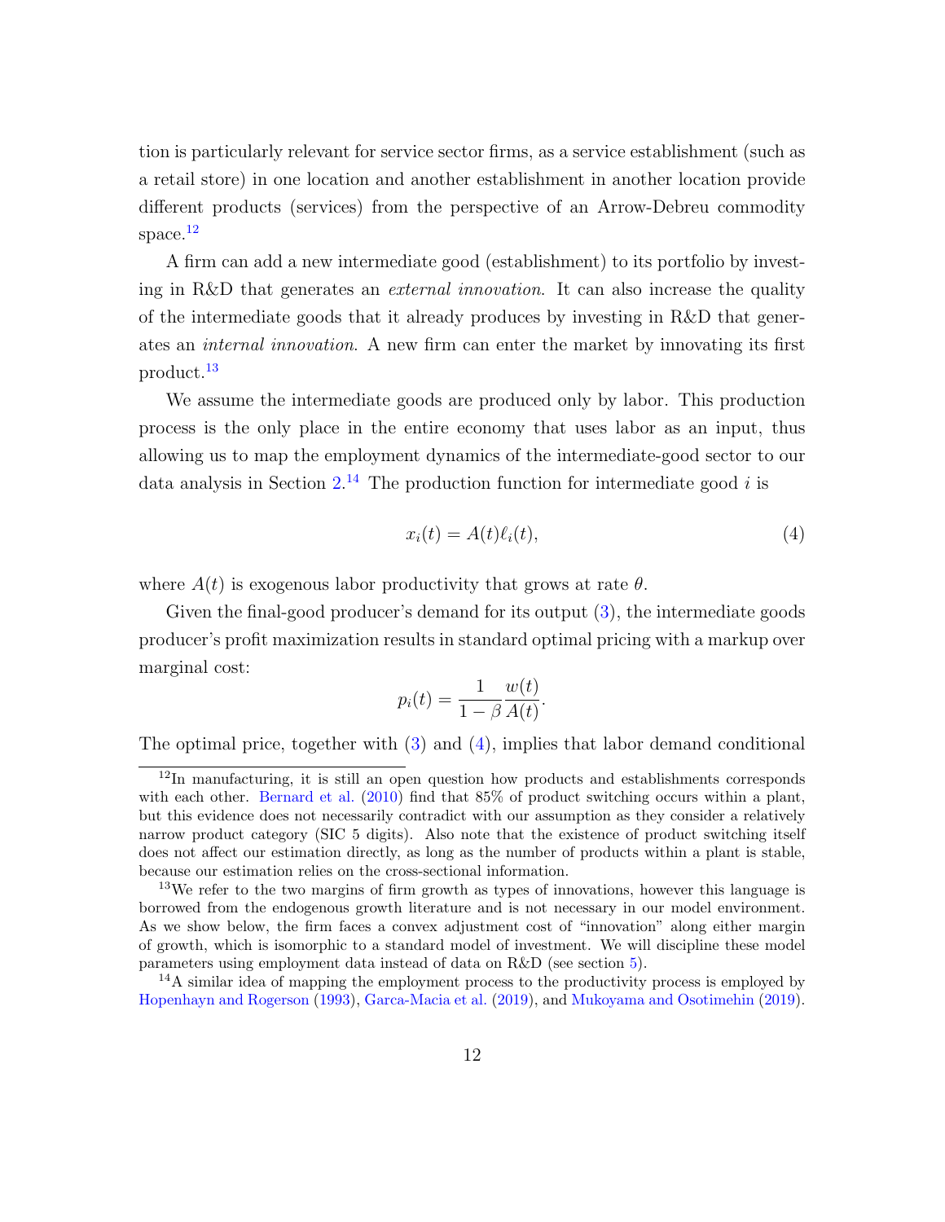tion is particularly relevant for service sector firms, as a service establishment (such as a retail store) in one location and another establishment in another location provide different products (services) from the perspective of an Arrow-Debreu commodity space.[12]

A firm can add a new intermediate good (establishment) to its portfolio by investing in R&D that generates an *external innovation*. It can also increase the quality of the intermediate goods that it already produces by investing in R&D that generates an *internal innovation*. A new firm can enter the market by innovating its first product.[13]

We assume the intermediate goods are produced only by labor. This production process is the only place in the entire economy that uses labor as an input, thus allowing us to map the employment dynamics of the intermediate-good sector to our data analysis in Section 2.[14] The production function for intermediate good $i$ is

$$x_i(t) = A(t)\ell_i(t), \tag{4}$$

where $A(t)$ is exogenous labor productivity that grows at rate $\theta$.

Given the final-good producer's demand for its output (3), the intermediate goods producer's profit maximization results in standard optimal pricing with a markup over marginal cost:

$$p_i(t) = \frac{1}{1-\beta}\frac{w(t)}{A(t)}.$$

The optimal price, together with (3) and (4), implies that labor demand conditional

---

[12] In manufacturing, it is still an open question how products and establishments corresponds with each other. Bernard et al. (2010) find that 85% of product switching occurs within a plant, but this evidence does not necessarily contradict with our assumption as they consider a relatively narrow product category (SIC 5 digits). Also note that the existence of product switching itself does not affect our estimation directly, as long as the number of products within a plant is stable, because our estimation relies on the cross-sectional information.

[13] We refer to the two margins of firm growth as types of innovations, however this language is borrowed from the endogenous growth literature and is not necessary in our model environment. As we show below, the firm faces a convex adjustment cost of "innovation" along either margin of growth, which is isomorphic to a standard model of investment. We will discipline these model parameters using employment data instead of data on R&D (see section 5).

[14] A similar idea of mapping the employment process to the productivity process is employed by Hopenhayn and Rogerson (1993), Garca-Macia et al. (2019), and Mukoyama and Osotimehin (2019).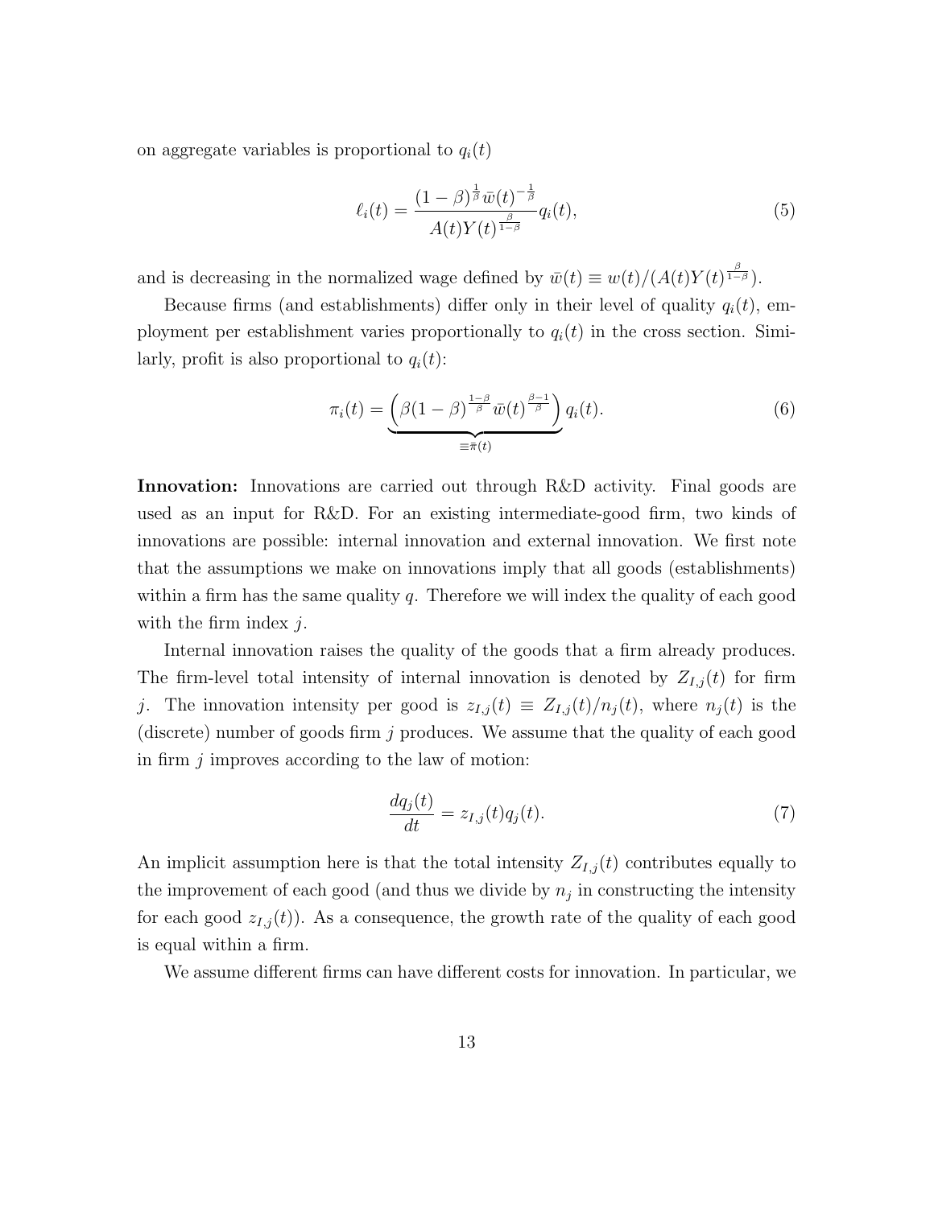on aggregate variables is proportional to $q_i(t)$

$$\ell_i(t) = \frac{(1-\beta)^{\frac{1}{\beta}} \bar{w}(t)^{-\frac{1}{\beta}}}{A(t) Y(t)^{\frac{\beta}{1-\beta}}} q_i(t), \tag{5}$$

and is decreasing in the normalized wage defined by $\bar{w}(t) \equiv w(t)/(A(t)Y(t)^{\frac{\beta}{1-\beta}})$.

Because firms (and establishments) differ only in their level of quality $q_i(t)$, employment per establishment varies proportionally to $q_i(t)$ in the cross section. Similarly, profit is also proportional to $q_i(t)$:

$$\pi_i(t) = \underbrace{\left( \beta (1-\beta)^{\frac{1-\beta}{\beta}} \bar{w}(t)^{\frac{\beta-1}{\beta}} \right)}_{\equiv \bar{\pi}(t)} q_i(t). \tag{6}$$

**Innovation:** Innovations are carried out through R&D activity. Final goods are used as an input for R&D. For an existing intermediate-good firm, two kinds of innovations are possible: internal innovation and external innovation. We first note that the assumptions we make on innovations imply that all goods (establishments) within a firm has the same quality $q$. Therefore we will index the quality of each good with the firm index $j$.

Internal innovation raises the quality of the goods that a firm already produces. The firm-level total intensity of internal innovation is denoted by $Z_{I,j}(t)$ for firm $j$. The innovation intensity per good is $z_{I,j}(t) \equiv Z_{I,j}(t)/n_j(t)$, where $n_j(t)$ is the (discrete) number of goods firm $j$ produces. We assume that the quality of each good in firm $j$ improves according to the law of motion:

$$\frac{dq_j(t)}{dt} = z_{I,j}(t) q_j(t). \tag{7}$$

An implicit assumption here is that the total intensity $Z_{I,j}(t)$ contributes equally to the improvement of each good (and thus we divide by $n_j$ in constructing the intensity for each good $z_{I,j}(t)$). As a consequence, the growth rate of the quality of each good is equal within a firm.

We assume different firms can have different costs for innovation. In particular, we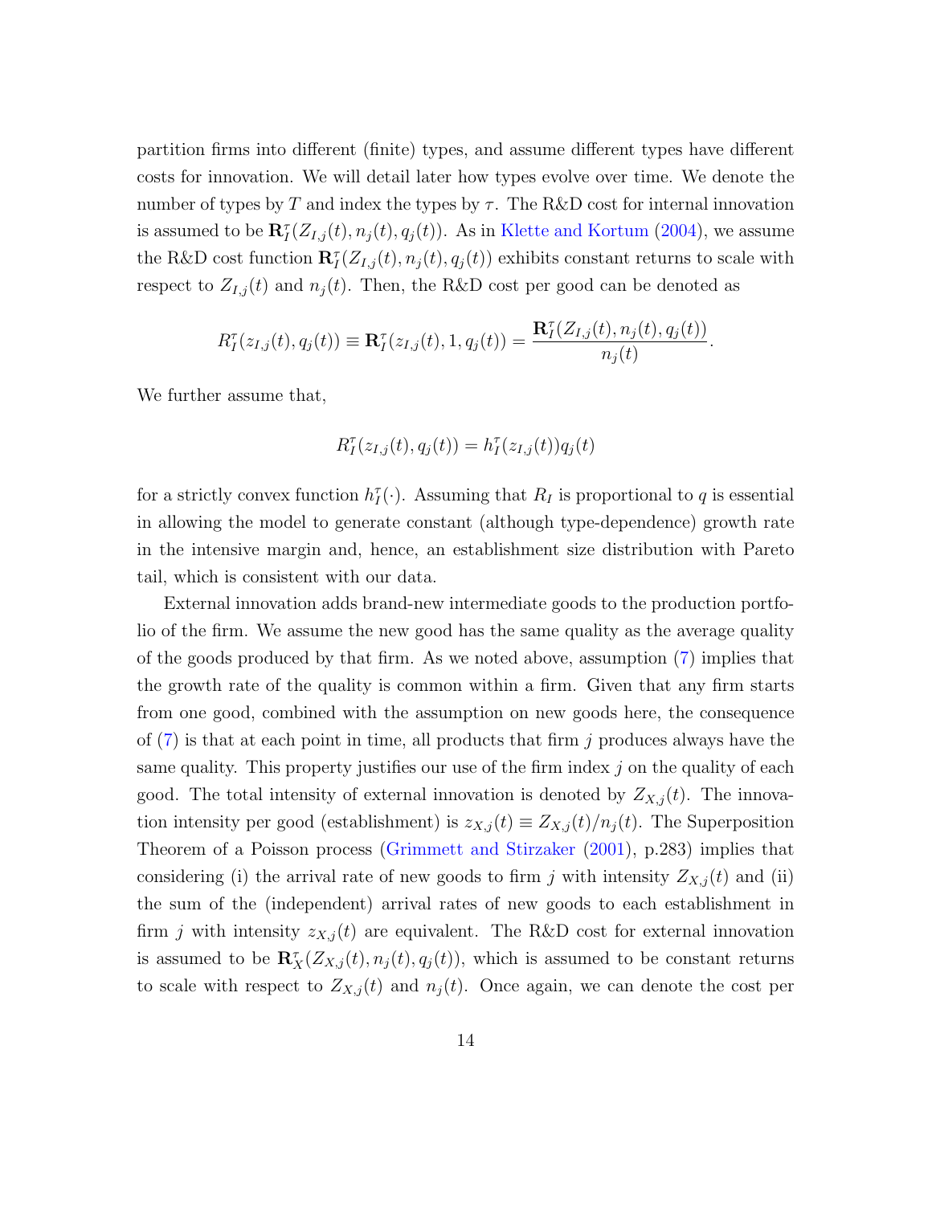partition firms into different (finite) types, and assume different types have different costs for innovation. We will detail later how types evolve over time. We denote the number of types by $T$ and index the types by $\tau$. The R&D cost for internal innovation is assumed to be $\mathbf{R}_I^\tau(Z_{I,j}(t), n_j(t), q_j(t))$. As in Klette and Kortum (2004), we assume the R&D cost function $\mathbf{R}_I^\tau(Z_{I,j}(t), n_j(t), q_j(t))$ exhibits constant returns to scale with respect to $Z_{I,j}(t)$ and $n_j(t)$. Then, the R&D cost per good can be denoted as

$$R_I^\tau(z_{I,j}(t), q_j(t)) \equiv \mathbf{R}_I^\tau(z_{I,j}(t), 1, q_j(t)) = \frac{\mathbf{R}_I^\tau(Z_{I,j}(t), n_j(t), q_j(t))}{n_j(t)}.$$

We further assume that,

$$R_I^\tau(z_{I,j}(t), q_j(t)) = h_I^\tau(z_{I,j}(t))q_j(t)$$

for a strictly convex function $h_I^\tau(\cdot)$. Assuming that $R_I$ is proportional to $q$ is essential in allowing the model to generate constant (although type-dependence) growth rate in the intensive margin and, hence, an establishment size distribution with Pareto tail, which is consistent with our data.

External innovation adds brand-new intermediate goods to the production portfolio of the firm. We assume the new good has the same quality as the average quality of the goods produced by that firm. As we noted above, assumption (7) implies that the growth rate of the quality is common within a firm. Given that any firm starts from one good, combined with the assumption on new goods here, the consequence of (7) is that at each point in time, all products that firm $j$ produces always have the same quality. This property justifies our use of the firm index $j$ on the quality of each good. The total intensity of external innovation is denoted by $Z_{X,j}(t)$. The innovation intensity per good (establishment) is $z_{X,j}(t) \equiv Z_{X,j}(t)/n_j(t)$. The Superposition Theorem of a Poisson process (Grimmett and Stirzaker (2001), p.283) implies that considering (i) the arrival rate of new goods to firm $j$ with intensity $Z_{X,j}(t)$ and (ii) the sum of the (independent) arrival rates of new goods to each establishment in firm $j$ with intensity $z_{X,j}(t)$ are equivalent. The R&D cost for external innovation is assumed to be $\mathbf{R}_X^\tau(Z_{X,j}(t), n_j(t), q_j(t))$, which is assumed to be constant returns to scale with respect to $Z_{X,j}(t)$ and $n_j(t)$. Once again, we can denote the cost per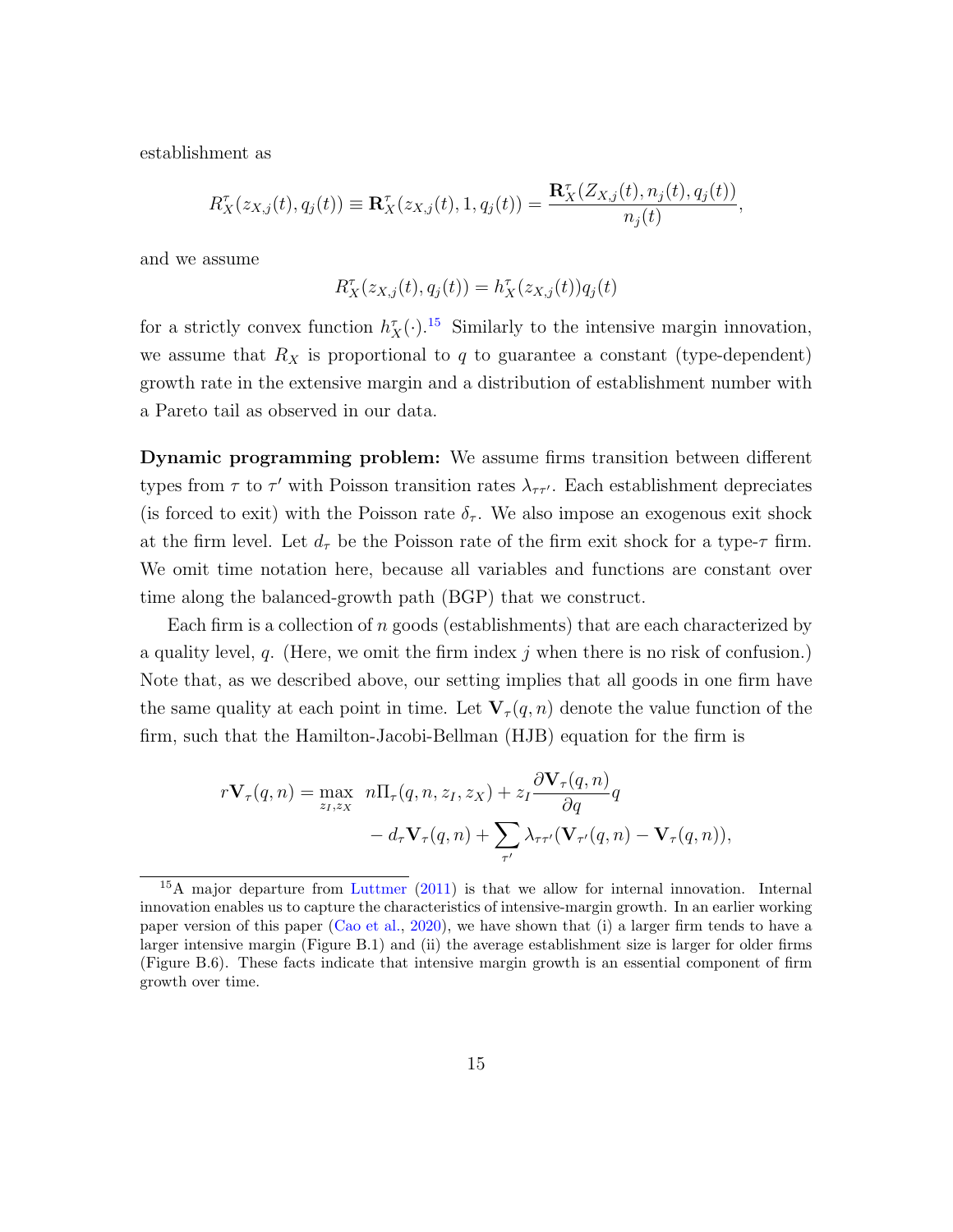establishment as

$$R_X^\tau(z_{X,j}(t), q_j(t)) \equiv \mathbf{R}_X^\tau(z_{X,j}(t), 1, q_j(t)) = \frac{\mathbf{R}_X^\tau(Z_{X,j}(t), n_j(t), q_j(t))}{n_j(t)},$$

and we assume

$$R_X^\tau(z_{X,j}(t), q_j(t)) = h_X^\tau(z_{X,j}(t))q_j(t)$$

for a strictly convex function $h_X^\tau(\cdot)$.[15] Similarly to the intensive margin innovation, we assume that $R_X$ is proportional to $q$ to guarantee a constant (type-dependent) growth rate in the extensive margin and a distribution of establishment number with a Pareto tail as observed in our data.

**Dynamic programming problem:** We assume firms transition between different types from $\tau$ to $\tau'$ with Poisson transition rates $\lambda_{\tau\tau'}$. Each establishment depreciates (is forced to exit) with the Poisson rate $\delta_\tau$. We also impose an exogenous exit shock at the firm level. Let $d_\tau$ be the Poisson rate of the firm exit shock for a type-$\tau$ firm. We omit time notation here, because all variables and functions are constant over time along the balanced-growth path (BGP) that we construct.

Each firm is a collection of $n$ goods (establishments) that are each characterized by a quality level, $q$. (Here, we omit the firm index $j$ when there is no risk of confusion.) Note that, as we described above, our setting implies that all goods in one firm have the same quality at each point in time. Let $\mathbf{V}_\tau(q, n)$ denote the value function of the firm, such that the Hamilton-Jacobi-Bellman (HJB) equation for the firm is

$$\begin{aligned} r\mathbf{V}_\tau(q, n) = \max_{z_I, z_X} \; & n\Pi_\tau(q, n, z_I, z_X) + z_I \frac{\partial \mathbf{V}_\tau(q, n)}{\partial q} q \\ & - d_\tau \mathbf{V}_\tau(q, n) + \sum_{\tau'} \lambda_{\tau\tau'}(\mathbf{V}_{\tau'}(q, n) - \mathbf{V}_\tau(q, n)), \end{aligned}$$

[15] A major departure from Luttmer (2011) is that we allow for internal innovation. Internal innovation enables us to capture the characteristics of intensive-margin growth. In an earlier working paper version of this paper (Cao et al., 2020), we have shown that (i) a larger firm tends to have a larger intensive margin (Figure B.1) and (ii) the average establishment size is larger for older firms (Figure B.6). These facts indicate that intensive margin growth is an essential component of firm growth over time.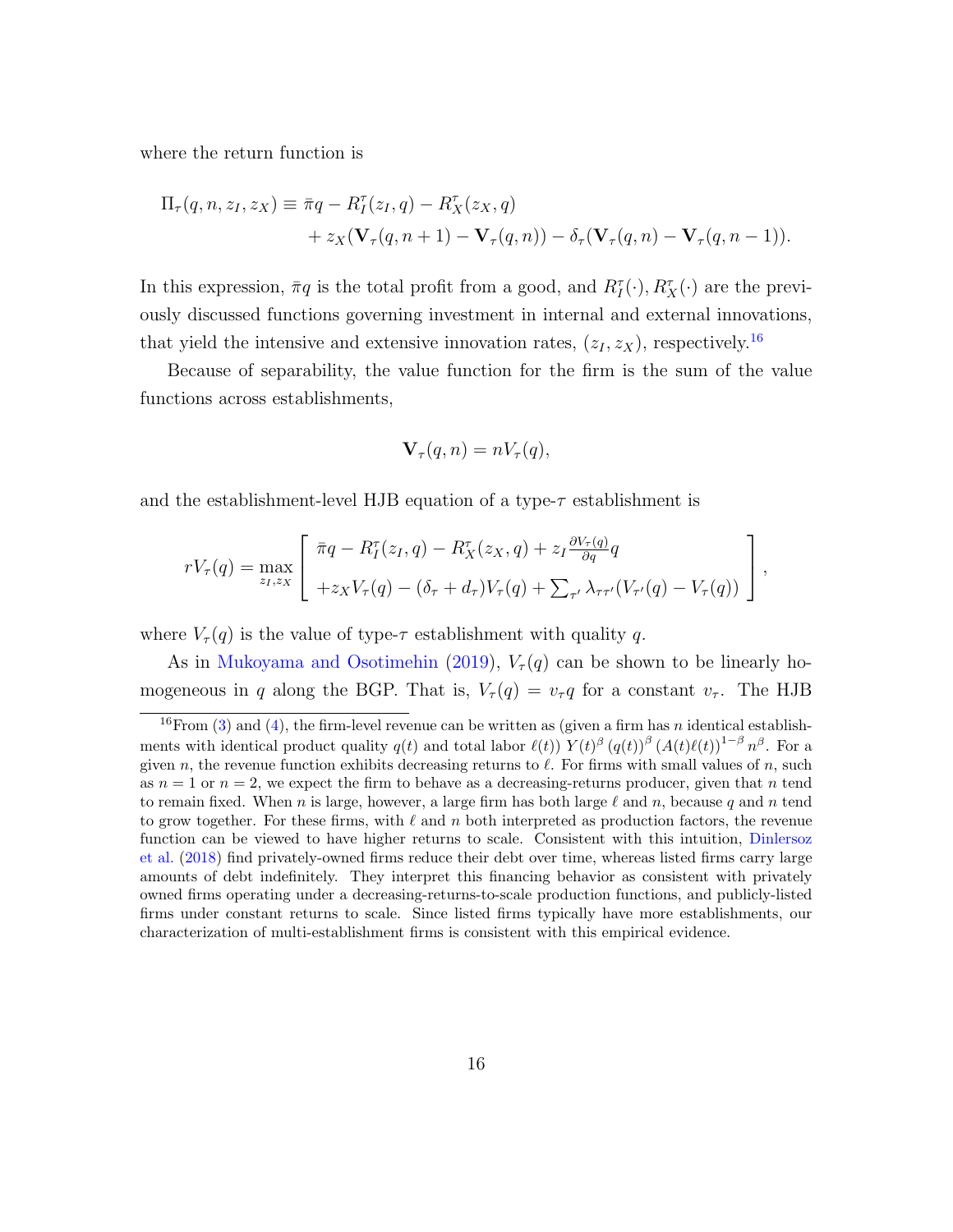where the return function is

$$
\Pi_\tau(q, n, z_I, z_X) \equiv \bar{\pi} q - R_I^\tau(z_I, q) - R_X^\tau(z_X, q) \\
+ z_X(\mathbf{V}_\tau(q, n+1) - \mathbf{V}_\tau(q, n)) - \delta_\tau(\mathbf{V}_\tau(q, n) - \mathbf{V}_\tau(q, n-1)).
$$

In this expression, $\bar{\pi} q$ is the total profit from a good, and $R_I^\tau(\cdot), R_X^\tau(\cdot)$ are the previously discussed functions governing investment in internal and external innovations, that yield the intensive and extensive innovation rates, $(z_I, z_X)$, respectively.[16]

Because of separability, the value function for the firm is the sum of the value functions across establishments,

$$
\mathbf{V}_\tau(q, n) = n V_\tau(q),
$$

and the establishment-level HJB equation of a type-$\tau$ establishment is

$$
r V_\tau(q) = \max_{z_I, z_X} \left[ \begin{array}{l} \bar{\pi} q - R_I^\tau(z_I, q) - R_X^\tau(z_X, q) + z_I \frac{\partial V_\tau(q)}{\partial q} q \\ + z_X V_\tau(q) - (\delta_\tau + d_\tau) V_\tau(q) + \sum_{\tau'} \lambda_{\tau\tau'}(V_{\tau'}(q) - V_\tau(q)) \end{array} \right],
$$

where $V_\tau(q)$ is the value of type-$\tau$ establishment with quality $q$.

As in Mukoyama and Osotimehin (2019), $V_\tau(q)$ can be shown to be linearly homogeneous in $q$ along the BGP. That is, $V_\tau(q) = v_\tau q$ for a constant $v_\tau$. The HJB

[16] From (3) and (4), the firm-level revenue can be written as (given a firm has $n$ identical establishments with identical product quality $q(t)$ and total labor $\ell(t)$) $Y(t)^\beta \, (q(t))^\beta \, (A(t)\ell(t))^{1-\beta} \, n^\beta$. For a given $n$, the revenue function exhibits decreasing returns to $\ell$. For firms with small values of $n$, such as $n = 1$ or $n = 2$, we expect the firm to behave as a decreasing-returns producer, given that $n$ tend to remain fixed. When $n$ is large, however, a large firm has both large $\ell$ and $n$, because $q$ and $n$ tend to grow together. For these firms, with $\ell$ and $n$ both interpreted as production factors, the revenue function can be viewed to have higher returns to scale. Consistent with this intuition, Dinlersoz et al. (2018) find privately-owned firms reduce their debt over time, whereas listed firms carry large amounts of debt indefinitely. They interpret this financing behavior as consistent with privately owned firms operating under a decreasing-returns-to-scale production functions, and publicly-listed firms under constant returns to scale. Since listed firms typically have more establishments, our characterization of multi-establishment firms is consistent with this empirical evidence.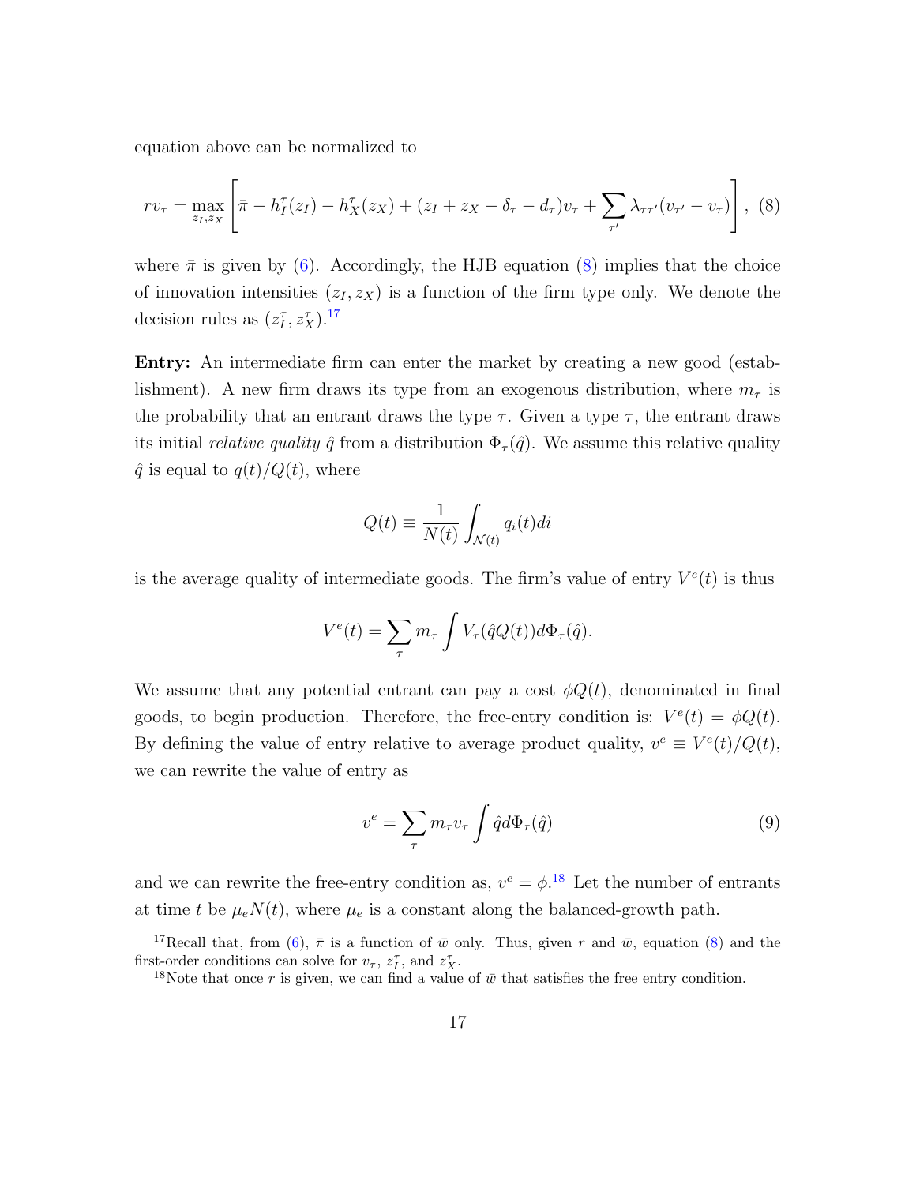equation above can be normalized to

$$r v_\tau = \max_{z_I, z_X} \left[ \bar{\pi} - h_I^\tau(z_I) - h_X^\tau(z_X) + (z_I + z_X - \delta_\tau - d_\tau) v_\tau + \sum_{\tau'} \lambda_{\tau\tau'} (v_{\tau'} - v_\tau) \right], \tag{8}$$

where $\bar{\pi}$ is given by (6). Accordingly, the HJB equation (8) implies that the choice of innovation intensities $(z_I, z_X)$ is a function of the firm type only. We denote the decision rules as $(z_I^\tau, z_X^\tau)$.[17]

**Entry:** An intermediate firm can enter the market by creating a new good (establishment). A new firm draws its type from an exogenous distribution, where $m_\tau$ is the probability that an entrant draws the type $\tau$. Given a type $\tau$, the entrant draws its initial *relative quality* $\hat{q}$ from a distribution $\Phi_\tau(\hat{q})$. We assume this relative quality $\hat{q}$ is equal to $q(t)/Q(t)$, where

$$Q(t) \equiv \frac{1}{N(t)} \int_{\mathcal{N}(t)} q_i(t) di$$

is the average quality of intermediate goods. The firm's value of entry $V^e(t)$ is thus

$$V^e(t) = \sum_\tau m_\tau \int V_\tau(\hat{q} Q(t)) d\Phi_\tau(\hat{q}).$$

We assume that any potential entrant can pay a cost $\phi Q(t)$, denominated in final goods, to begin production. Therefore, the free-entry condition is: $V^e(t) = \phi Q(t)$. By defining the value of entry relative to average product quality, $v^e \equiv V^e(t)/Q(t)$, we can rewrite the value of entry as

$$v^e = \sum_\tau m_\tau v_\tau \int \hat{q} d\Phi_\tau(\hat{q}) \tag{9}$$

and we can rewrite the free-entry condition as, $v^e = \phi$.[18] Let the number of entrants at time $t$ be $\mu_e N(t)$, where $\mu_e$ is a constant along the balanced-growth path.

[17] Recall that, from (6), $\bar{\pi}$ is a function of $\bar{w}$ only. Thus, given $r$ and $\bar{w}$, equation (8) and the first-order conditions can solve for $v_\tau$, $z_I^\tau$, and $z_X^\tau$.

[18] Note that once $r$ is given, we can find a value of $\bar{w}$ that satisfies the free entry condition.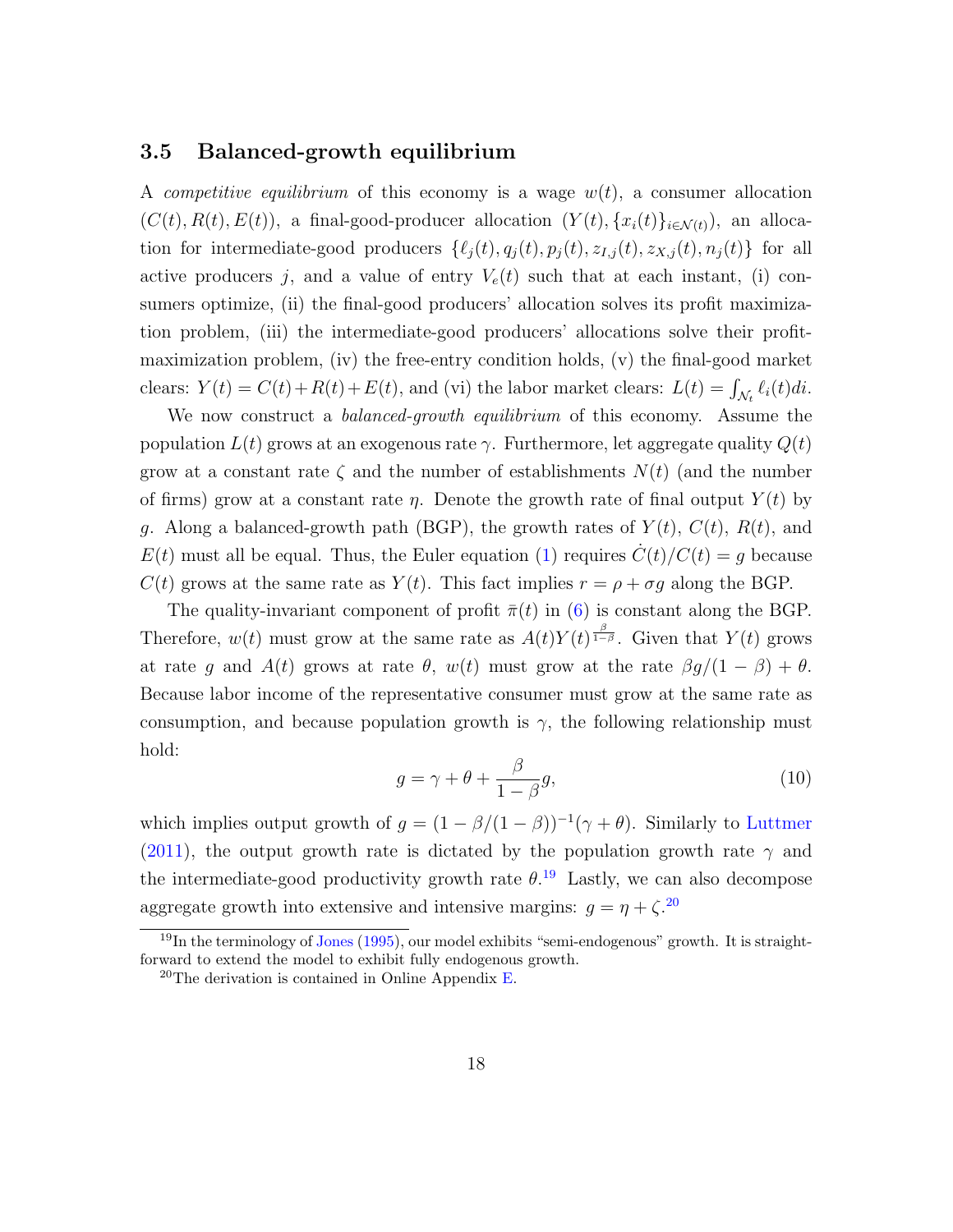### 3.5 Balanced-growth equilibrium

A *competitive equilibrium* of this economy is a wage $w(t)$, a consumer allocation $(C(t), R(t), E(t))$, a final-good-producer allocation $(Y(t), \{x_i(t)\}_{i \in \mathcal{N}(t)})$, an allocation for intermediate-good producers $\{\ell_j(t), q_j(t), p_j(t), z_{I,j}(t), z_{X,j}(t), n_j(t)\}$ for all active producers $j$, and a value of entry $V_e(t)$ such that at each instant, (i) consumers optimize, (ii) the final-good producers' allocation solves its profit maximization problem, (iii) the intermediate-good producers' allocations solve their profit-maximization problem, (iv) the free-entry condition holds, (v) the final-good market clears: $Y(t) = C(t) + R(t) + E(t)$, and (vi) the labor market clears: $L(t) = \int_{\mathcal{N}_t} \ell_i(t) di$.

We now construct a *balanced-growth equilibrium* of this economy. Assume the population $L(t)$ grows at an exogenous rate $\gamma$. Furthermore, let aggregate quality $Q(t)$ grow at a constant rate $\zeta$ and the number of establishments $N(t)$ (and the number of firms) grow at a constant rate $\eta$. Denote the growth rate of final output $Y(t)$ by $g$. Along a balanced-growth path (BGP), the growth rates of $Y(t)$, $C(t)$, $R(t)$, and $E(t)$ must all be equal. Thus, the Euler equation (1) requires $\dot{C}(t)/C(t) = g$ because $C(t)$ grows at the same rate as $Y(t)$. This fact implies $r = \rho + \sigma g$ along the BGP.

The quality-invariant component of profit $\bar{\pi}(t)$ in (6) is constant along the BGP. Therefore, $w(t)$ must grow at the same rate as $A(t)Y(t)^{\frac{\beta}{1-\beta}}$. Given that $Y(t)$ grows at rate $g$ and $A(t)$ grows at rate $\theta$, $w(t)$ must grow at the rate $\beta g/(1-\beta) + \theta$. Because labor income of the representative consumer must grow at the same rate as consumption, and because population growth is $\gamma$, the following relationship must hold:

$$g = \gamma + \theta + \frac{\beta}{1-\beta} g, \tag{10}$$

which implies output growth of $g = (1 - \beta/(1-\beta))^{-1}(\gamma + \theta)$. Similarly to Luttmer (2011), the output growth rate is dictated by the population growth rate $\gamma$ and the intermediate-good productivity growth rate $\theta$.[19] Lastly, we can also decompose aggregate growth into extensive and intensive margins: $g = \eta + \zeta$.[20]

[19] In the terminology of Jones (1995), our model exhibits "semi-endogenous" growth. It is straightforward to extend the model to exhibit fully endogenous growth.

[20] The derivation is contained in Online Appendix E.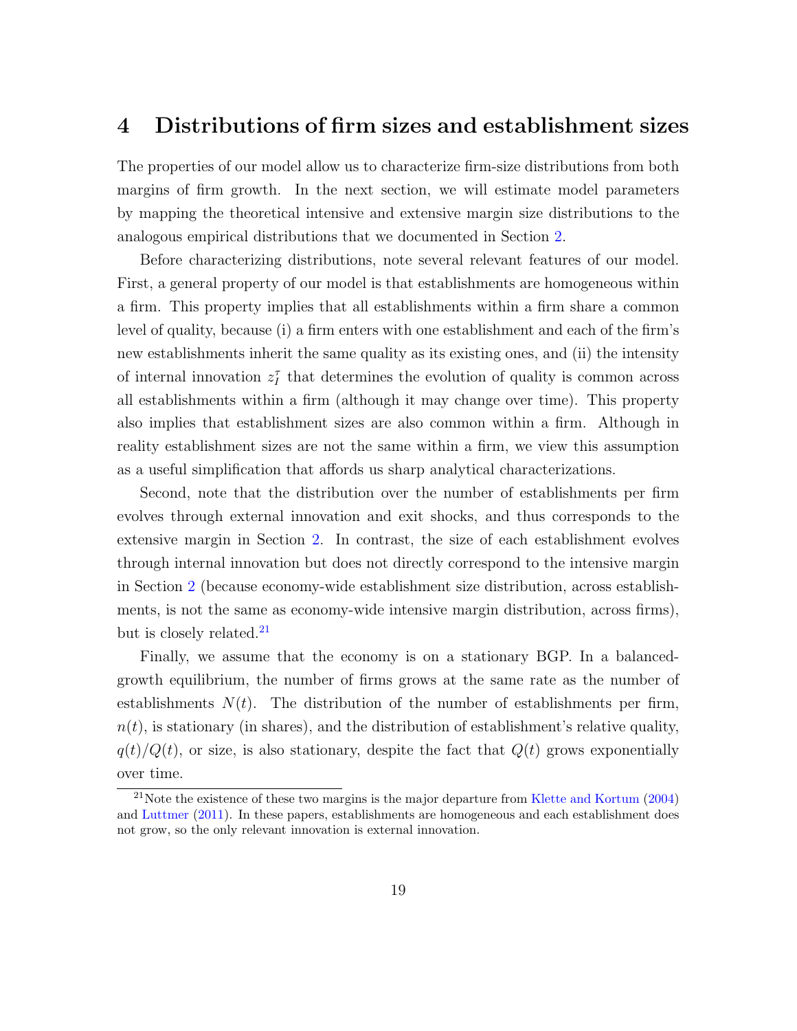# 4 Distributions of firm sizes and establishment sizes

The properties of our model allow us to characterize firm-size distributions from both margins of firm growth. In the next section, we will estimate model parameters by mapping the theoretical intensive and extensive margin size distributions to the analogous empirical distributions that we documented in Section 2.

Before characterizing distributions, note several relevant features of our model. First, a general property of our model is that establishments are homogeneous within a firm. This property implies that all establishments within a firm share a common level of quality, because (i) a firm enters with one establishment and each of the firm's new establishments inherit the same quality as its existing ones, and (ii) the intensity of internal innovation $z_I^\tau$ that determines the evolution of quality is common across all establishments within a firm (although it may change over time). This property also implies that establishment sizes are also common within a firm. Although in reality establishment sizes are not the same within a firm, we view this assumption as a useful simplification that affords us sharp analytical characterizations.

Second, note that the distribution over the number of establishments per firm evolves through external innovation and exit shocks, and thus corresponds to the extensive margin in Section 2. In contrast, the size of each establishment evolves through internal innovation but does not directly correspond to the intensive margin in Section 2 (because economy-wide establishment size distribution, across establishments, is not the same as economy-wide intensive margin distribution, across firms), but is closely related.[21]

Finally, we assume that the economy is on a stationary BGP. In a balanced-growth equilibrium, the number of firms grows at the same rate as the number of establishments $N(t)$. The distribution of the number of establishments per firm, $n(t)$, is stationary (in shares), and the distribution of establishment's relative quality, $q(t)/Q(t)$, or size, is also stationary, despite the fact that $Q(t)$ grows exponentially over time.

[21] Note the existence of these two margins is the major departure from Klette and Kortum (2004) and Luttmer (2011). In these papers, establishments are homogeneous and each establishment does not grow, so the only relevant innovation is external innovation.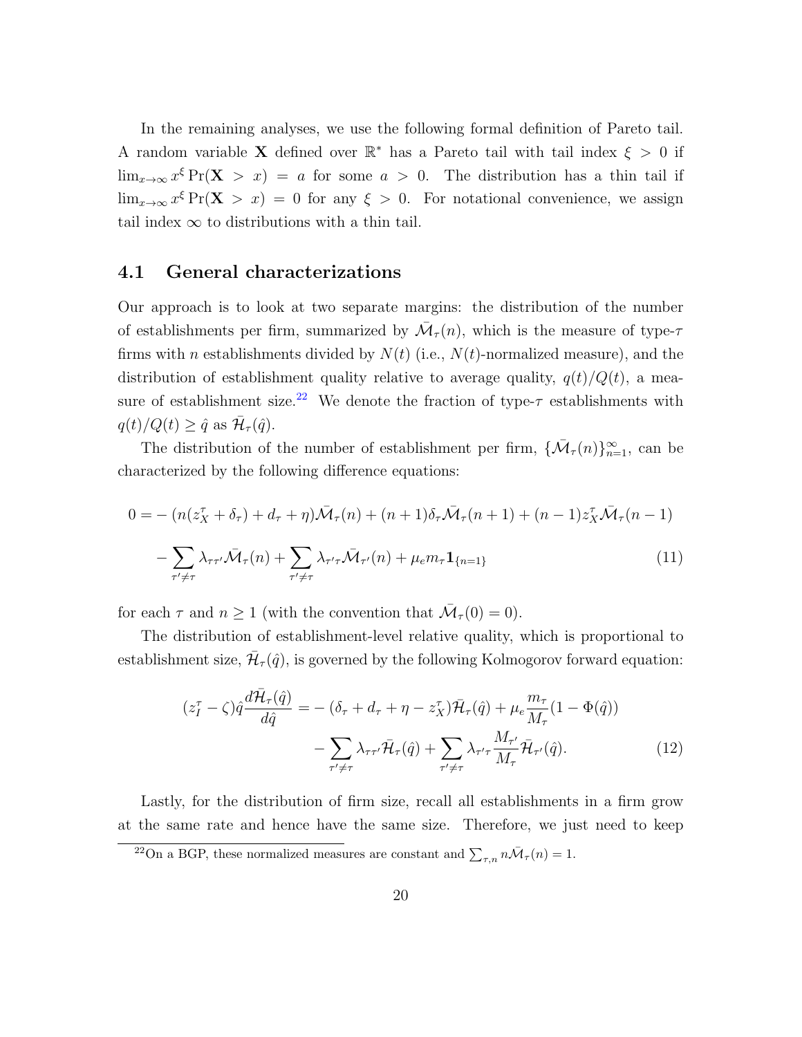In the remaining analyses, we use the following formal definition of Pareto tail. A random variable $\mathbf{X}$ defined over $\mathbb{R}^*$ has a Pareto tail with tail index $\xi > 0$ if $\lim_{x\to\infty} x^\xi \Pr(\mathbf{X} > x) = a$ for some $a > 0$. The distribution has a thin tail if $\lim_{x\to\infty} x^\xi \Pr(\mathbf{X} > x) = 0$ for any $\xi > 0$. For notational convenience, we assign tail index $\infty$ to distributions with a thin tail.

## 4.1 General characterizations

Our approach is to look at two separate margins: the distribution of the number of establishments per firm, summarized by $\bar{\mathcal{M}}_\tau(n)$, which is the measure of type-$\tau$ firms with $n$ establishments divided by $N(t)$ (i.e., $N(t)$-normalized measure), and the distribution of establishment quality relative to average quality, $q(t)/Q(t)$, a measure of establishment size.[22] We denote the fraction of type-$\tau$ establishments with $q(t)/Q(t) \geq \hat{q}$ as $\bar{\mathcal{H}}_\tau(\hat{q})$.

The distribution of the number of establishment per firm, $\{\bar{\mathcal{M}}_\tau(n)\}_{n=1}^\infty$, can be characterized by the following difference equations:

$$
\begin{aligned}
0 = &-(n(z_X^\tau + \delta_\tau) + d_\tau + \eta)\bar{\mathcal{M}}_\tau(n) + (n+1)\delta_\tau \bar{\mathcal{M}}_\tau(n+1) + (n-1)z_X^\tau \bar{\mathcal{M}}_\tau(n-1) \\
&- \sum_{\tau' \neq \tau} \lambda_{\tau\tau'} \bar{\mathcal{M}}_\tau(n) + \sum_{\tau' \neq \tau} \lambda_{\tau'\tau} \bar{\mathcal{M}}_{\tau'}(n) + \mu_e m_\tau \mathbf{1}_{\{n=1\}} \qquad (11)
\end{aligned}
$$

for each $\tau$ and $n \geq 1$ (with the convention that $\bar{\mathcal{M}}_\tau(0) = 0$).

The distribution of establishment-level relative quality, which is proportional to establishment size, $\bar{\mathcal{H}}_\tau(\hat{q})$, is governed by the following Kolmogorov forward equation:

$$
\begin{aligned}
(z_I^\tau - \zeta)\hat{q}\frac{d\bar{\mathcal{H}}_\tau(\hat{q})}{d\hat{q}} = &-(\delta_\tau + d_\tau + \eta - z_X^\tau)\bar{\mathcal{H}}_\tau(\hat{q}) + \mu_e \frac{m_\tau}{M_\tau}(1 - \Phi(\hat{q})) \\
&- \sum_{\tau' \neq \tau} \lambda_{\tau\tau'} \bar{\mathcal{H}}_\tau(\hat{q}) + \sum_{\tau' \neq \tau} \lambda_{\tau'\tau} \frac{M_{\tau'}}{M_\tau} \bar{\mathcal{H}}_{\tau'}(\hat{q}). \qquad (12)
\end{aligned}
$$

Lastly, for the distribution of firm size, recall all establishments in a firm grow at the same rate and hence have the same size. Therefore, we just need to keep

[22] On a BGP, these normalized measures are constant and $\sum_{\tau,n} n\bar{\mathcal{M}}_\tau(n) = 1$.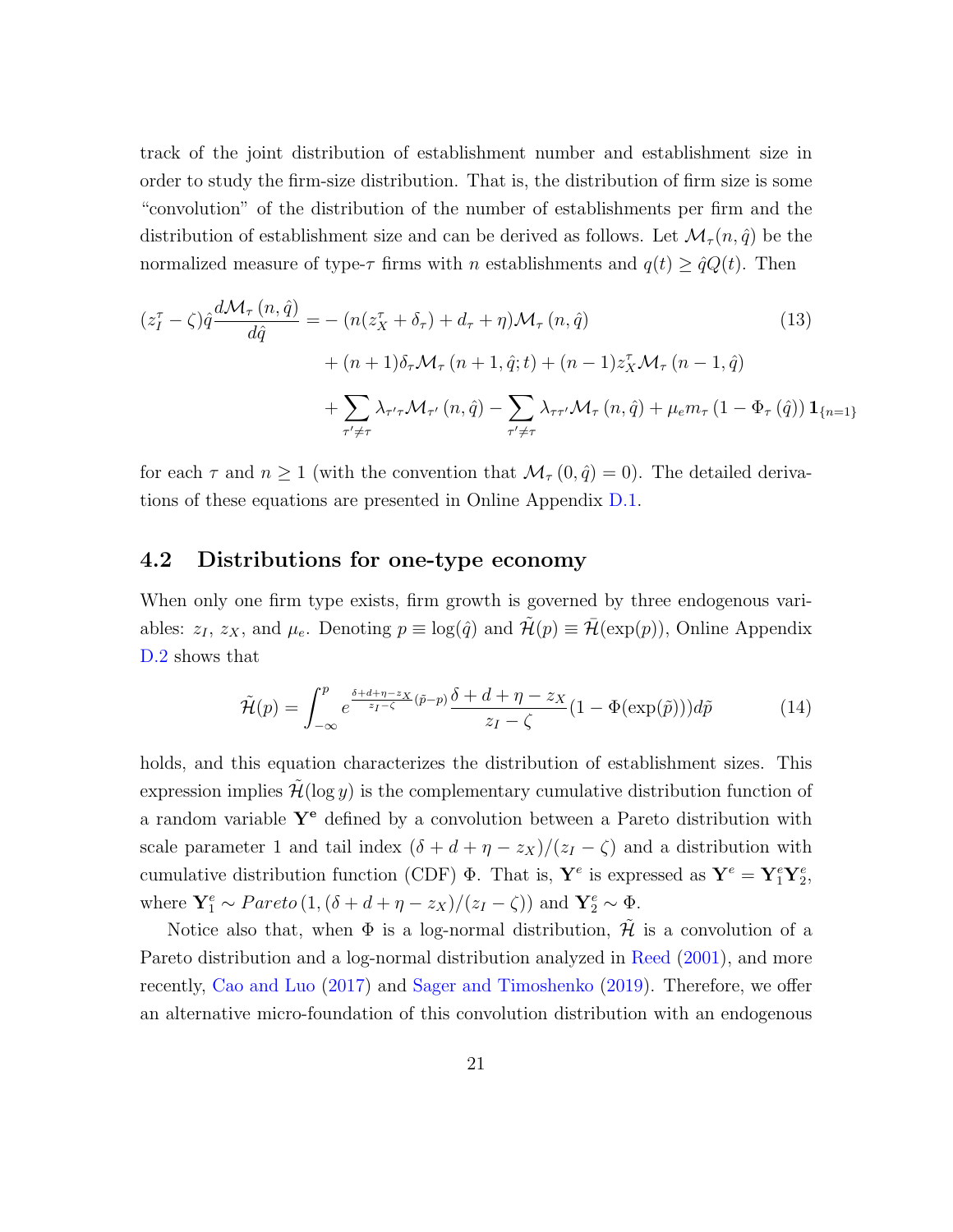track of the joint distribution of establishment number and establishment size in order to study the firm-size distribution. That is, the distribution of firm size is some "convolution" of the distribution of the number of establishments per firm and the distribution of establishment size and can be derived as follows. Let $\mathcal{M}_\tau(n, \hat{q})$ be the normalized measure of type-$\tau$ firms with $n$ establishments and $q(t) \geq \hat{q}Q(t)$. Then

$$
\begin{aligned}
(z_I^\tau - \zeta)\hat{q}\frac{d\mathcal{M}_\tau(n,\hat{q})}{d\hat{q}} = & -(n(z_X^\tau + \delta_\tau) + d_\tau + \eta)\mathcal{M}_\tau(n,\hat{q}) \\
& + (n+1)\delta_\tau \mathcal{M}_\tau(n+1,\hat{q};t) + (n-1)z_X^\tau \mathcal{M}_\tau(n-1,\hat{q}) \\
& + \sum_{\tau' \neq \tau} \lambda_{\tau'\tau}\mathcal{M}_{\tau'}(n,\hat{q}) - \sum_{\tau' \neq \tau} \lambda_{\tau\tau'}\mathcal{M}_\tau(n,\hat{q}) + \mu_e m_\tau (1 - \Phi_\tau(\hat{q}))\mathbf{1}_{\{n=1\}}
\end{aligned} \tag{13}
$$

for each $\tau$ and $n \geq 1$ (with the convention that $\mathcal{M}_\tau(0,\hat{q}) = 0$). The detailed derivations of these equations are presented in Online Appendix D.1.

## 4.2 Distributions for one-type economy

When only one firm type exists, firm growth is governed by three endogenous variables: $z_I$, $z_X$, and $\mu_e$. Denoting $p \equiv \log(\hat{q})$ and $\tilde{\mathcal{H}}(p) \equiv \bar{\mathcal{H}}(\exp(p))$, Online Appendix D.2 shows that

$$
\tilde{\mathcal{H}}(p) = \int_{-\infty}^{p} e^{\frac{\delta + d + \eta - z_X}{z_I - \zeta}(\tilde{p} - p)} \frac{\delta + d + \eta - z_X}{z_I - \zeta}(1 - \Phi(\exp(\tilde{p})))d\tilde{p} \tag{14}
$$

holds, and this equation characterizes the distribution of establishment sizes. This expression implies $\tilde{\mathcal{H}}(\log y)$ is the complementary cumulative distribution function of a random variable $\mathbf{Y^e}$ defined by a convolution between a Pareto distribution with scale parameter 1 and tail index $(\delta + d + \eta - z_X)/(z_I - \zeta)$ and a distribution with cumulative distribution function (CDF) $\Phi$. That is, $\mathbf{Y}^e$ is expressed as $\mathbf{Y}^e = \mathbf{Y}_1^e\mathbf{Y}_2^e$, where $\mathbf{Y}_1^e \sim Pareto\,(1, (\delta + d + \eta - z_X)/(z_I - \zeta))$ and $\mathbf{Y}_2^e \sim \Phi$.

Notice also that, when $\Phi$ is a log-normal distribution, $\tilde{\mathcal{H}}$ is a convolution of a Pareto distribution and a log-normal distribution analyzed in Reed (2001), and more recently, Cao and Luo (2017) and Sager and Timoshenko (2019). Therefore, we offer an alternative micro-foundation of this convolution distribution with an endogenous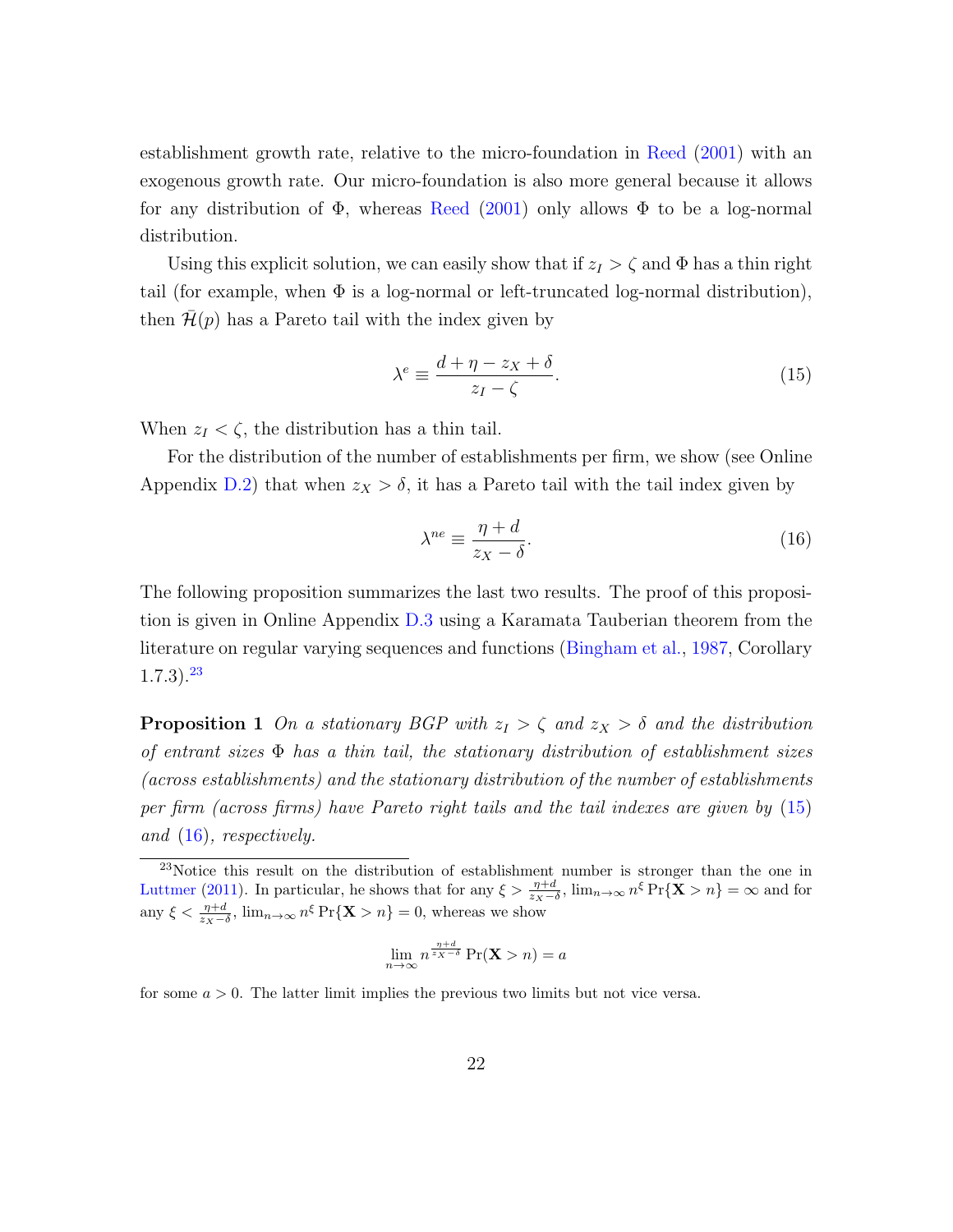establishment growth rate, relative to the micro-foundation in Reed (2001) with an exogenous growth rate. Our micro-foundation is also more general because it allows for any distribution of $\Phi$, whereas Reed (2001) only allows $\Phi$ to be a log-normal distribution.

Using this explicit solution, we can easily show that if $z_I > \zeta$ and $\Phi$ has a thin right tail (for example, when $\Phi$ is a log-normal or left-truncated log-normal distribution), then $\bar{\mathcal{H}}(p)$ has a Pareto tail with the index given by

$$\lambda^e \equiv \frac{d + \eta - z_X + \delta}{z_I - \zeta}. \tag{15}$$

When $z_I < \zeta$, the distribution has a thin tail.

For the distribution of the number of establishments per firm, we show (see Online Appendix D.2) that when $z_X > \delta$, it has a Pareto tail with the tail index given by

$$\lambda^{ne} \equiv \frac{\eta + d}{z_X - \delta}. \tag{16}$$

The following proposition summarizes the last two results. The proof of this proposition is given in Online Appendix D.3 using a Karamata Tauberian theorem from the literature on regular varying sequences and functions (Bingham et al., 1987, Corollary 1.7.3).[23]

**Proposition 1** *On a stationary BGP with $z_I > \zeta$ and $z_X > \delta$ and the distribution of entrant sizes $\Phi$ has a thin tail, the stationary distribution of establishment sizes (across establishments) and the stationary distribution of the number of establishments per firm (across firms) have Pareto right tails and the tail indexes are given by (15) and (16), respectively.*

[23] Notice this result on the distribution of establishment number is stronger than the one in Luttmer (2011). In particular, he shows that for any $\xi > \frac{\eta+d}{z_X-\delta}$, $\lim_{n\to\infty} n^{\xi} \Pr\{\mathbf{X} > n\} = \infty$ and for any $\xi < \frac{\eta+d}{z_X-\delta}$, $\lim_{n\to\infty} n^{\xi} \Pr\{\mathbf{X} > n\} = 0$, whereas we show

$$\lim_{n\to\infty} n^{\frac{\eta+d}{z_X-\delta}} \Pr(\mathbf{X} > n) = a$$

for some $a > 0$. The latter limit implies the previous two limits but not vice versa.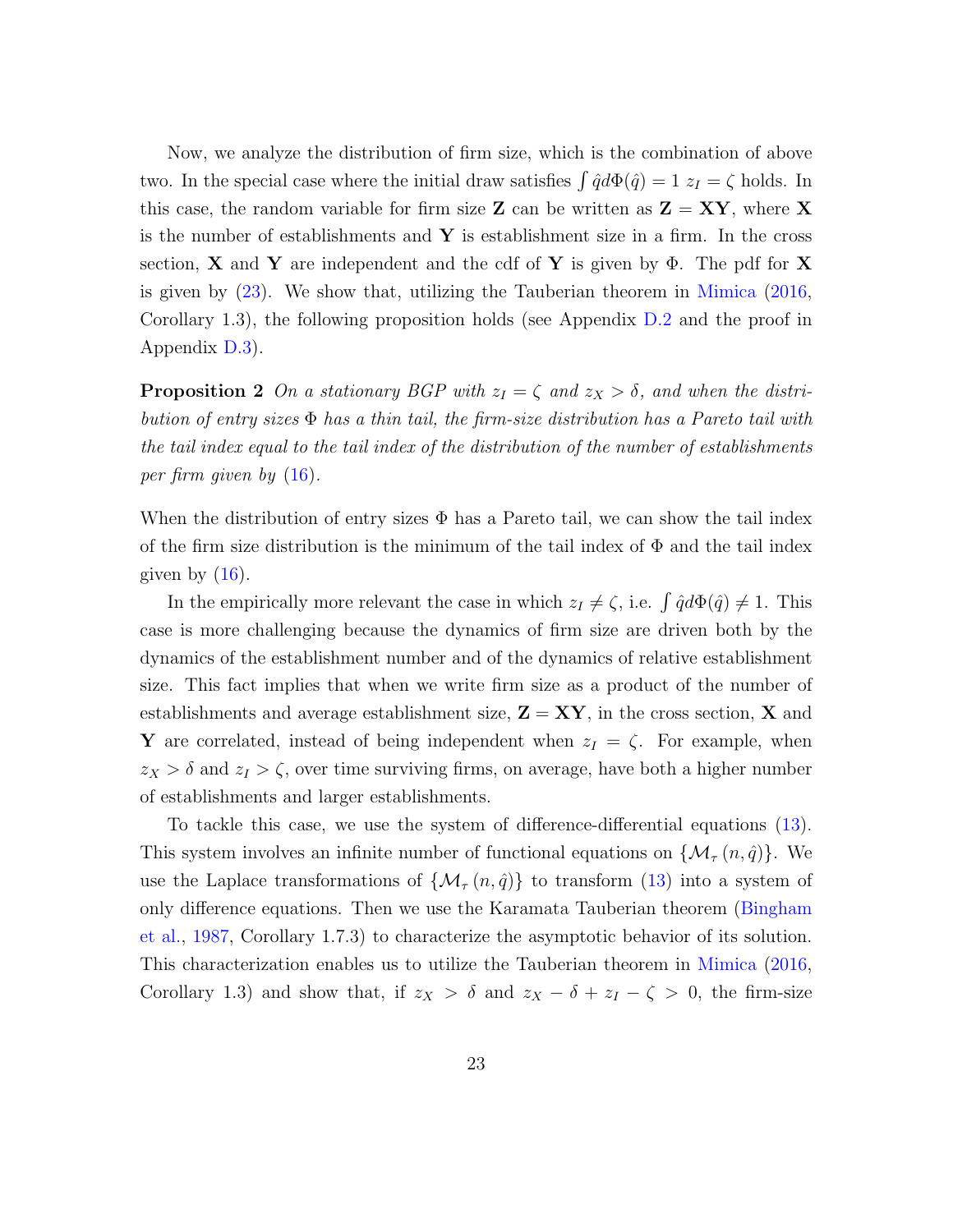Now, we analyze the distribution of firm size, which is the combination of above two. In the special case where the initial draw satisfies $\int \hat{q} d\Phi(\hat{q}) = 1$ $z_I = \zeta$ holds. In this case, the random variable for firm size $\mathbf{Z}$ can be written as $\mathbf{Z} = \mathbf{XY}$, where $\mathbf{X}$ is the number of establishments and $\mathbf{Y}$ is establishment size in a firm. In the cross section, $\mathbf{X}$ and $\mathbf{Y}$ are independent and the cdf of $\mathbf{Y}$ is given by $\Phi$. The pdf for $\mathbf{X}$ is given by (23). We show that, utilizing the Tauberian theorem in Mimica (2016, Corollary 1.3), the following proposition holds (see Appendix D.2 and the proof in Appendix D.3).

**Proposition 2** *On a stationary BGP with $z_I = \zeta$ and $z_X > \delta$, and when the distribution of entry sizes $\Phi$ has a thin tail, the firm-size distribution has a Pareto tail with the tail index equal to the tail index of the distribution of the number of establishments per firm given by (16).*

When the distribution of entry sizes $\Phi$ has a Pareto tail, we can show the tail index of the firm size distribution is the minimum of the tail index of $\Phi$ and the tail index given by (16).

In the empirically more relevant the case in which $z_I \neq \zeta$, i.e. $\int \hat{q} d\Phi(\hat{q}) \neq 1$. This case is more challenging because the dynamics of firm size are driven both by the dynamics of the establishment number and of the dynamics of relative establishment size. This fact implies that when we write firm size as a product of the number of establishments and average establishment size, $\mathbf{Z} = \mathbf{XY}$, in the cross section, $\mathbf{X}$ and $\mathbf{Y}$ are correlated, instead of being independent when $z_I = \zeta$. For example, when $z_X > \delta$ and $z_I > \zeta$, over time surviving firms, on average, have both a higher number of establishments and larger establishments.

To tackle this case, we use the system of difference-differential equations (13). This system involves an infinite number of functional equations on $\{\mathcal{M}_\tau(n, \hat{q})\}$. We use the Laplace transformations of $\{\mathcal{M}_\tau(n, \hat{q})\}$ to transform (13) into a system of only difference equations. Then we use the Karamata Tauberian theorem (Bingham et al., 1987, Corollary 1.7.3) to characterize the asymptotic behavior of its solution. This characterization enables us to utilize the Tauberian theorem in Mimica (2016, Corollary 1.3) and show that, if $z_X > \delta$ and $z_X - \delta + z_I - \zeta > 0$, the firm-size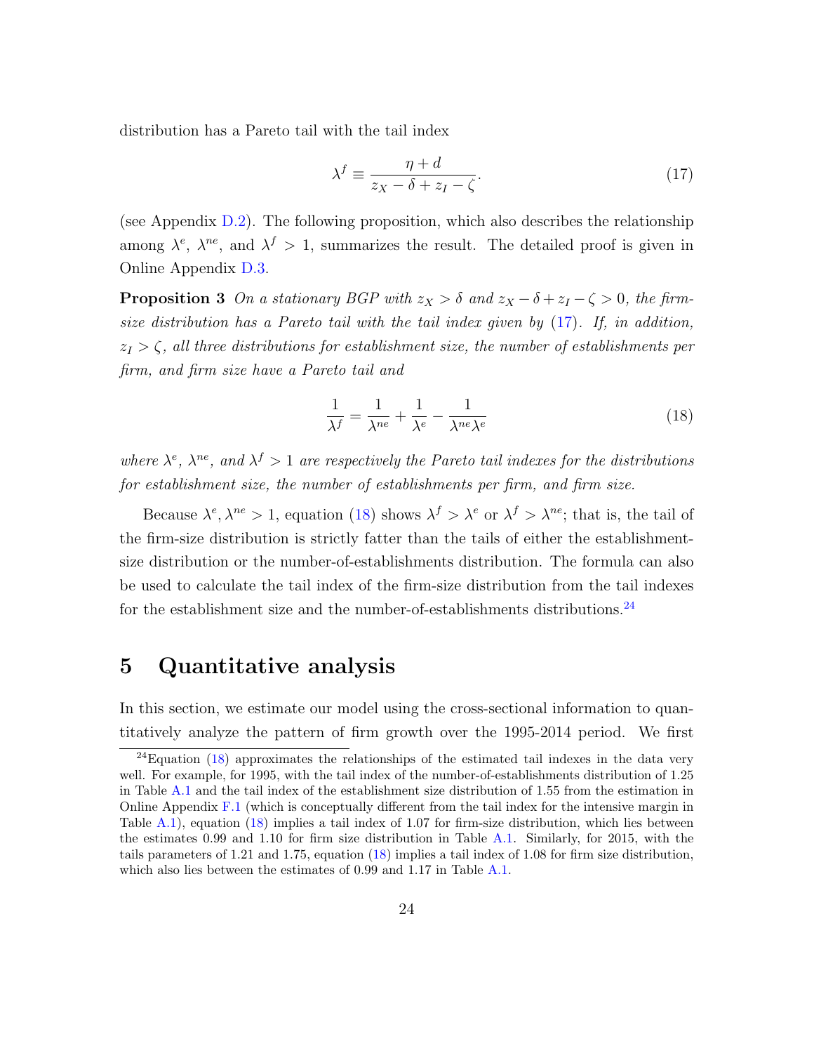distribution has a Pareto tail with the tail index

$$\lambda^f \equiv \frac{\eta + d}{z_X - \delta + z_I - \zeta}. \tag{17}$$

(see Appendix D.2). The following proposition, which also describes the relationship among $\lambda^e$, $\lambda^{ne}$, and $\lambda^f > 1$, summarizes the result. The detailed proof is given in Online Appendix D.3.

**Proposition 3** *On a stationary BGP with $z_X > \delta$ and $z_X - \delta + z_I - \zeta > 0$, the firm-size distribution has a Pareto tail with the tail index given by (17). If, in addition, $z_I > \zeta$, all three distributions for establishment size, the number of establishments per firm, and firm size have a Pareto tail and*

$$\frac{1}{\lambda^f} = \frac{1}{\lambda^{ne}} + \frac{1}{\lambda^e} - \frac{1}{\lambda^{ne}\lambda^e} \tag{18}$$

*where $\lambda^e$, $\lambda^{ne}$, and $\lambda^f > 1$ are respectively the Pareto tail indexes for the distributions for establishment size, the number of establishments per firm, and firm size.*

Because $\lambda^e, \lambda^{ne} > 1$, equation (18) shows $\lambda^f > \lambda^e$ or $\lambda^f > \lambda^{ne}$; that is, the tail of the firm-size distribution is strictly fatter than the tails of either the establishment-size distribution or the number-of-establishments distribution. The formula can also be used to calculate the tail index of the firm-size distribution from the tail indexes for the establishment size and the number-of-establishments distributions.[24]

# 5 Quantitative analysis

In this section, we estimate our model using the cross-sectional information to quantitatively analyze the pattern of firm growth over the 1995-2014 period. We first

[24] Equation (18) approximates the relationships of the estimated tail indexes in the data very well. For example, for 1995, with the tail index of the number-of-establishments distribution of 1.25 in Table A.1 and the tail index of the establishment size distribution of 1.55 from the estimation in Online Appendix F.1 (which is conceptually different from the tail index for the intensive margin in Table A.1), equation (18) implies a tail index of 1.07 for firm-size distribution, which lies between the estimates 0.99 and 1.10 for firm size distribution in Table A.1. Similarly, for 2015, with the tails parameters of 1.21 and 1.75, equation (18) implies a tail index of 1.08 for firm size distribution, which also lies between the estimates of 0.99 and 1.17 in Table A.1.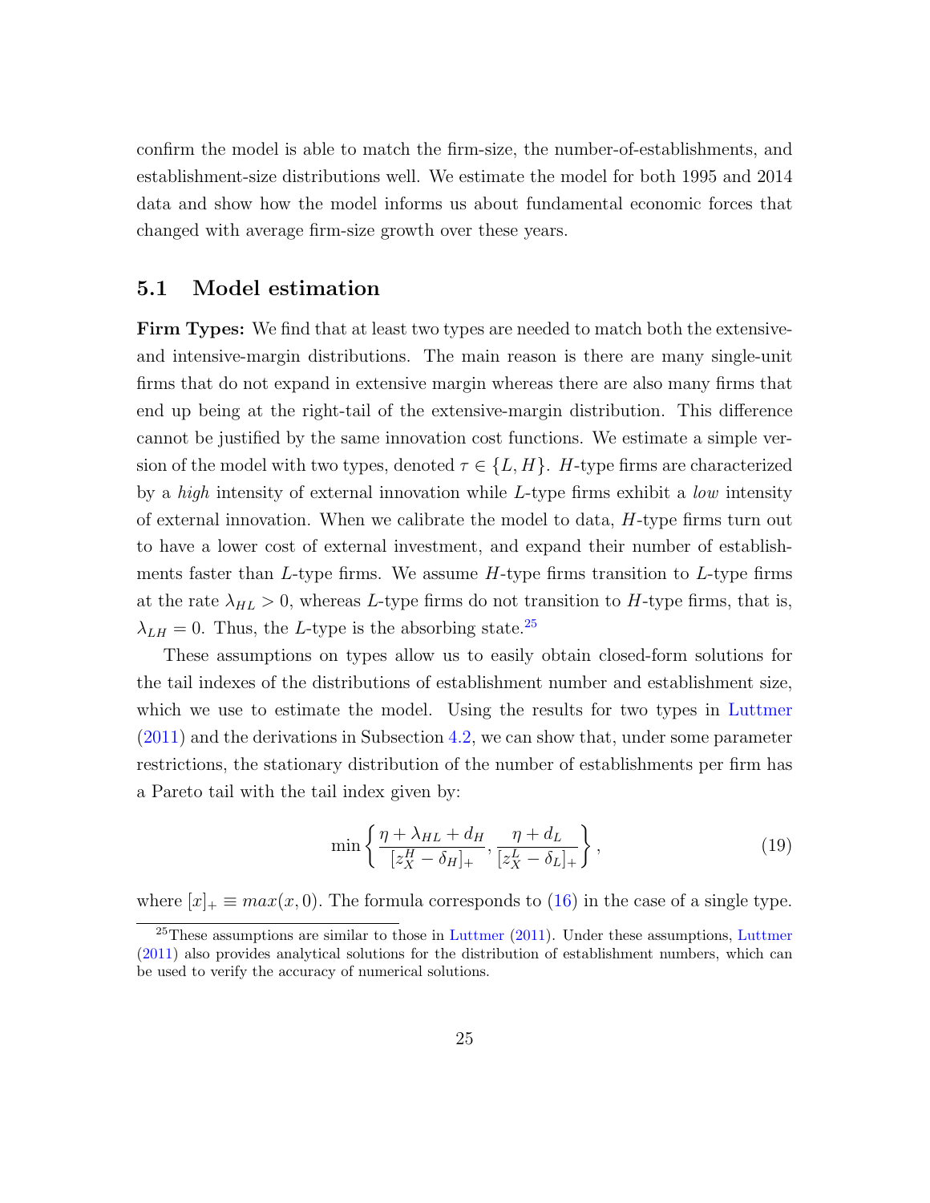confirm the model is able to match the firm-size, the number-of-establishments, and establishment-size distributions well. We estimate the model for both 1995 and 2014 data and show how the model informs us about fundamental economic forces that changed with average firm-size growth over these years.

## 5.1 Model estimation

**Firm Types:** We find that at least two types are needed to match both the extensive- and intensive-margin distributions. The main reason is there are many single-unit firms that do not expand in extensive margin whereas there are also many firms that end up being at the right-tail of the extensive-margin distribution. This difference cannot be justified by the same innovation cost functions. We estimate a simple version of the model with two types, denoted $\tau \in \{L, H\}$. $H$-type firms are characterized by a *high* intensity of external innovation while $L$-type firms exhibit a *low* intensity of external innovation. When we calibrate the model to data, $H$-type firms turn out to have a lower cost of external investment, and expand their number of establishments faster than $L$-type firms. We assume $H$-type firms transition to $L$-type firms at the rate $\lambda_{HL} > 0$, whereas $L$-type firms do not transition to $H$-type firms, that is, $\lambda_{LH} = 0$. Thus, the $L$-type is the absorbing state.[25]

These assumptions on types allow us to easily obtain closed-form solutions for the tail indexes of the distributions of establishment number and establishment size, which we use to estimate the model. Using the results for two types in Luttmer (2011) and the derivations in Subsection 4.2, we can show that, under some parameter restrictions, the stationary distribution of the number of establishments per firm has a Pareto tail with the tail index given by:

$$\min\left\{\frac{\eta + \lambda_{HL} + d_H}{[z_X^H - \delta_H]_+}, \frac{\eta + d_L}{[z_X^L - \delta_L]_+}\right\}, \tag{19}$$

where $[x]_+ \equiv max(x, 0)$. The formula corresponds to (16) in the case of a single type.

[25] These assumptions are similar to those in Luttmer (2011). Under these assumptions, Luttmer (2011) also provides analytical solutions for the distribution of establishment numbers, which can be used to verify the accuracy of numerical solutions.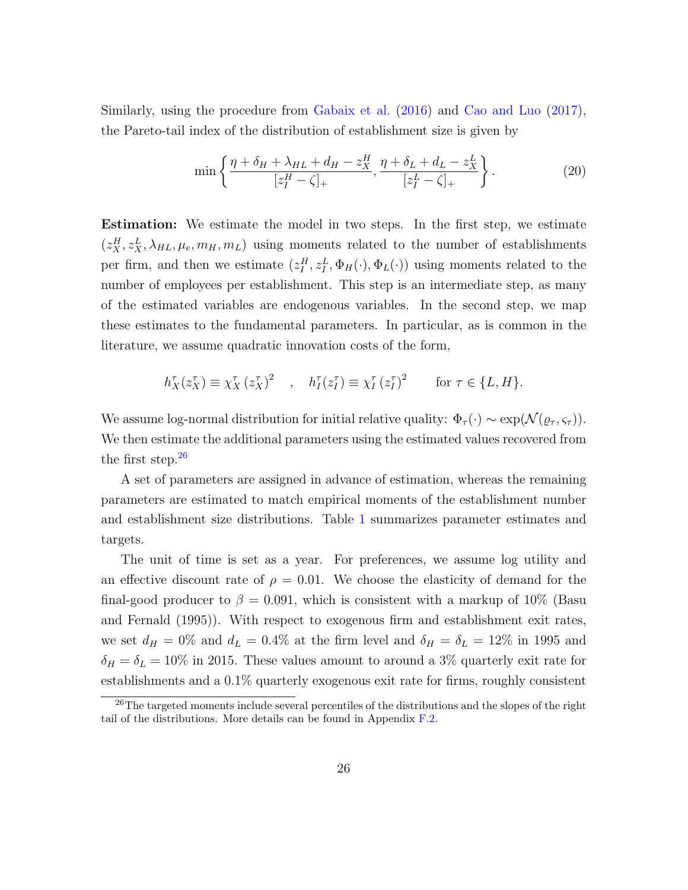Similarly, using the procedure from Gabaix et al. (2016) and Cao and Luo (2017), the Pareto-tail index of the distribution of establishment size is given by

$$\min\left\{\frac{\eta+\delta_H+\lambda_{HL}+d_H-z_X^H}{[z_I^H-\zeta]_+},\frac{\eta+\delta_L+d_L-z_X^L}{[z_I^L-\zeta]_+}\right\}. \tag{20}$$

**Estimation:** We estimate the model in two steps. In the first step, we estimate $(z_X^H, z_X^L, \lambda_{HL}, \mu_e, m_H, m_L)$ using moments related to the number of establishments per firm, and then we estimate $(z_I^H, z_I^L, \Phi_H(\cdot), \Phi_L(\cdot))$ using moments related to the number of employees per establishment. This step is an intermediate step, as many of the estimated variables are endogenous variables. In the second step, we map these estimates to the fundamental parameters. In particular, as is common in the literature, we assume quadratic innovation costs of the form,

$$h_X^\tau(z_X^\tau) \equiv \chi_X^\tau \left(z_X^\tau\right)^2 \quad , \quad h_I^\tau(z_I^\tau) \equiv \chi_I^\tau \left(z_I^\tau\right)^2 \qquad \text{for } \tau \in \{L, H\}.$$

We assume log-normal distribution for initial relative quality: $\Phi_\tau(\cdot) \sim \exp(\mathcal{N}(\varrho_\tau, \varsigma_\tau))$. We then estimate the additional parameters using the estimated values recovered from the first step.[26]

A set of parameters are assigned in advance of estimation, whereas the remaining parameters are estimated to match empirical moments of the establishment number and establishment size distributions. Table 1 summarizes parameter estimates and targets.

The unit of time is set as a year. For preferences, we assume log utility and an effective discount rate of $\rho = 0.01$. We choose the elasticity of demand for the final-good producer to $\beta = 0.091$, which is consistent with a markup of 10% (Basu and Fernald (1995)). With respect to exogenous firm and establishment exit rates, we set $d_H = 0\%$ and $d_L = 0.4\%$ at the firm level and $\delta_H = \delta_L = 12\%$ in 1995 and $\delta_H = \delta_L = 10\%$ in 2015. These values amount to around a 3% quarterly exit rate for establishments and a 0.1% quarterly exogenous exit rate for firms, roughly consistent

[26] The targeted moments include several percentiles of the distributions and the slopes of the right tail of the distributions. More details can be found in Appendix F.2.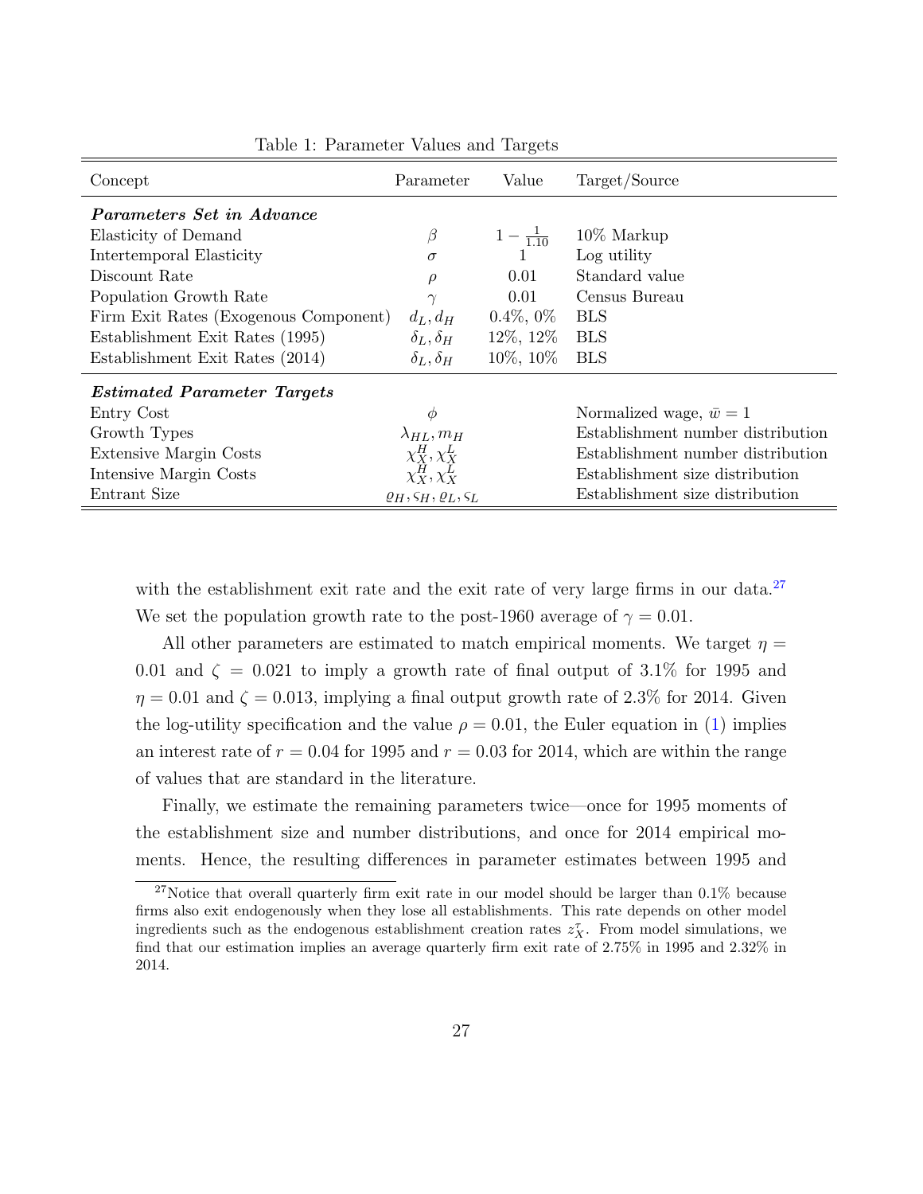Table 1: Parameter Values and Targets

| Concept | Parameter | Value | Target/Source |
|---|---|---|---|
| ***Parameters Set in Advance*** | | | |
| Elasticity of Demand | $\beta$ | $1 - \frac{1}{1.10}$ | 10% Markup |
| Intertemporal Elasticity | $\sigma$ | 1 | Log utility |
| Discount Rate | $\rho$ | 0.01 | Standard value |
| Population Growth Rate | $\gamma$ | 0.01 | Census Bureau |
| Firm Exit Rates (Exogenous Component) | $d_L, d_H$ | 0.4%, 0% | BLS |
| Establishment Exit Rates (1995) | $\delta_L, \delta_H$ | 12%, 12% | BLS |
| Establishment Exit Rates (2014) | $\delta_L, \delta_H$ | 10%, 10% | BLS |
| ***Estimated Parameter Targets*** | | | |
| Entry Cost | $\phi$ | | Normalized wage, $\bar{w} = 1$ |
| Growth Types | $\lambda_{HL}, m_H$ | | Establishment number distribution |
| Extensive Margin Costs | $\chi_X^H, \chi_X^L$ | | Establishment number distribution |
| Intensive Margin Costs | $\chi_X^H, \chi_X^L$ | | Establishment size distribution |
| Entrant Size | $\varrho_H, \varsigma_H, \varrho_L, \varsigma_L$ | | Establishment size distribution |

with the establishment exit rate and the exit rate of very large firms in our data.[27] We set the population growth rate to the post-1960 average of $\gamma = 0.01$.

All other parameters are estimated to match empirical moments. We target $\eta = 0.01$ and $\zeta = 0.021$ to imply a growth rate of final output of 3.1% for 1995 and $\eta = 0.01$ and $\zeta = 0.013$, implying a final output growth rate of 2.3% for 2014. Given the log-utility specification and the value $\rho = 0.01$, the Euler equation in (1) implies an interest rate of $r = 0.04$ for 1995 and $r = 0.03$ for 2014, which are within the range of values that are standard in the literature.

Finally, we estimate the remaining parameters twice—once for 1995 moments of the establishment size and number distributions, and once for 2014 empirical moments. Hence, the resulting differences in parameter estimates between 1995 and

[27] Notice that overall quarterly firm exit rate in our model should be larger than 0.1% because firms also exit endogenously when they lose all establishments. This rate depends on other model ingredients such as the endogenous establishment creation rates $z_X^\tau$. From model simulations, we find that our estimation implies an average quarterly firm exit rate of 2.75% in 1995 and 2.32% in 2014.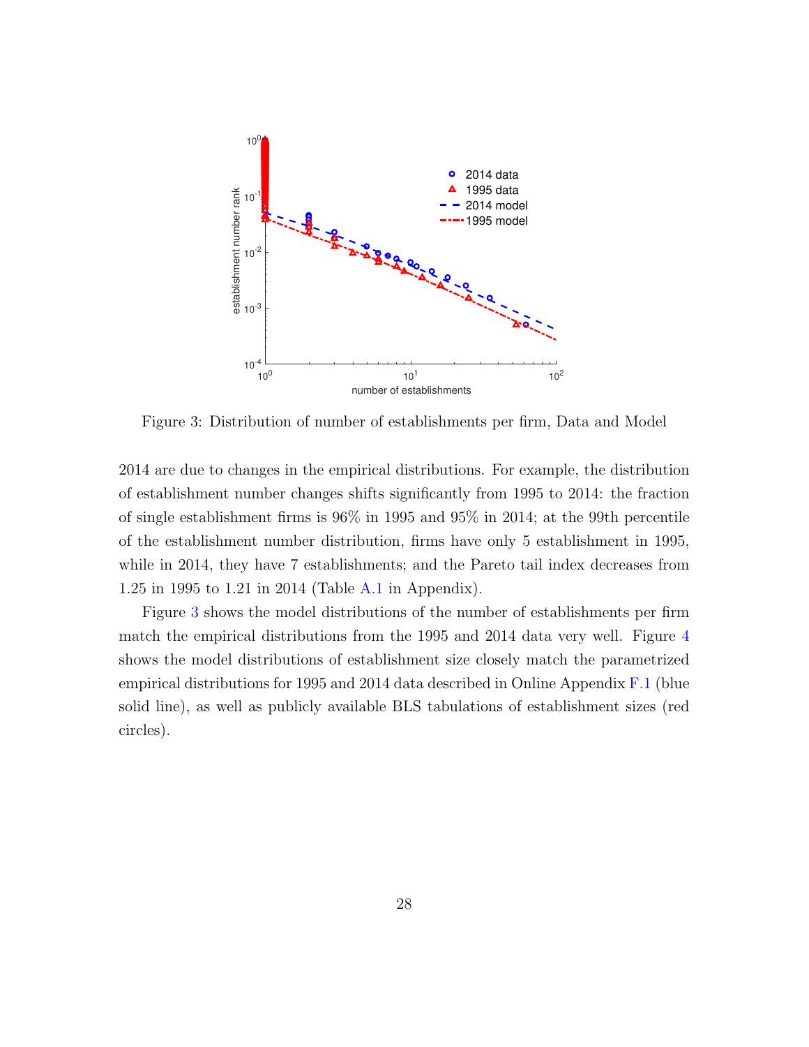Figure 3: Distribution of number of establishments per firm, Data and Model

2014 are due to changes in the empirical distributions. For example, the distribution of establishment number changes shifts significantly from 1995 to 2014: the fraction of single establishment firms is 96% in 1995 and 95% in 2014; at the 99th percentile of the establishment number distribution, firms have only 5 establishment in 1995, while in 2014, they have 7 establishments; and the Pareto tail index decreases from 1.25 in 1995 to 1.21 in 2014 (Table A.1 in Appendix).

Figure 3 shows the model distributions of the number of establishments per firm match the empirical distributions from the 1995 and 2014 data very well. Figure 4 shows the model distributions of establishment size closely match the parametrized empirical distributions for 1995 and 2014 data described in Online Appendix F.1 (blue solid line), as well as publicly available BLS tabulations of establishment sizes (red circles).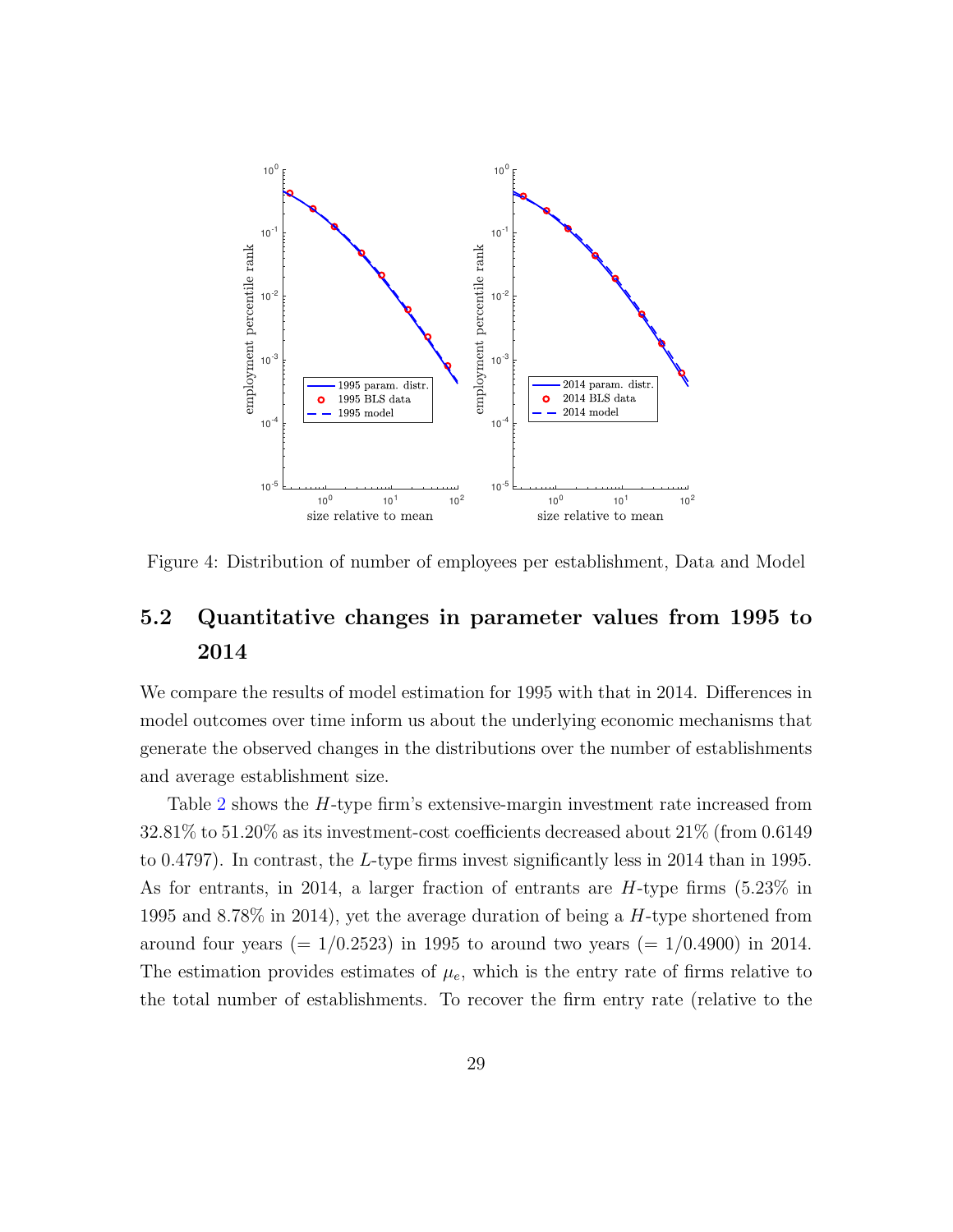Figure 4: Distribution of number of employees per establishment, Data and Model

## 5.2 Quantitative changes in parameter values from 1995 to 2014

We compare the results of model estimation for 1995 with that in 2014. Differences in model outcomes over time inform us about the underlying economic mechanisms that generate the observed changes in the distributions over the number of establishments and average establishment size.

Table 2 shows the $H$-type firm's extensive-margin investment rate increased from 32.81% to 51.20% as its investment-cost coefficients decreased about 21% (from 0.6149 to 0.4797). In contrast, the $L$-type firms invest significantly less in 2014 than in 1995. As for entrants, in 2014, a larger fraction of entrants are $H$-type firms (5.23% in 1995 and 8.78% in 2014), yet the average duration of being a $H$-type shortened from around four years ($= 1/0.2523$) in 1995 to around two years ($= 1/0.4900$) in 2014. The estimation provides estimates of $\mu_e$, which is the entry rate of firms relative to the total number of establishments. To recover the firm entry rate (relative to the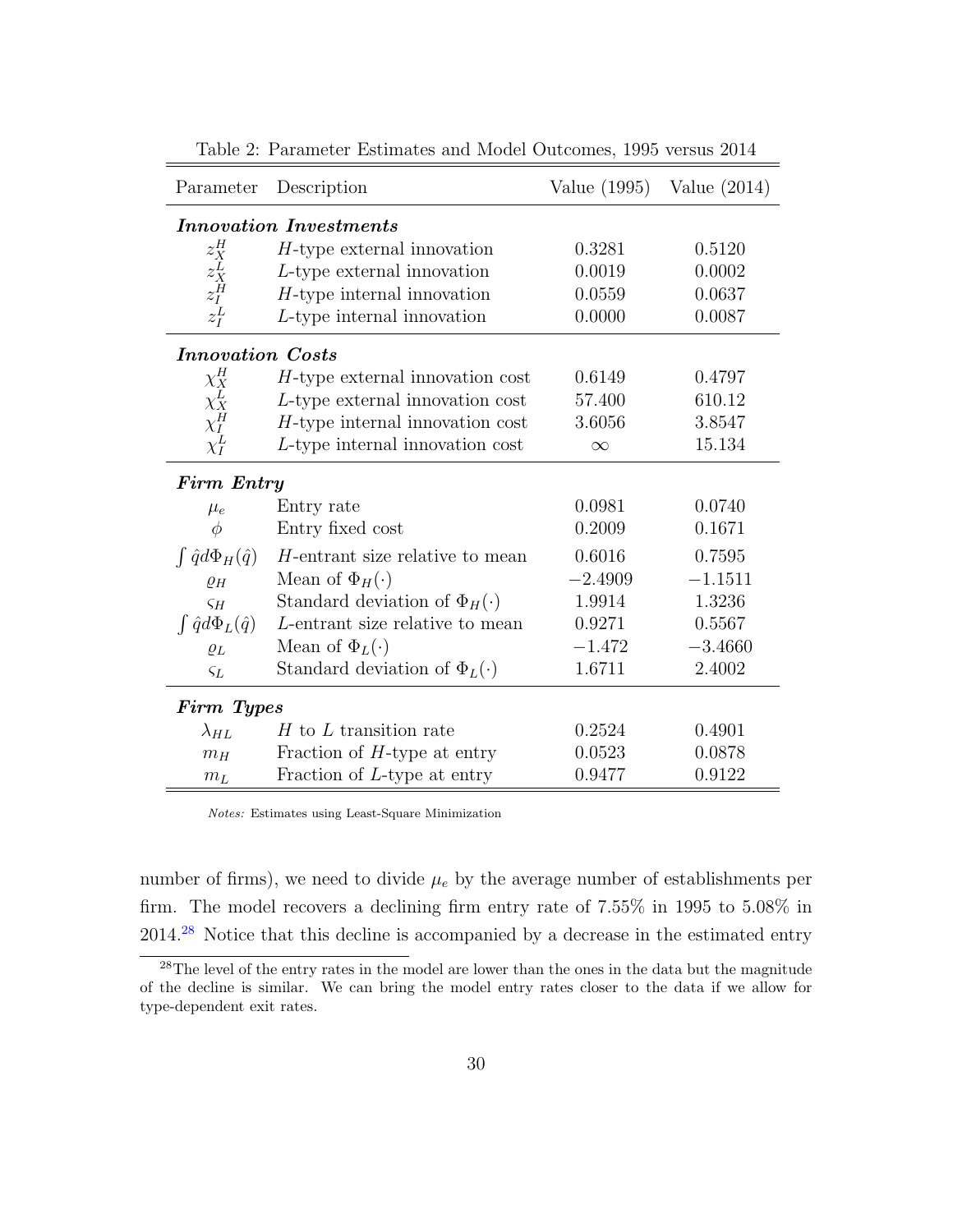Table 2: Parameter Estimates and Model Outcomes, 1995 versus 2014

| Parameter | Description | Value (1995) | Value (2014) |
|---|---|---|---|
| ***Innovation Investments*** | | | |
| $z_X^H$ | $H$-type external innovation | 0.3281 | 0.5120 |
| $z_X^L$ | $L$-type external innovation | 0.0019 | 0.0002 |
| $z_I^H$ | $H$-type internal innovation | 0.0559 | 0.0637 |
| $z_I^L$ | $L$-type internal innovation | 0.0000 | 0.0087 |
| ***Innovation Costs*** | | | |
| $\chi_X^H$ | $H$-type external innovation cost | 0.6149 | 0.4797 |
| $\chi_X^L$ | $L$-type external innovation cost | 57.400 | 610.12 |
| $\chi_I^H$ | $H$-type internal innovation cost | 3.6056 | 3.8547 |
| $\chi_I^L$ | $L$-type internal innovation cost | $\infty$ | 15.134 |
| ***Firm Entry*** | | | |
| $\mu_e$ | Entry rate | 0.0981 | 0.0740 |
| $\phi$ | Entry fixed cost | 0.2009 | 0.1671 |
| $\int \hat{q} d\Phi_H(\hat{q})$ | $H$-entrant size relative to mean | 0.6016 | 0.7595 |
| $\varrho_H$ | Mean of $\Phi_H(\cdot)$ | $-2.4909$ | $-1.1511$ |
| $\varsigma_H$ | Standard deviation of $\Phi_H(\cdot)$ | 1.9914 | 1.3236 |
| $\int \hat{q} d\Phi_L(\hat{q})$ | $L$-entrant size relative to mean | 0.9271 | 0.5567 |
| $\varrho_L$ | Mean of $\Phi_L(\cdot)$ | $-1.472$ | $-3.4660$ |
| $\varsigma_L$ | Standard deviation of $\Phi_L(\cdot)$ | 1.6711 | 2.4002 |
| ***Firm Types*** | | | |
| $\lambda_{HL}$ | $H$ to $L$ transition rate | 0.2524 | 0.4901 |
| $m_H$ | Fraction of $H$-type at entry | 0.0523 | 0.0878 |
| $m_L$ | Fraction of $L$-type at entry | 0.9477 | 0.9122 |

*Notes:* Estimates using Least-Square Minimization

number of firms), we need to divide $\mu_e$ by the average number of establishments per firm. The model recovers a declining firm entry rate of 7.55% in 1995 to 5.08% in 2014.[28] Notice that this decline is accompanied by a decrease in the estimated entry

[28] The level of the entry rates in the model are lower than the ones in the data but the magnitude of the decline is similar. We can bring the model entry rates closer to the data if we allow for type-dependent exit rates.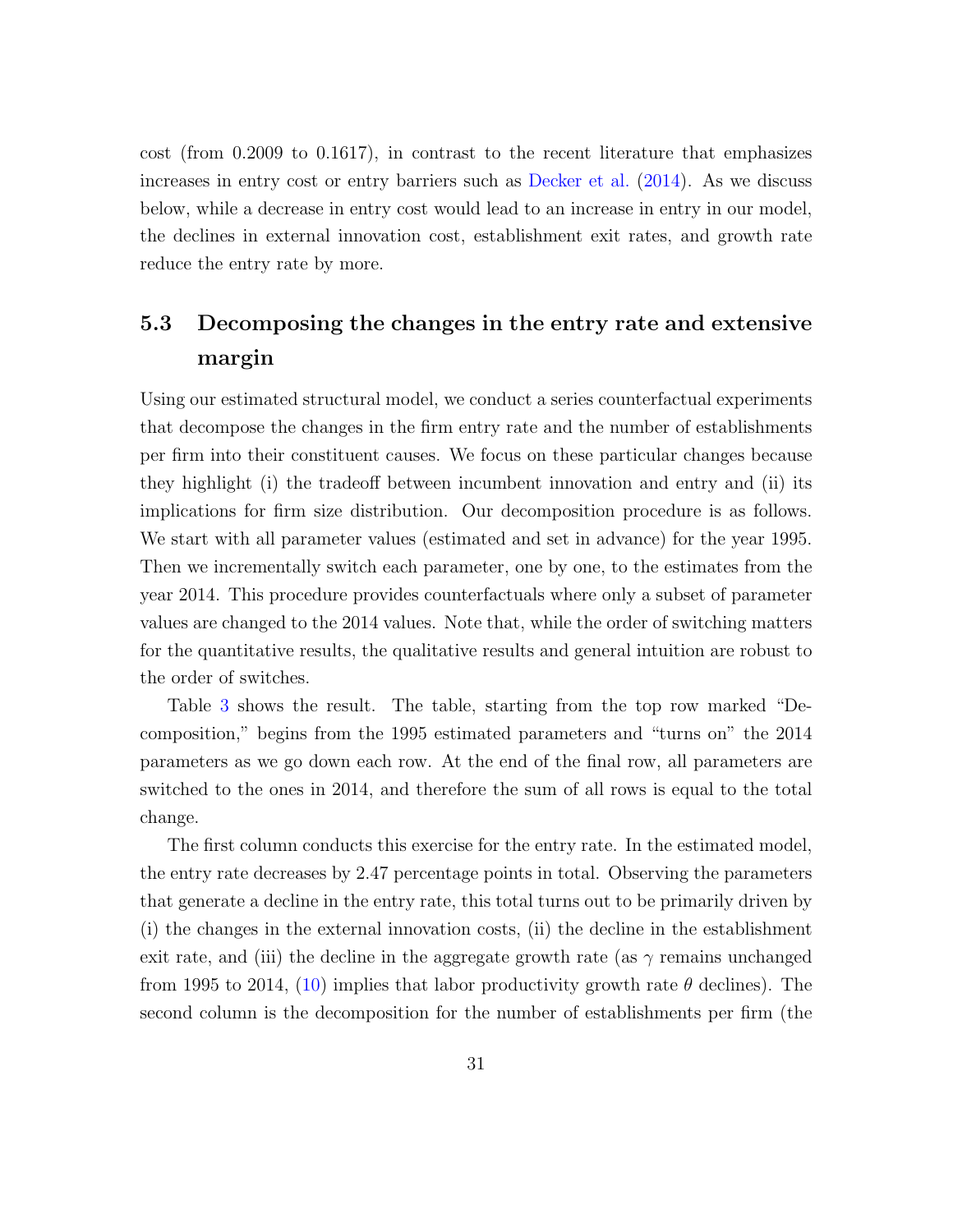cost (from 0.2009 to 0.1617), in contrast to the recent literature that emphasizes increases in entry cost or entry barriers such as Decker et al. (2014). As we discuss below, while a decrease in entry cost would lead to an increase in entry in our model, the declines in external innovation cost, establishment exit rates, and growth rate reduce the entry rate by more.

## 5.3 Decomposing the changes in the entry rate and extensive margin

Using our estimated structural model, we conduct a series counterfactual experiments that decompose the changes in the firm entry rate and the number of establishments per firm into their constituent causes. We focus on these particular changes because they highlight (i) the tradeoff between incumbent innovation and entry and (ii) its implications for firm size distribution. Our decomposition procedure is as follows. We start with all parameter values (estimated and set in advance) for the year 1995. Then we incrementally switch each parameter, one by one, to the estimates from the year 2014. This procedure provides counterfactuals where only a subset of parameter values are changed to the 2014 values. Note that, while the order of switching matters for the quantitative results, the qualitative results and general intuition are robust to the order of switches.

Table 3 shows the result. The table, starting from the top row marked "Decomposition," begins from the 1995 estimated parameters and "turns on" the 2014 parameters as we go down each row. At the end of the final row, all parameters are switched to the ones in 2014, and therefore the sum of all rows is equal to the total change.

The first column conducts this exercise for the entry rate. In the estimated model, the entry rate decreases by 2.47 percentage points in total. Observing the parameters that generate a decline in the entry rate, this total turns out to be primarily driven by (i) the changes in the external innovation costs, (ii) the decline in the establishment exit rate, and (iii) the decline in the aggregate growth rate (as $\gamma$ remains unchanged from 1995 to 2014, (10) implies that labor productivity growth rate $\theta$ declines). The second column is the decomposition for the number of establishments per firm (the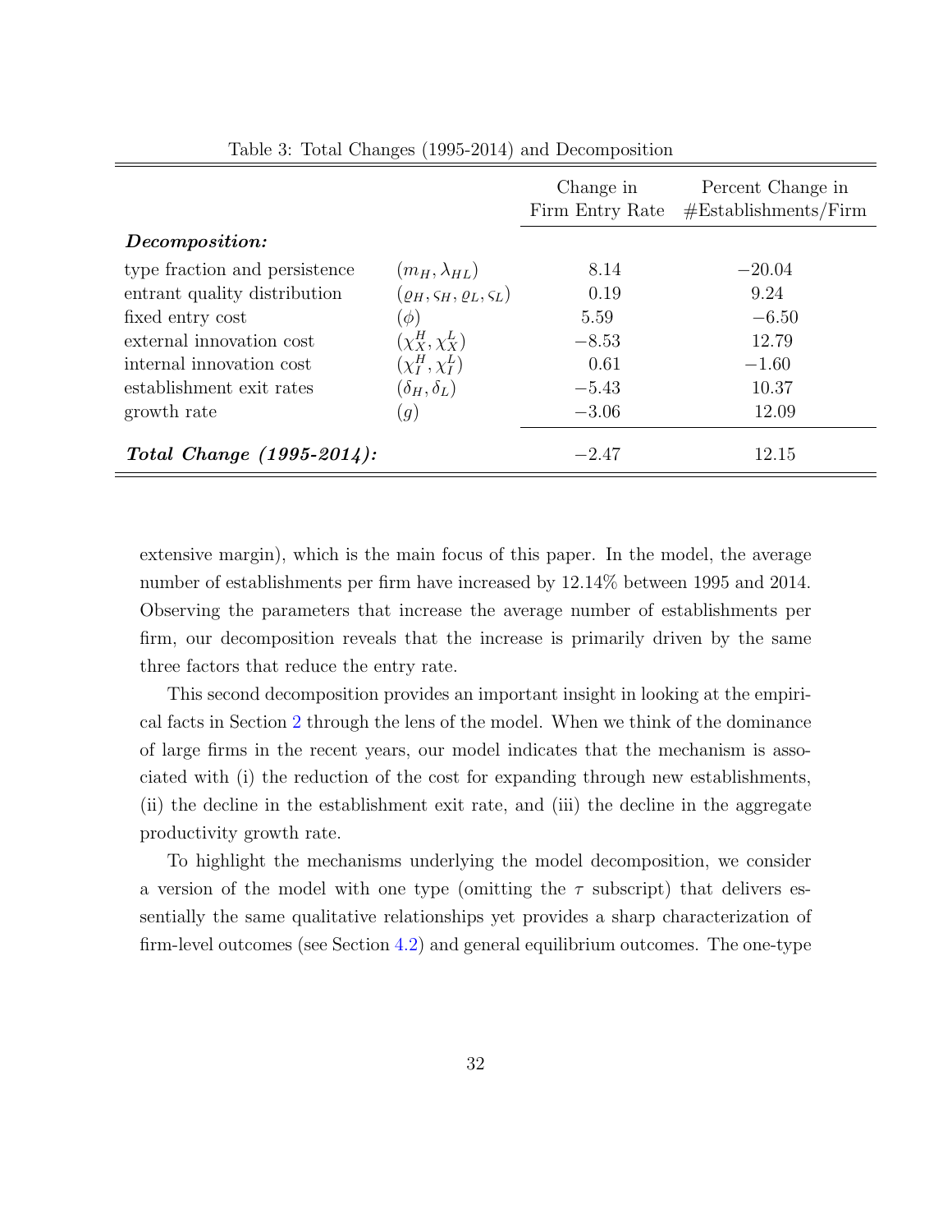Table 3: Total Changes (1995-2014) and Decomposition

| | | Change in Firm Entry Rate | Percent Change in #Establishments/Firm |
|---|---|---|---|
| ***Decomposition:*** | | | |
| type fraction and persistence | $(m_H, \lambda_{HL})$ | 8.14 | $-20.04$ |
| entrant quality distribution | $(\varrho_H, \varsigma_H, \varrho_L, \varsigma_L)$ | 0.19 | 9.24 |
| fixed entry cost | $(\phi)$ | 5.59 | $-6.50$ |
| external innovation cost | $(\chi_X^H, \chi_X^L)$ | $-8.53$ | 12.79 |
| internal innovation cost | $(\chi_I^H, \chi_I^L)$ | 0.61 | $-1.60$ |
| establishment exit rates | $(\delta_H, \delta_L)$ | $-5.43$ | 10.37 |
| growth rate | $(g)$ | $-3.06$ | 12.09 |
| ***Total Change (1995-2014):*** | | $-2.47$ | 12.15 |

extensive margin), which is the main focus of this paper. In the model, the average number of establishments per firm have increased by 12.14% between 1995 and 2014. Observing the parameters that increase the average number of establishments per firm, our decomposition reveals that the increase is primarily driven by the same three factors that reduce the entry rate.

This second decomposition provides an important insight in looking at the empirical facts in Section 2 through the lens of the model. When we think of the dominance of large firms in the recent years, our model indicates that the mechanism is associated with (i) the reduction of the cost for expanding through new establishments, (ii) the decline in the establishment exit rate, and (iii) the decline in the aggregate productivity growth rate.

To highlight the mechanisms underlying the model decomposition, we consider a version of the model with one type (omitting the $\tau$ subscript) that delivers essentially the same qualitative relationships yet provides a sharp characterization of firm-level outcomes (see Section 4.2) and general equilibrium outcomes. The one-type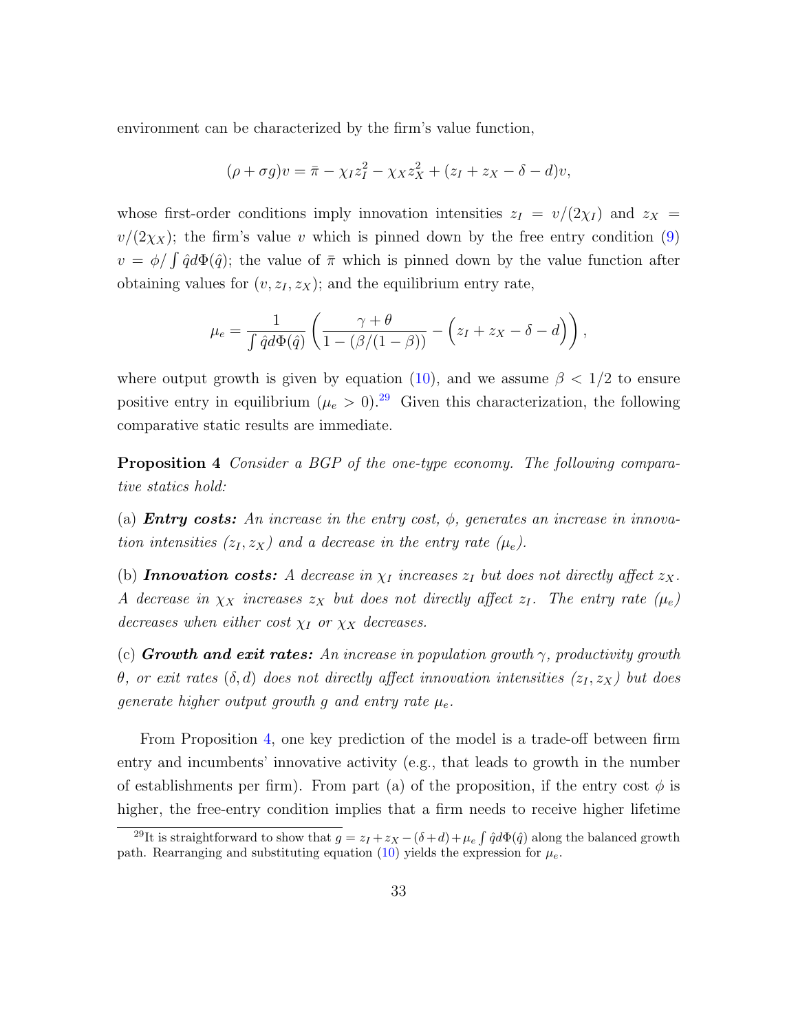environment can be characterized by the firm's value function,

$$(\rho + \sigma g)v = \bar{\pi} - \chi_I z_I^2 - \chi_X z_X^2 + (z_I + z_X - \delta - d)v,$$

whose first-order conditions imply innovation intensities $z_I = v/(2\chi_I)$ and $z_X = v/(2\chi_X)$; the firm's value $v$ which is pinned down by the free entry condition (9) $v = \phi / \int \hat{q} d\Phi(\hat{q})$; the value of $\bar{\pi}$ which is pinned down by the value function after obtaining values for $(v, z_I, z_X)$; and the equilibrium entry rate,

$$\mu_e = \frac{1}{\int \hat{q} d\Phi(\hat{q})} \left( \frac{\gamma + \theta}{1 - (\beta/(1-\beta))} - \Big( z_I + z_X - \delta - d \Big) \right),$$

where output growth is given by equation (10), and we assume $\beta < 1/2$ to ensure positive entry in equilibrium ($\mu_e > 0$).[29] Given this characterization, the following comparative static results are immediate.

**Proposition 4** *Consider a BGP of the one-type economy. The following comparative statics hold:*

(a) ***Entry costs:*** *An increase in the entry cost, $\phi$, generates an increase in innovation intensities $(z_I, z_X)$ and a decrease in the entry rate $(\mu_e)$.*

(b) ***Innovation costs:*** *A decrease in $\chi_I$ increases $z_I$ but does not directly affect $z_X$. A decrease in $\chi_X$ increases $z_X$ but does not directly affect $z_I$. The entry rate $(\mu_e)$ decreases when either cost $\chi_I$ or $\chi_X$ decreases.*

(c) ***Growth and exit rates:*** *An increase in population growth $\gamma$, productivity growth $\theta$, or exit rates $(\delta, d)$ does not directly affect innovation intensities $(z_I, z_X)$ but does generate higher output growth $g$ and entry rate $\mu_e$.*

From Proposition 4, one key prediction of the model is a trade-off between firm entry and incumbents' innovative activity (e.g., that leads to growth in the number of establishments per firm). From part (a) of the proposition, if the entry cost $\phi$ is higher, the free-entry condition implies that a firm needs to receive higher lifetime

[29] It is straightforward to show that $g = z_I + z_X - (\delta + d) + \mu_e \int \hat{q} d\Phi(\hat{q})$ along the balanced growth path. Rearranging and substituting equation (10) yields the expression for $\mu_e$.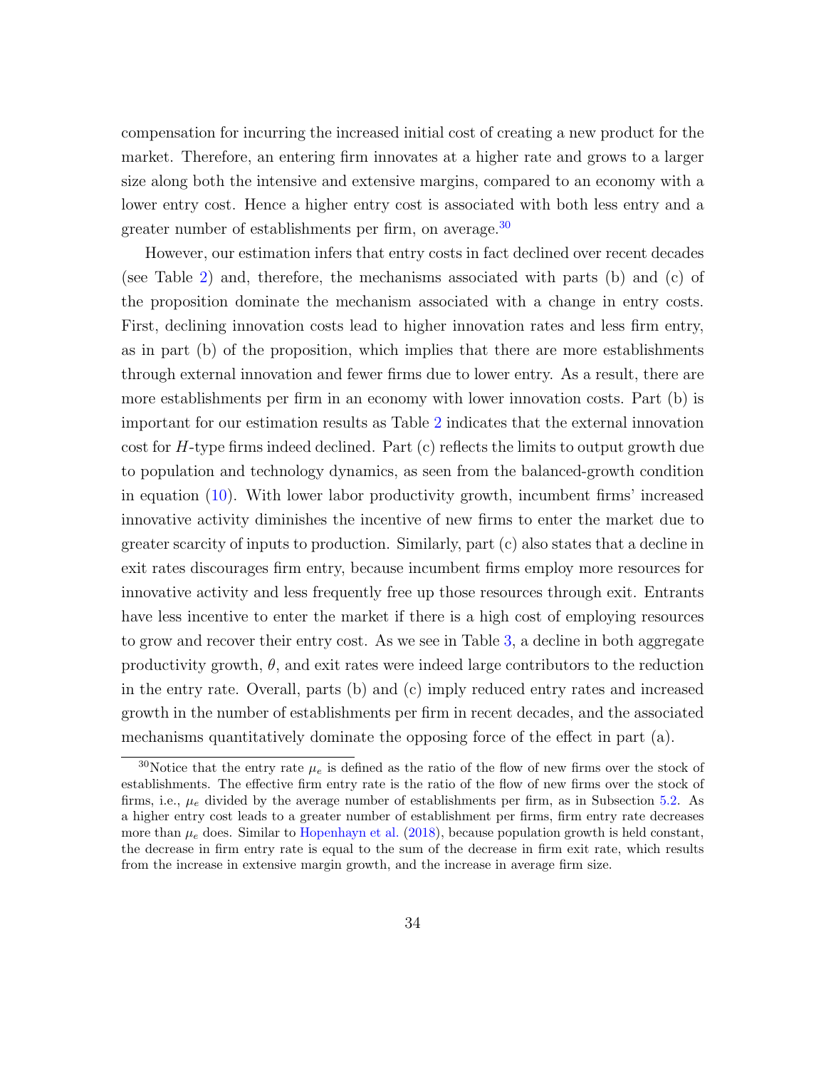compensation for incurring the increased initial cost of creating a new product for the market. Therefore, an entering firm innovates at a higher rate and grows to a larger size along both the intensive and extensive margins, compared to an economy with a lower entry cost. Hence a higher entry cost is associated with both less entry and a greater number of establishments per firm, on average.[30]

However, our estimation infers that entry costs in fact declined over recent decades (see Table 2) and, therefore, the mechanisms associated with parts (b) and (c) of the proposition dominate the mechanism associated with a change in entry costs. First, declining innovation costs lead to higher innovation rates and less firm entry, as in part (b) of the proposition, which implies that there are more establishments through external innovation and fewer firms due to lower entry. As a result, there are more establishments per firm in an economy with lower innovation costs. Part (b) is important for our estimation results as Table 2 indicates that the external innovation cost for $H$-type firms indeed declined. Part (c) reflects the limits to output growth due to population and technology dynamics, as seen from the balanced-growth condition in equation (10). With lower labor productivity growth, incumbent firms' increased innovative activity diminishes the incentive of new firms to enter the market due to greater scarcity of inputs to production. Similarly, part (c) also states that a decline in exit rates discourages firm entry, because incumbent firms employ more resources for innovative activity and less frequently free up those resources through exit. Entrants have less incentive to enter the market if there is a high cost of employing resources to grow and recover their entry cost. As we see in Table 3, a decline in both aggregate productivity growth, $\theta$, and exit rates were indeed large contributors to the reduction in the entry rate. Overall, parts (b) and (c) imply reduced entry rates and increased growth in the number of establishments per firm in recent decades, and the associated mechanisms quantitatively dominate the opposing force of the effect in part (a).

[30] Notice that the entry rate $\mu_e$ is defined as the ratio of the flow of new firms over the stock of establishments. The effective firm entry rate is the ratio of the flow of new firms over the stock of firms, i.e., $\mu_e$ divided by the average number of establishments per firm, as in Subsection 5.2. As a higher entry cost leads to a greater number of establishment per firms, firm entry rate decreases more than $\mu_e$ does. Similar to Hopenhayn et al. (2018), because population growth is held constant, the decrease in firm entry rate is equal to the sum of the decrease in firm exit rate, which results from the increase in extensive margin growth, and the increase in average firm size.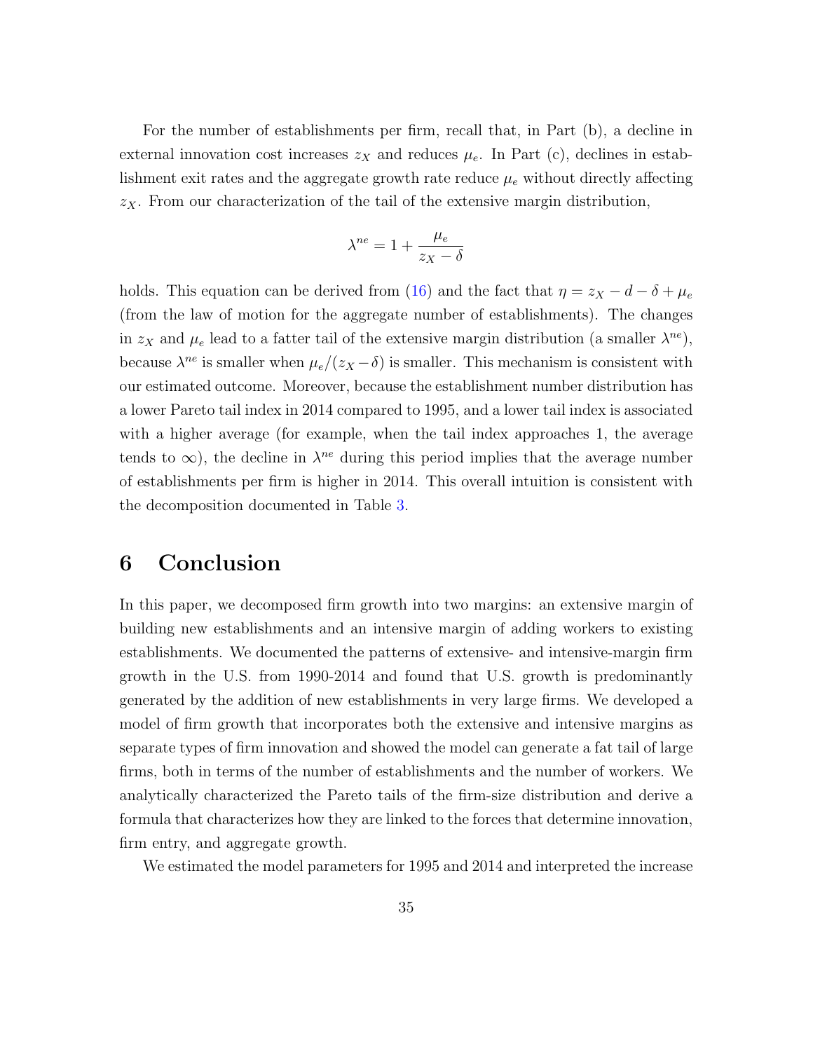For the number of establishments per firm, recall that, in Part (b), a decline in external innovation cost increases $z_X$ and reduces $\mu_e$. In Part (c), declines in establishment exit rates and the aggregate growth rate reduce $\mu_e$ without directly affecting $z_X$. From our characterization of the tail of the extensive margin distribution,

$$\lambda^{ne} = 1 + \frac{\mu_e}{z_X - \delta}$$

holds. This equation can be derived from (16) and the fact that $\eta = z_X - d - \delta + \mu_e$ (from the law of motion for the aggregate number of establishments). The changes in $z_X$ and $\mu_e$ lead to a fatter tail of the extensive margin distribution (a smaller $\lambda^{ne}$), because $\lambda^{ne}$ is smaller when $\mu_e/(z_X - \delta)$ is smaller. This mechanism is consistent with our estimated outcome. Moreover, because the establishment number distribution has a lower Pareto tail index in 2014 compared to 1995, and a lower tail index is associated with a higher average (for example, when the tail index approaches 1, the average tends to $\infty$), the decline in $\lambda^{ne}$ during this period implies that the average number of establishments per firm is higher in 2014. This overall intuition is consistent with the decomposition documented in Table 3.

# 6 Conclusion

In this paper, we decomposed firm growth into two margins: an extensive margin of building new establishments and an intensive margin of adding workers to existing establishments. We documented the patterns of extensive- and intensive-margin firm growth in the U.S. from 1990-2014 and found that U.S. growth is predominantly generated by the addition of new establishments in very large firms. We developed a model of firm growth that incorporates both the extensive and intensive margins as separate types of firm innovation and showed the model can generate a fat tail of large firms, both in terms of the number of establishments and the number of workers. We analytically characterized the Pareto tails of the firm-size distribution and derive a formula that characterizes how they are linked to the forces that determine innovation, firm entry, and aggregate growth.

We estimated the model parameters for 1995 and 2014 and interpreted the increase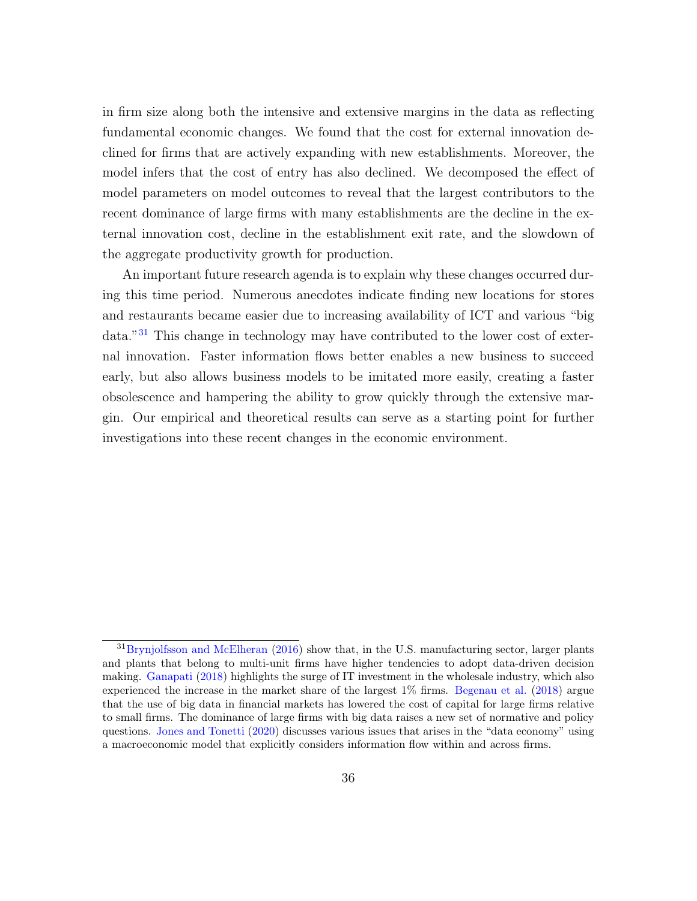in firm size along both the intensive and extensive margins in the data as reflecting fundamental economic changes. We found that the cost for external innovation declined for firms that are actively expanding with new establishments. Moreover, the model infers that the cost of entry has also declined. We decomposed the effect of model parameters on model outcomes to reveal that the largest contributors to the recent dominance of large firms with many establishments are the decline in the external innovation cost, decline in the establishment exit rate, and the slowdown of the aggregate productivity growth for production.

An important future research agenda is to explain why these changes occurred during this time period. Numerous anecdotes indicate finding new locations for stores and restaurants became easier due to increasing availability of ICT and various "big data."[31] This change in technology may have contributed to the lower cost of external innovation. Faster information flows better enables a new business to succeed early, but also allows business models to be imitated more easily, creating a faster obsolescence and hampering the ability to grow quickly through the extensive margin. Our empirical and theoretical results can serve as a starting point for further investigations into these recent changes in the economic environment.

[31] Bryniolfsson and McElheran (2016) show that, in the U.S. manufacturing sector, larger plants and plants that belong to multi-unit firms have higher tendencies to adopt data-driven decision making. Ganapati (2018) highlights the surge of IT investment in the wholesale industry, which also experienced the increase in the market share of the largest 1% firms. Begenau et al. (2018) argue that the use of big data in financial markets has lowered the cost of capital for large firms relative to small firms. The dominance of large firms with big data raises a new set of normative and policy questions. Jones and Tonetti (2020) discusses various issues that arises in the "data economy" using a macroeconomic model that explicitly considers information flow within and across firms.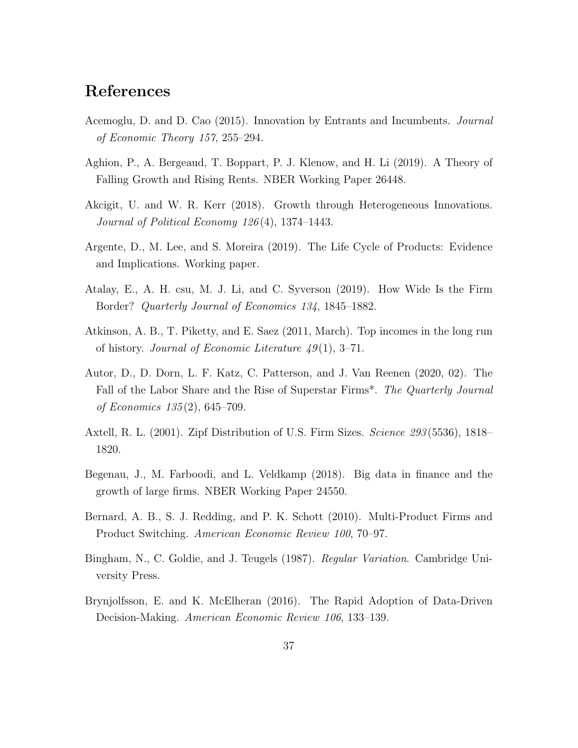## References

Acemoglu, D. and D. Cao (2015). Innovation by Entrants and Incumbents. *Journal of Economic Theory 157*, 255–294.

Aghion, P., A. Bergeaud, T. Boppart, P. J. Klenow, and H. Li (2019). A Theory of Falling Growth and Rising Rents. NBER Working Paper 26448.

Akcigit, U. and W. R. Kerr (2018). Growth through Heterogeneous Innovations. *Journal of Political Economy 126*(4), 1374–1443.

Argente, D., M. Lee, and S. Moreira (2019). The Life Cycle of Products: Evidence and Implications. Working paper.

Atalay, E., A. H. csu, M. J. Li, and C. Syverson (2019). How Wide Is the Firm Border? *Quarterly Journal of Economics 134*, 1845–1882.

Atkinson, A. B., T. Piketty, and E. Saez (2011, March). Top incomes in the long run of history. *Journal of Economic Literature 49*(1), 3–71.

Autor, D., D. Dorn, L. F. Katz, C. Patterson, and J. Van Reenen (2020, 02). The Fall of the Labor Share and the Rise of Superstar Firms*. *The Quarterly Journal of Economics 135*(2), 645–709.

Axtell, R. L. (2001). Zipf Distribution of U.S. Firm Sizes. *Science 293*(5536), 1818–1820.

Begenau, J., M. Farboodi, and L. Veldkamp (2018). Big data in finance and the growth of large firms. NBER Working Paper 24550.

Bernard, A. B., S. J. Redding, and P. K. Schott (2010). Multi-Product Firms and Product Switching. *American Economic Review 100*, 70–97.

Bingham, N., C. Goldie, and J. Teugels (1987). *Regular Variation*. Cambridge University Press.

Brynjolfsson, E. and K. McElheran (2016). The Rapid Adoption of Data-Driven Decision-Making. *American Economic Review 106*, 133–139.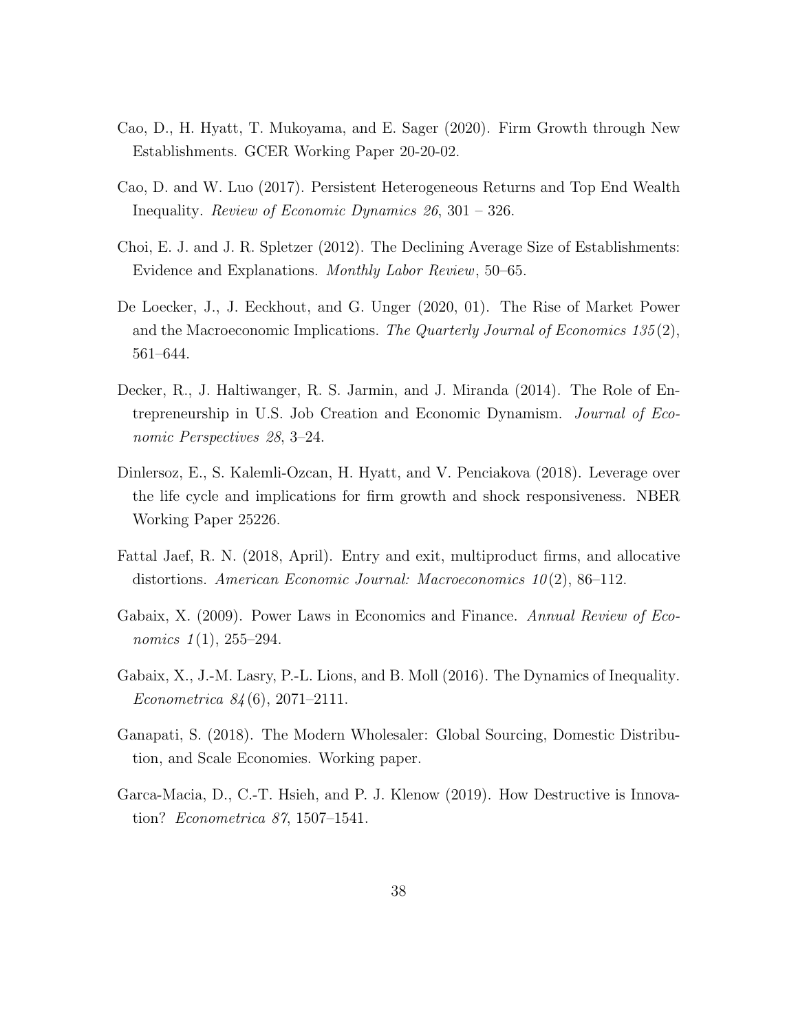Cao, D., H. Hyatt, T. Mukoyama, and E. Sager (2020). Firm Growth through New Establishments. GCER Working Paper 20-20-02.

Cao, D. and W. Luo (2017). Persistent Heterogeneous Returns and Top End Wealth Inequality. *Review of Economic Dynamics 26*, 301 – 326.

Choi, E. J. and J. R. Spletzer (2012). The Declining Average Size of Establishments: Evidence and Explanations. *Monthly Labor Review*, 50–65.

De Loecker, J., J. Eeckhout, and G. Unger (2020, 01). The Rise of Market Power and the Macroeconomic Implications. *The Quarterly Journal of Economics 135*(2), 561–644.

Decker, R., J. Haltiwanger, R. S. Jarmin, and J. Miranda (2014). The Role of Entrepreneurship in U.S. Job Creation and Economic Dynamism. *Journal of Economic Perspectives 28*, 3–24.

Dinlersoz, E., S. Kalemli-Ozcan, H. Hyatt, and V. Penciakova (2018). Leverage over the life cycle and implications for firm growth and shock responsiveness. NBER Working Paper 25226.

Fattal Jaef, R. N. (2018, April). Entry and exit, multiproduct firms, and allocative distortions. *American Economic Journal: Macroeconomics 10*(2), 86–112.

Gabaix, X. (2009). Power Laws in Economics and Finance. *Annual Review of Economics 1*(1), 255–294.

Gabaix, X., J.-M. Lasry, P.-L. Lions, and B. Moll (2016). The Dynamics of Inequality. *Econometrica 84*(6), 2071–2111.

Ganapati, S. (2018). The Modern Wholesaler: Global Sourcing, Domestic Distribution, and Scale Economies. Working paper.

Garca-Macia, D., C.-T. Hsieh, and P. J. Klenow (2019). How Destructive is Innovation? *Econometrica 87*, 1507–1541.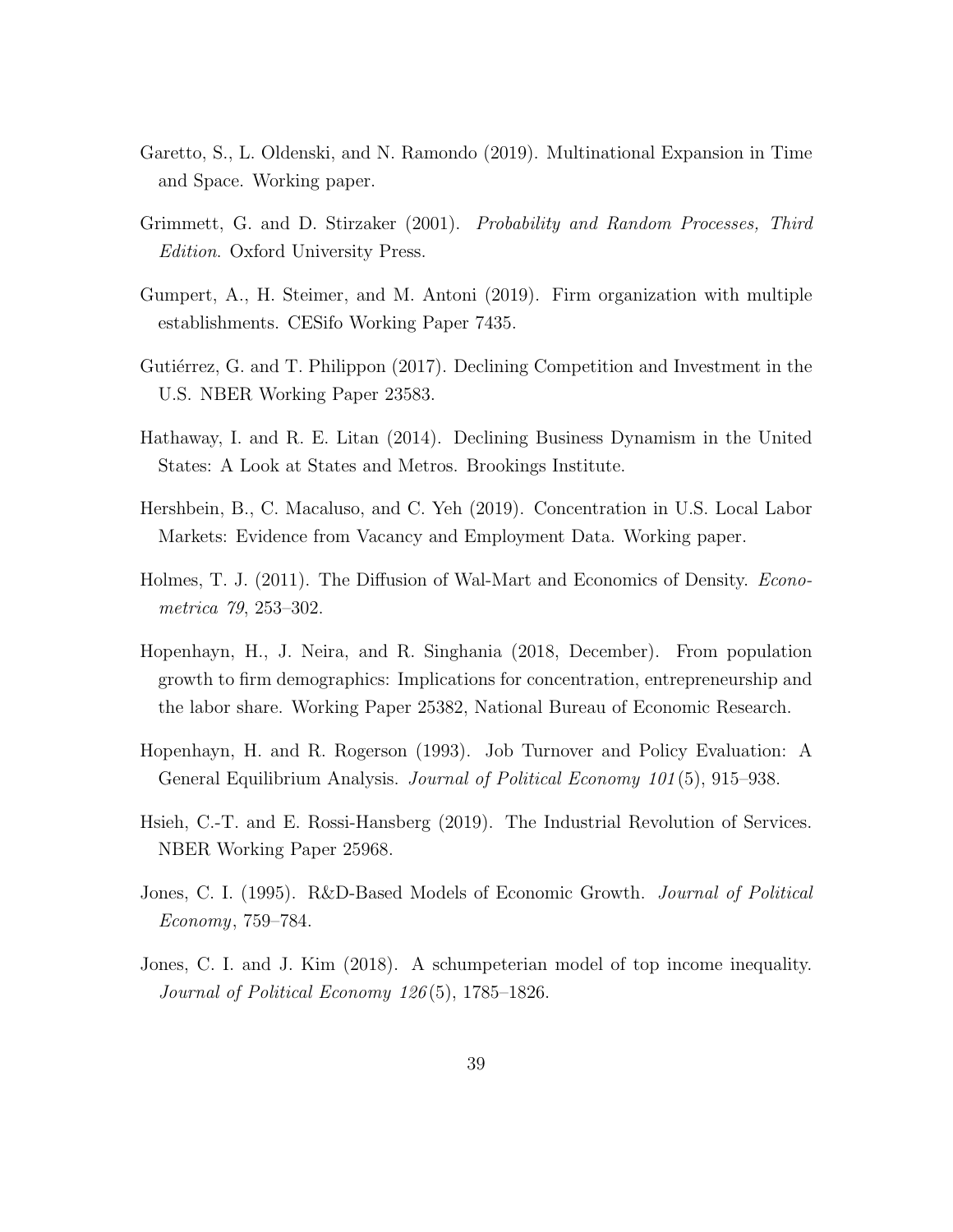Garetto, S., L. Oldenski, and N. Ramondo (2019). Multinational Expansion in Time and Space. Working paper.

Grimmett, G. and D. Stirzaker (2001). *Probability and Random Processes, Third Edition*. Oxford University Press.

Gumpert, A., H. Steimer, and M. Antoni (2019). Firm organization with multiple establishments. CESifo Working Paper 7435.

Gutiérrez, G. and T. Philippon (2017). Declining Competition and Investment in the U.S. NBER Working Paper 23583.

Hathaway, I. and R. E. Litan (2014). Declining Business Dynamism in the United States: A Look at States and Metros. Brookings Institute.

Hershbein, B., C. Macaluso, and C. Yeh (2019). Concentration in U.S. Local Labor Markets: Evidence from Vacancy and Employment Data. Working paper.

Holmes, T. J. (2011). The Diffusion of Wal-Mart and Economics of Density. *Econometrica 79*, 253–302.

Hopenhayn, H., J. Neira, and R. Singhania (2018, December). From population growth to firm demographics: Implications for concentration, entrepreneurship and the labor share. Working Paper 25382, National Bureau of Economic Research.

Hopenhayn, H. and R. Rogerson (1993). Job Turnover and Policy Evaluation: A General Equilibrium Analysis. *Journal of Political Economy 101*(5), 915–938.

Hsieh, C.-T. and E. Rossi-Hansberg (2019). The Industrial Revolution of Services. NBER Working Paper 25968.

Jones, C. I. (1995). R&D-Based Models of Economic Growth. *Journal of Political Economy*, 759–784.

Jones, C. I. and J. Kim (2018). A schumpeterian model of top income inequality. *Journal of Political Economy 126*(5), 1785–1826.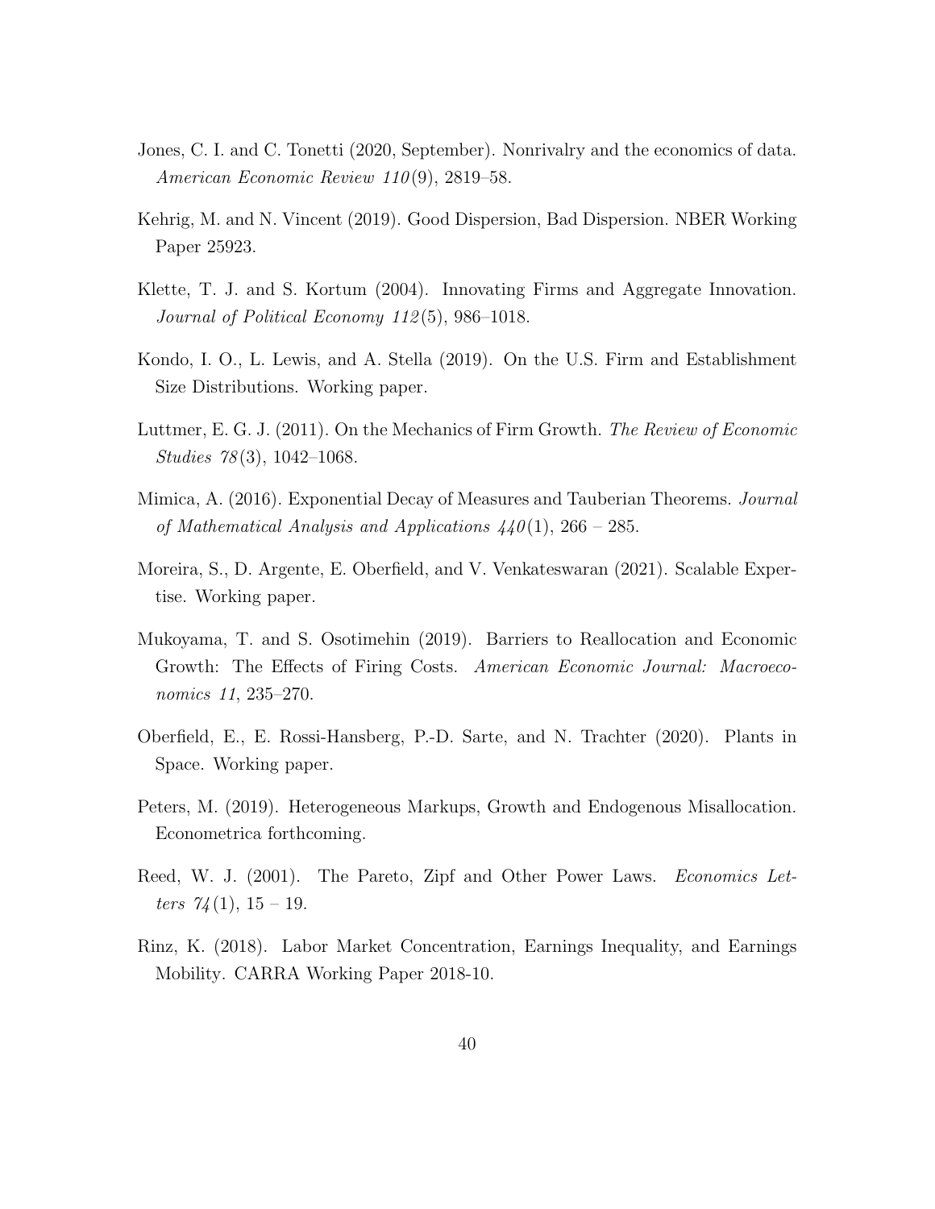Jones, C. I. and C. Tonetti (2020, September). Nonrivalry and the economics of data. *American Economic Review 110*(9), 2819–58.

Kehrig, M. and N. Vincent (2019). Good Dispersion, Bad Dispersion. NBER Working Paper 25923.

Klette, T. J. and S. Kortum (2004). Innovating Firms and Aggregate Innovation. *Journal of Political Economy 112*(5), 986–1018.

Kondo, I. O., L. Lewis, and A. Stella (2019). On the U.S. Firm and Establishment Size Distributions. Working paper.

Luttmer, E. G. J. (2011). On the Mechanics of Firm Growth. *The Review of Economic Studies 78*(3), 1042–1068.

Mimica, A. (2016). Exponential Decay of Measures and Tauberian Theorems. *Journal of Mathematical Analysis and Applications 440*(1), 266 – 285.

Moreira, S., D. Argente, E. Oberfield, and V. Venkateswaran (2021). Scalable Expertise. Working paper.

Mukoyama, T. and S. Osotimehin (2019). Barriers to Reallocation and Economic Growth: The Effects of Firing Costs. *American Economic Journal: Macroeconomics 11*, 235–270.

Oberfield, E., E. Rossi-Hansberg, P.-D. Sarte, and N. Trachter (2020). Plants in Space. Working paper.

Peters, M. (2019). Heterogeneous Markups, Growth and Endogenous Misallocation. Econometrica forthcoming.

Reed, W. J. (2001). The Pareto, Zipf and Other Power Laws. *Economics Letters 74*(1), 15 – 19.

Rinz, K. (2018). Labor Market Concentration, Earnings Inequality, and Earnings Mobility. CARRA Working Paper 2018-10.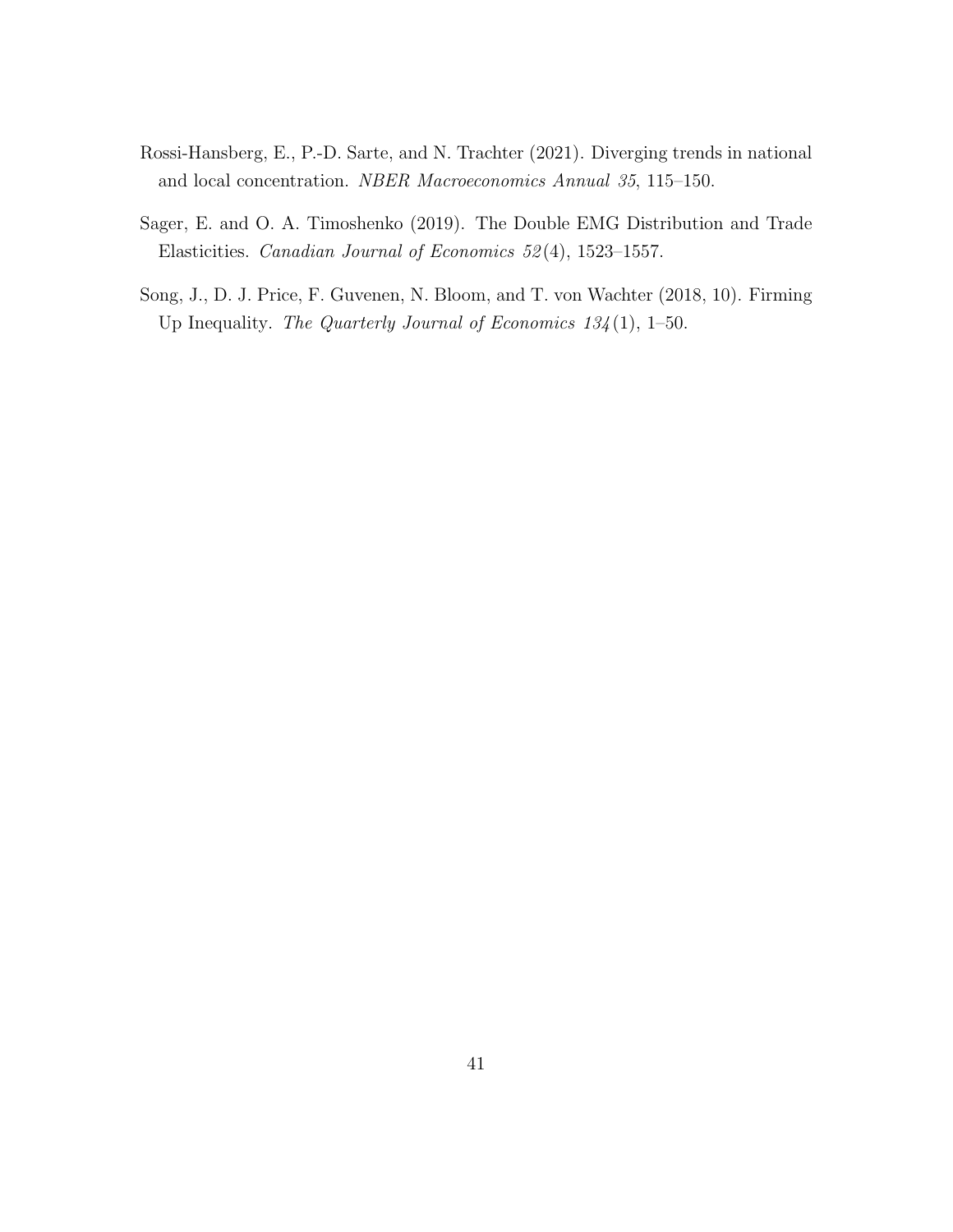Rossi-Hansberg, E., P.-D. Sarte, and N. Trachter (2021). Diverging trends in national and local concentration. *NBER Macroeconomics Annual 35*, 115–150.

Sager, E. and O. A. Timoshenko (2019). The Double EMG Distribution and Trade Elasticities. *Canadian Journal of Economics 52*(4), 1523–1557.

Song, J., D. J. Price, F. Guvenen, N. Bloom, and T. von Wachter (2018, 10). Firming Up Inequality. *The Quarterly Journal of Economics 134*(1), 1–50.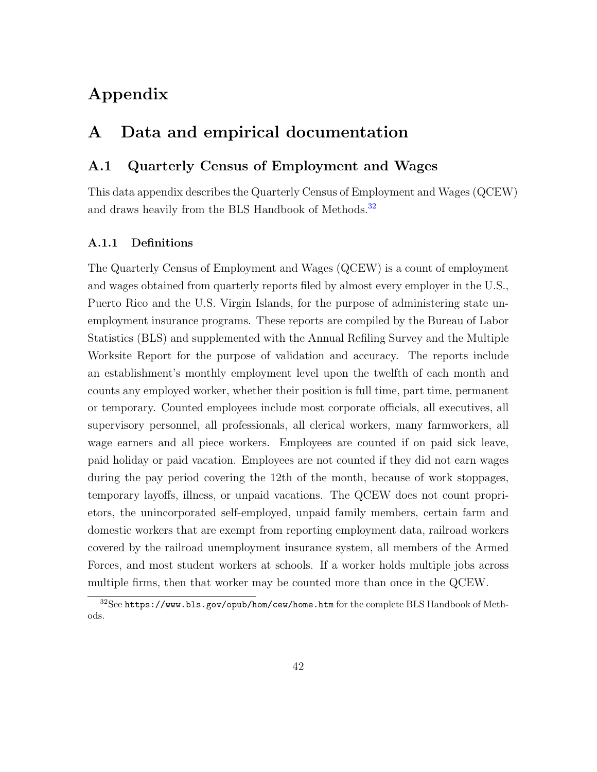# Appendix

## A Data and empirical documentation

### A.1 Quarterly Census of Employment and Wages

This data appendix describes the Quarterly Census of Employment and Wages (QCEW) and draws heavily from the BLS Handbook of Methods.[32]

#### A.1.1 Definitions

The Quarterly Census of Employment and Wages (QCEW) is a count of employment and wages obtained from quarterly reports filed by almost every employer in the U.S., Puerto Rico and the U.S. Virgin Islands, for the purpose of administering state unemployment insurance programs. These reports are compiled by the Bureau of Labor Statistics (BLS) and supplemented with the Annual Refiling Survey and the Multiple Worksite Report for the purpose of validation and accuracy. The reports include an establishment's monthly employment level upon the twelfth of each month and counts any employed worker, whether their position is full time, part time, permanent or temporary. Counted employees include most corporate officials, all executives, all supervisory personnel, all professionals, all clerical workers, many farmworkers, all wage earners and all piece workers. Employees are counted if on paid sick leave, paid holiday or paid vacation. Employees are not counted if they did not earn wages during the pay period covering the 12th of the month, because of work stoppages, temporary layoffs, illness, or unpaid vacations. The QCEW does not count proprietors, the unincorporated self-employed, unpaid family members, certain farm and domestic workers that are exempt from reporting employment data, railroad workers covered by the railroad unemployment insurance system, all members of the Armed Forces, and most student workers at schools. If a worker holds multiple jobs across multiple firms, then that worker may be counted more than once in the QCEW.

[32] See `https://www.bls.gov/opub/hom/cew/home.htm` for the complete BLS Handbook of Methods.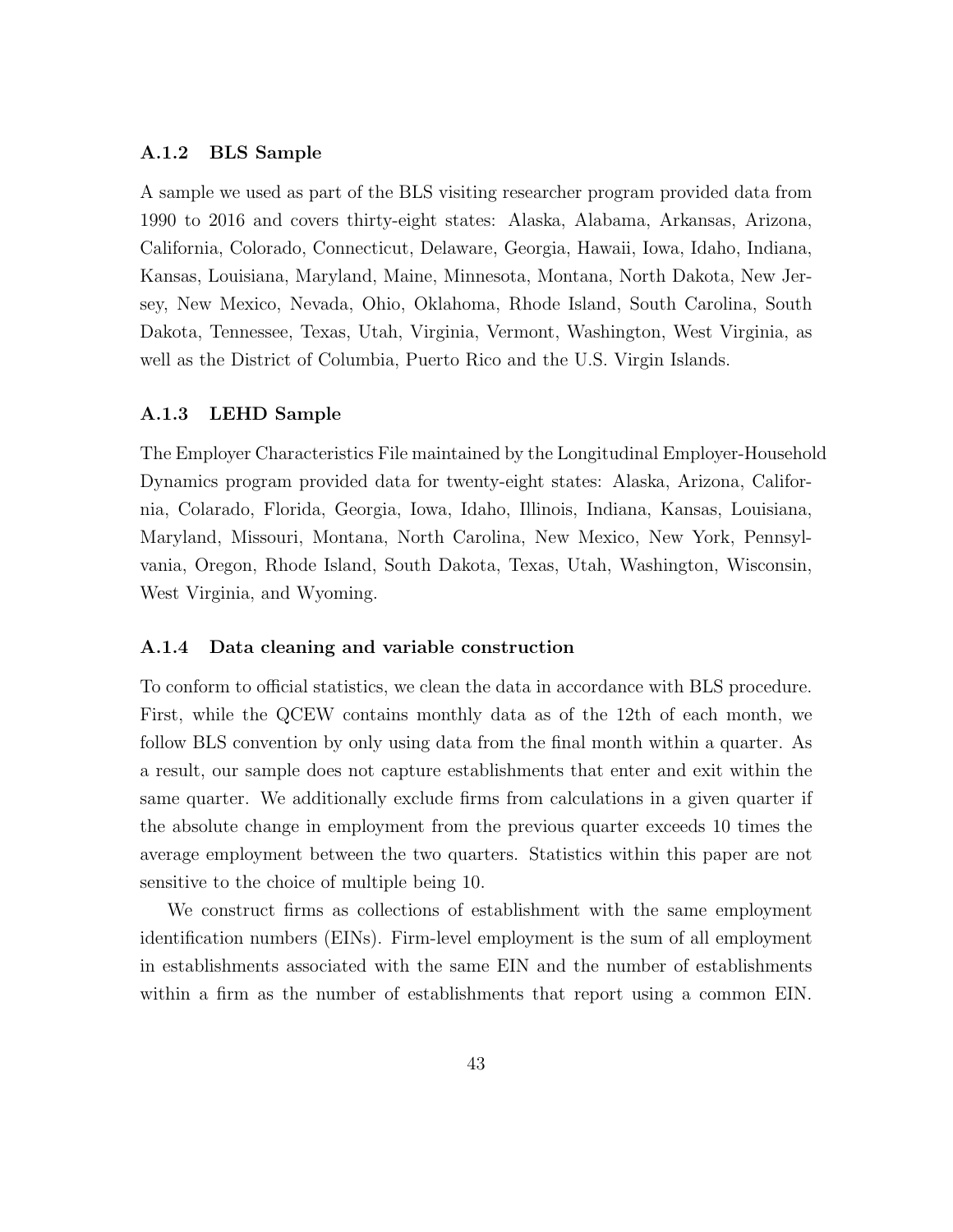### A.1.2 BLS Sample

A sample we used as part of the BLS visiting researcher program provided data from 1990 to 2016 and covers thirty-eight states: Alaska, Alabama, Arkansas, Arizona, California, Colorado, Connecticut, Delaware, Georgia, Hawaii, Iowa, Idaho, Indiana, Kansas, Louisiana, Maryland, Maine, Minnesota, Montana, North Dakota, New Jersey, New Mexico, Nevada, Ohio, Oklahoma, Rhode Island, South Carolina, South Dakota, Tennessee, Texas, Utah, Virginia, Vermont, Washington, West Virginia, as well as the District of Columbia, Puerto Rico and the U.S. Virgin Islands.

### A.1.3 LEHD Sample

The Employer Characteristics File maintained by the Longitudinal Employer-Household Dynamics program provided data for twenty-eight states: Alaska, Arizona, California, Colorado, Florida, Georgia, Iowa, Idaho, Illinois, Indiana, Kansas, Louisiana, Maryland, Missouri, Montana, North Carolina, New Mexico, New York, Pennsylvania, Oregon, Rhode Island, South Dakota, Texas, Utah, Washington, Wisconsin, West Virginia, and Wyoming.

### A.1.4 Data cleaning and variable construction

To conform to official statistics, we clean the data in accordance with BLS procedure. First, while the QCEW contains monthly data as of the 12th of each month, we follow BLS convention by only using data from the final month within a quarter. As a result, our sample does not capture establishments that enter and exit within the same quarter. We additionally exclude firms from calculations in a given quarter if the absolute change in employment from the previous quarter exceeds 10 times the average employment between the two quarters. Statistics within this paper are not sensitive to the choice of multiple being 10.

We construct firms as collections of establishment with the same employment identification numbers (EINs). Firm-level employment is the sum of all employment in establishments associated with the same EIN and the number of establishments within a firm as the number of establishments that report using a common EIN.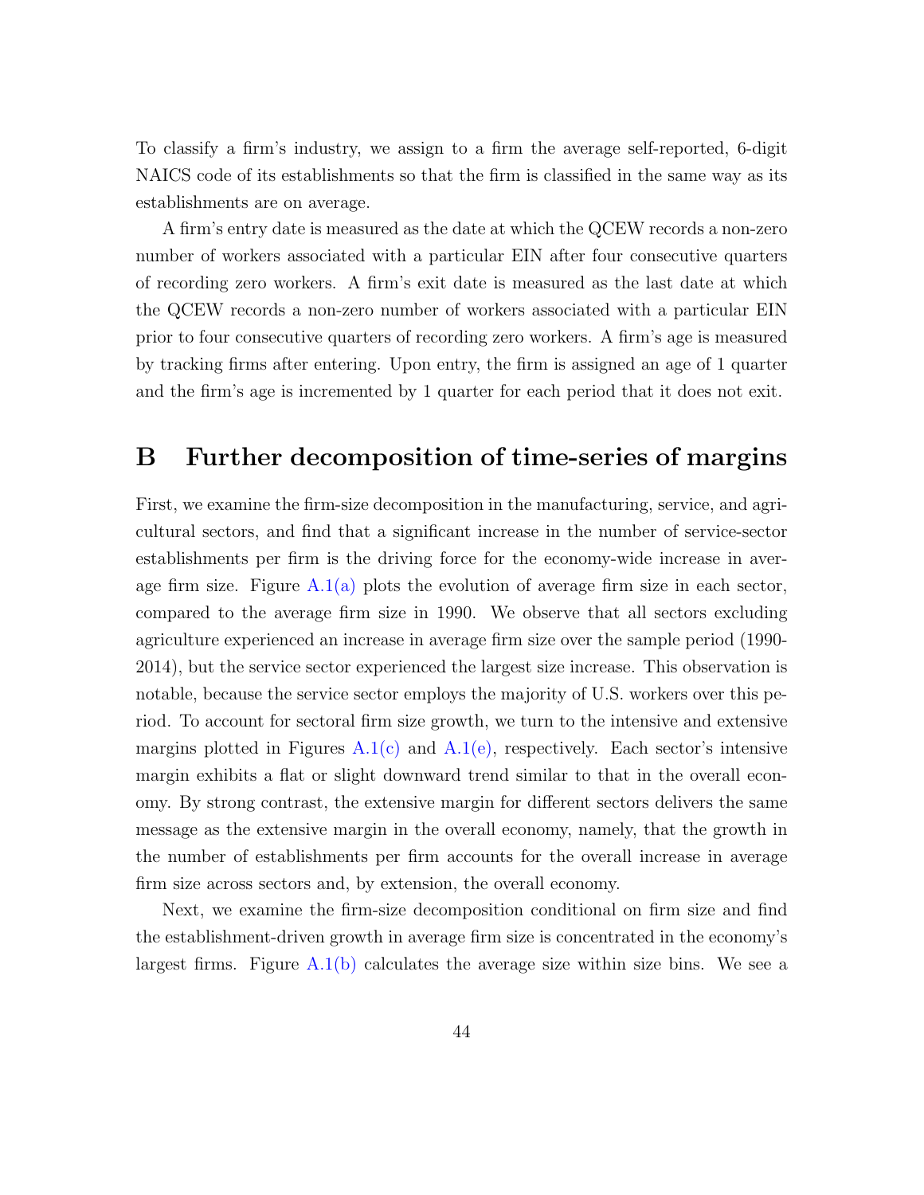To classify a firm's industry, we assign to a firm the average self-reported, 6-digit NAICS code of its establishments so that the firm is classified in the same way as its establishments are on average.

A firm's entry date is measured as the date at which the QCEW records a non-zero number of workers associated with a particular EIN after four consecutive quarters of recording zero workers. A firm's exit date is measured as the last date at which the QCEW records a non-zero number of workers associated with a particular EIN prior to four consecutive quarters of recording zero workers. A firm's age is measured by tracking firms after entering. Upon entry, the firm is assigned an age of 1 quarter and the firm's age is incremented by 1 quarter for each period that it does not exit.

# B Further decomposition of time-series of margins

First, we examine the firm-size decomposition in the manufacturing, service, and agricultural sectors, and find that a significant increase in the number of service-sector establishments per firm is the driving force for the economy-wide increase in average firm size. Figure A.1(a) plots the evolution of average firm size in each sector, compared to the average firm size in 1990. We observe that all sectors excluding agriculture experienced an increase in average firm size over the sample period (1990-2014), but the service sector experienced the largest size increase. This observation is notable, because the service sector employs the majority of U.S. workers over this period. To account for sectoral firm size growth, we turn to the intensive and extensive margins plotted in Figures A.1(c) and A.1(e), respectively. Each sector's intensive margin exhibits a flat or slight downward trend similar to that in the overall economy. By strong contrast, the extensive margin for different sectors delivers the same message as the extensive margin in the overall economy, namely, that the growth in the number of establishments per firm accounts for the overall increase in average firm size across sectors and, by extension, the overall economy.

Next, we examine the firm-size decomposition conditional on firm size and find the establishment-driven growth in average firm size is concentrated in the economy's largest firms. Figure A.1(b) calculates the average size within size bins. We see a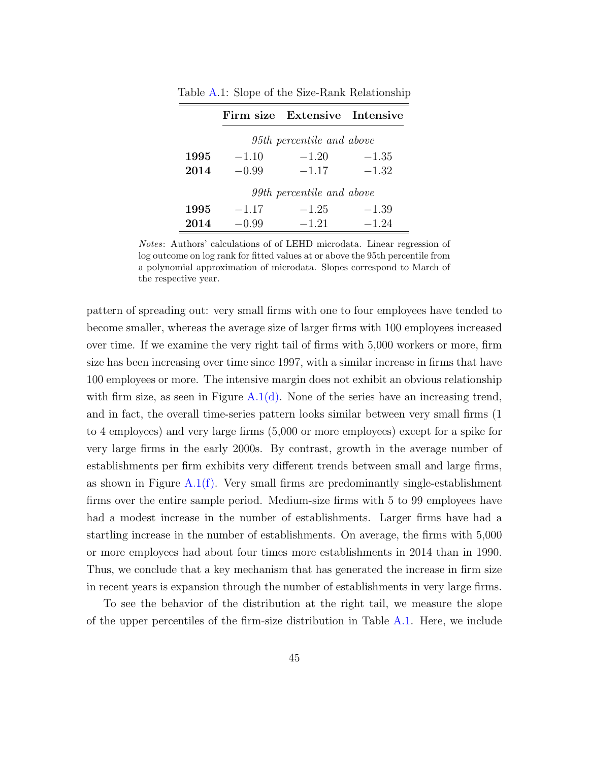Table A.1: Slope of the Size-Rank Relationship

| | Firm size | Extensive | Intensive |
|---|---|---|---|
| | *95th percentile and above* | | |
| **1995** | −1.10 | −1.20 | −1.35 |
| **2014** | −0.99 | −1.17 | −1.32 |
| | *99th percentile and above* | | |
| **1995** | −1.17 | −1.25 | −1.39 |
| **2014** | −0.99 | −1.21 | −1.24 |

*Notes*: Authors' calculations of of LEHD microdata. Linear regression of log outcome on log rank for fitted values at or above the 95th percentile from a polynomial approximation of microdata. Slopes correspond to March of the respective year.

pattern of spreading out: very small firms with one to four employees have tended to become smaller, whereas the average size of larger firms with 100 employees increased over time. If we examine the very right tail of firms with 5,000 workers or more, firm size has been increasing over time since 1997, with a similar increase in firms that have 100 employees or more. The intensive margin does not exhibit an obvious relationship with firm size, as seen in Figure A.1(d). None of the series have an increasing trend, and in fact, the overall time-series pattern looks similar between very small firms (1 to 4 employees) and very large firms (5,000 or more employees) except for a spike for very large firms in the early 2000s. By contrast, growth in the average number of establishments per firm exhibits very different trends between small and large firms, as shown in Figure A.1(f). Very small firms are predominantly single-establishment firms over the entire sample period. Medium-size firms with 5 to 99 employees have had a modest increase in the number of establishments. Larger firms have had a startling increase in the number of establishments. On average, the firms with 5,000 or more employees had about four times more establishments in 2014 than in 1990. Thus, we conclude that a key mechanism that has generated the increase in firm size in recent years is expansion through the number of establishments in very large firms.

To see the behavior of the distribution at the right tail, we measure the slope of the upper percentiles of the firm-size distribution in Table A.1. Here, we include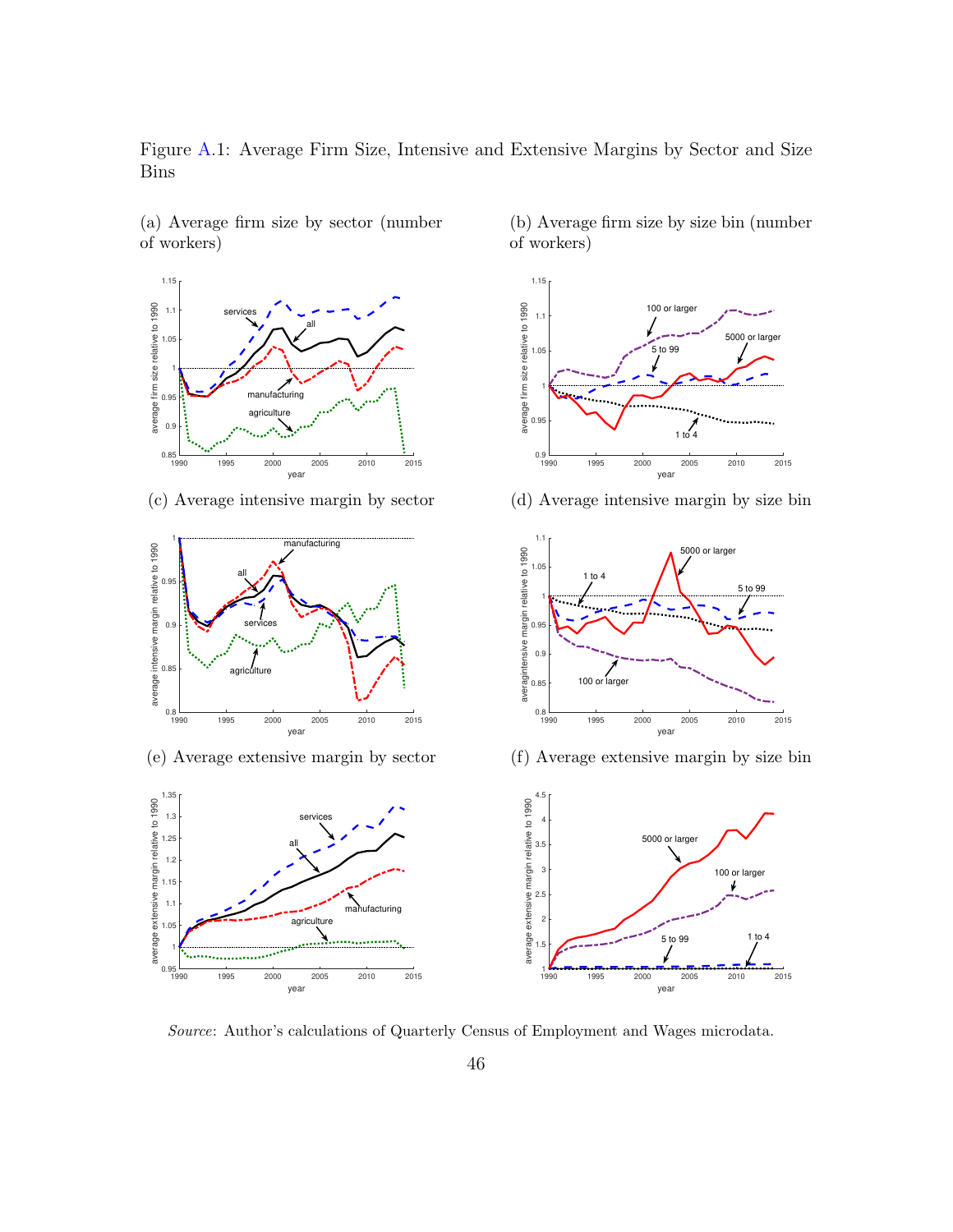Figure A.1: Average Firm Size, Intensive and Extensive Margins by Sector and Size Bins

(a) Average firm size by sector (number of workers)

(b) Average firm size by size bin (number of workers)

(c) Average intensive margin by sector

(d) Average intensive margin by size bin

(e) Average extensive margin by sector

(f) Average extensive margin by size bin

*Source*: Author's calculations of Quarterly Census of Employment and Wages microdata.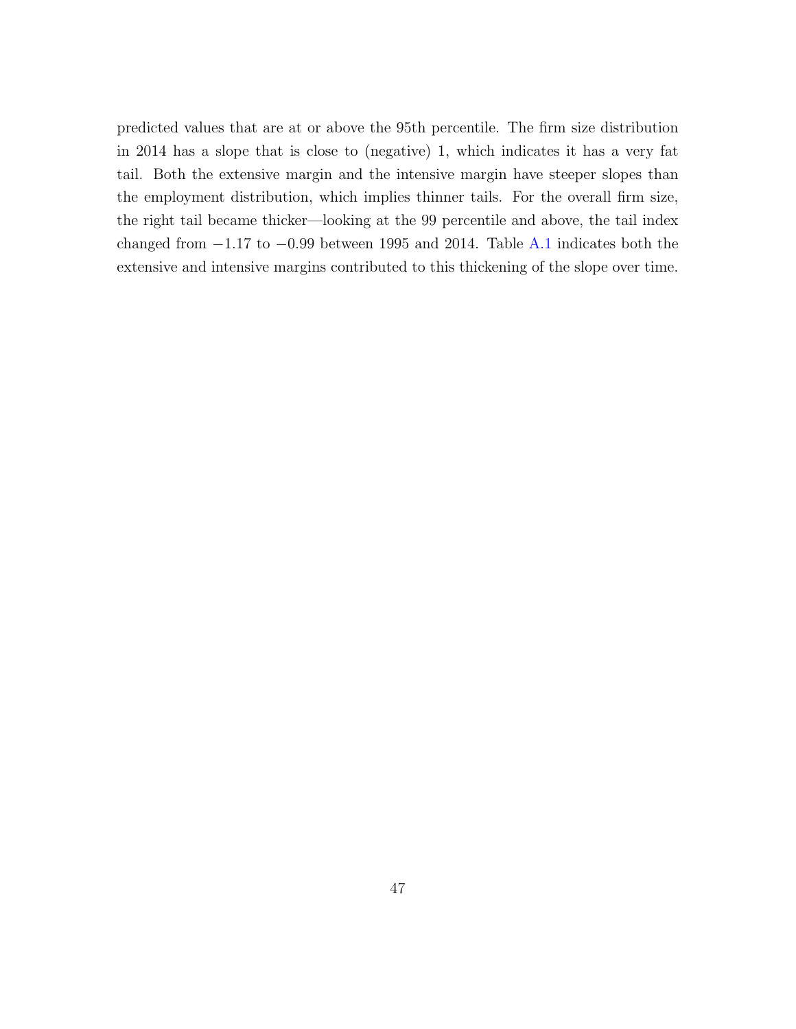predicted values that are at or above the 95th percentile. The firm size distribution in 2014 has a slope that is close to (negative) 1, which indicates it has a very fat tail. Both the extensive margin and the intensive margin have steeper slopes than the employment distribution, which implies thinner tails. For the overall firm size, the right tail became thicker—looking at the 99 percentile and above, the tail index changed from $-1.17$ to $-0.99$ between 1995 and 2014. Table A.1 indicates both the extensive and intensive margins contributed to this thickening of the slope over time.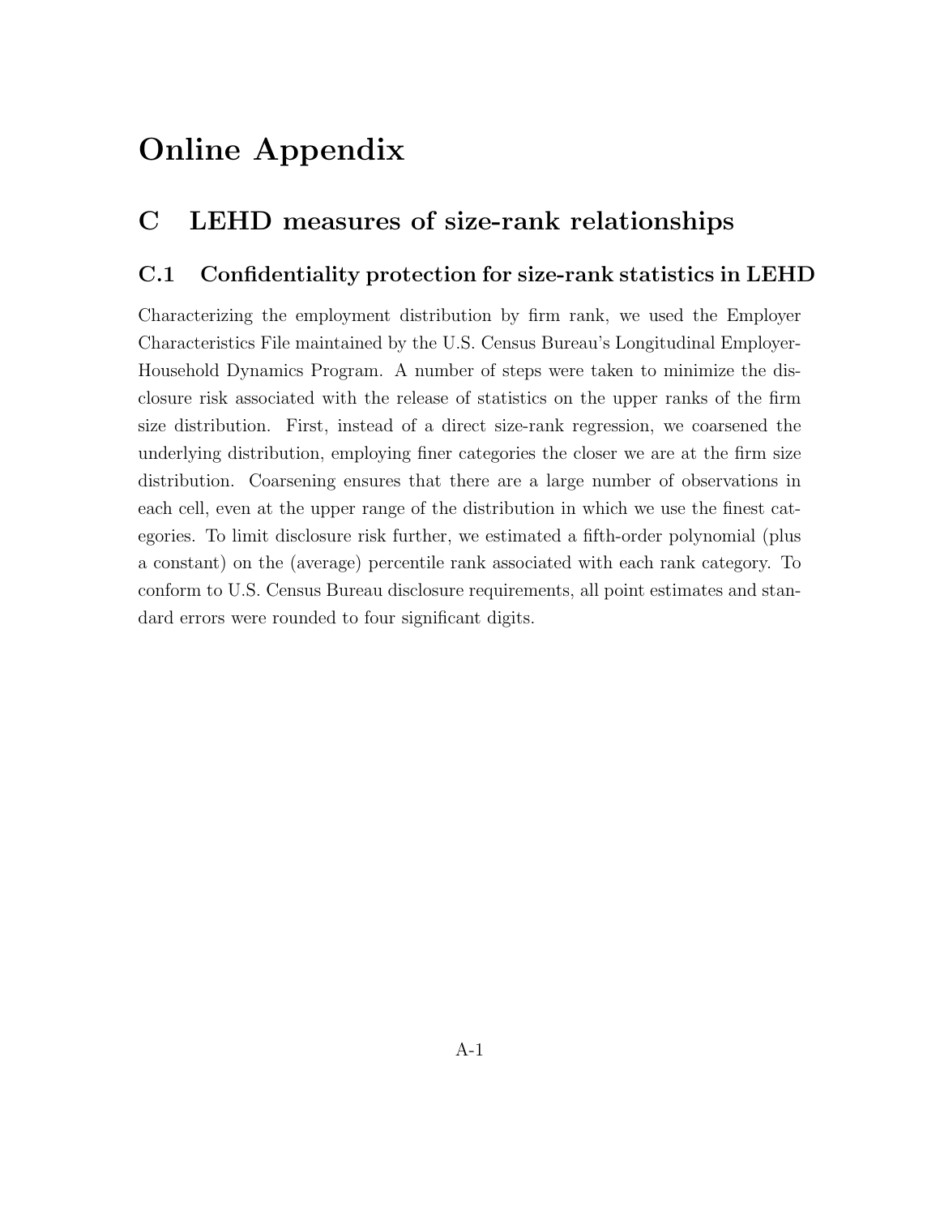# Online Appendix

## C LEHD measures of size-rank relationships

### C.1 Confidentiality protection for size-rank statistics in LEHD

Characterizing the employment distribution by firm rank, we used the Employer Characteristics File maintained by the U.S. Census Bureau's Longitudinal Employer-Household Dynamics Program. A number of steps were taken to minimize the disclosure risk associated with the release of statistics on the upper ranks of the firm size distribution. First, instead of a direct size-rank regression, we coarsened the underlying distribution, employing finer categories the closer we are at the firm size distribution. Coarsening ensures that there are a large number of observations in each cell, even at the upper range of the distribution in which we use the finest categories. To limit disclosure risk further, we estimated a fifth-order polynomial (plus a constant) on the (average) percentile rank associated with each rank category. To conform to U.S. Census Bureau disclosure requirements, all point estimates and standard errors were rounded to four significant digits.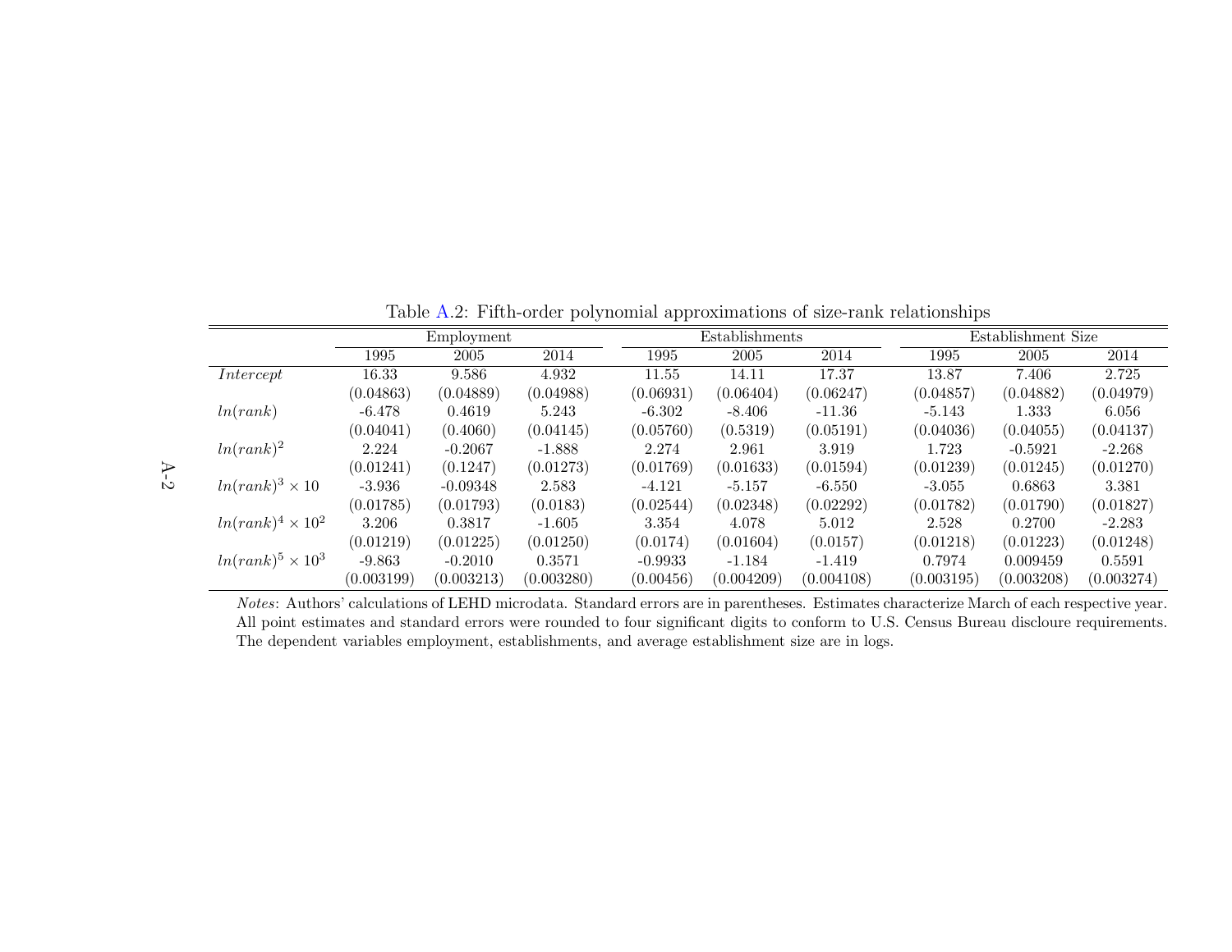Table A.2: Fifth-order polynomial approximations of size-rank relationships

| | Employment | | | Establishments | | | Establishment Size | | |
|---|---|---|---|---|---|---|---|---|---|
| | 1995 | 2005 | 2014 | 1995 | 2005 | 2014 | 1995 | 2005 | 2014 |
| *Intercept* | 16.33 | 9.586 | 4.932 | 11.55 | 14.11 | 17.37 | 13.87 | 7.406 | 2.725 |
| | (0.04863) | (0.04889) | (0.04988) | (0.06931) | (0.06404) | (0.06247) | (0.04857) | (0.04882) | (0.04979) |
| $ln(rank)$ | -6.478 | 0.4619 | 5.243 | -6.302 | -8.406 | -11.36 | -5.143 | 1.333 | 6.056 |
| | (0.04041) | (0.4060) | (0.04145) | (0.05760) | (0.5319) | (0.05191) | (0.04036) | (0.04055) | (0.04137) |
| $ln(rank)^2$ | 2.224 | -0.2067 | -1.888 | 2.274 | 2.961 | 3.919 | 1.723 | -0.5921 | -2.268 |
| | (0.01241) | (0.1247) | (0.01273) | (0.01769) | (0.01633) | (0.01594) | (0.01239) | (0.01245) | (0.01270) |
| $ln(rank)^3 \times 10$ | -3.936 | -0.09348 | 2.583 | -4.121 | -5.157 | -6.550 | -3.055 | 0.6863 | 3.381 |
| | (0.01785) | (0.01793) | (0.0183) | (0.02544) | (0.02348) | (0.02292) | (0.01782) | (0.01790) | (0.01827) |
| $ln(rank)^4 \times 10^2$ | 3.206 | 0.3817 | -1.605 | 3.354 | 4.078 | 5.012 | 2.528 | 0.2700 | -2.283 |
| | (0.01219) | (0.01225) | (0.01250) | (0.0174) | (0.01604) | (0.0157) | (0.01218) | (0.01223) | (0.01248) |
| $ln(rank)^5 \times 10^3$ | -9.863 | -0.2010 | 0.3571 | -0.9933 | -1.184 | -1.419 | 0.7974 | 0.009459 | 0.5591 |
| | (0.003199) | (0.003213) | (0.003280) | (0.00456) | (0.004209) | (0.004108) | (0.003195) | (0.003208) | (0.003274) |

*Notes*: Authors' calculations of LEHD microdata. Standard errors are in parentheses. Estimates characterize March of each respective year. All point estimates and standard errors were rounded to four significant digits to conform to U.S. Census Bureau discloure requirements. The dependent variables employment, establishments, and average establishment size are in logs.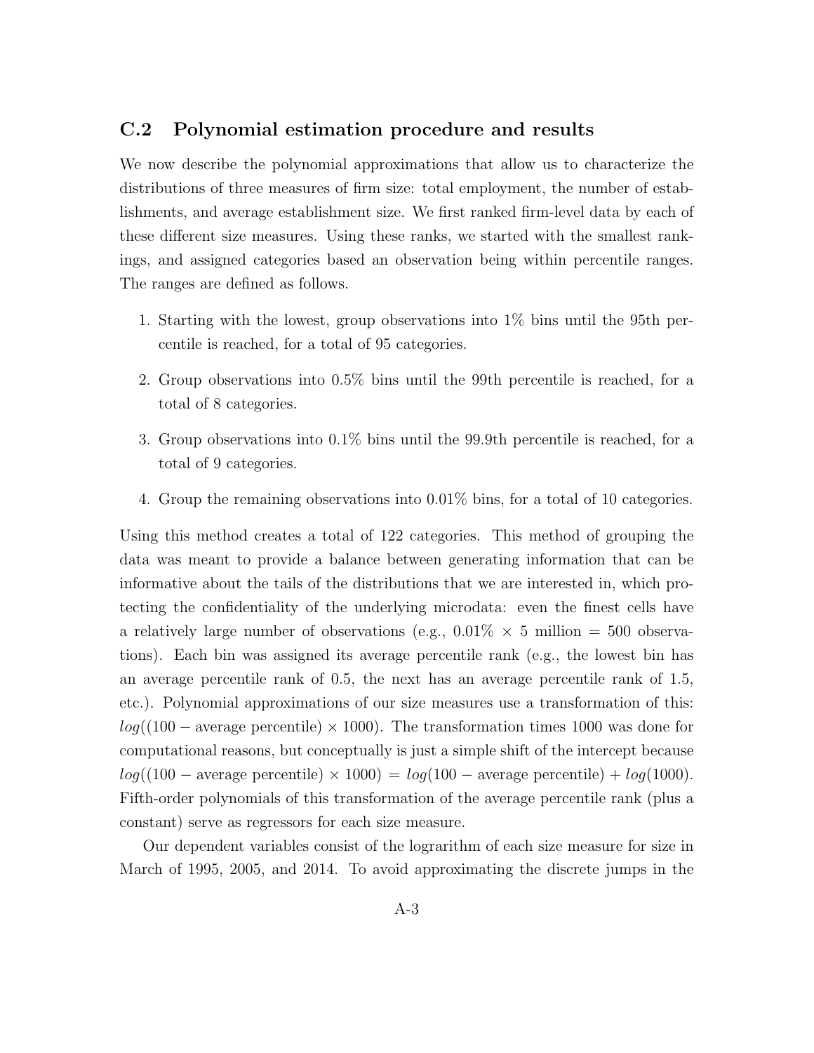## C.2 Polynomial estimation procedure and results

We now describe the polynomial approximations that allow us to characterize the distributions of three measures of firm size: total employment, the number of establishments, and average establishment size. We first ranked firm-level data by each of these different size measures. Using these ranks, we started with the smallest rankings, and assigned categories based an observation being within percentile ranges. The ranges are defined as follows.

1. Starting with the lowest, group observations into 1% bins until the 95th percentile is reached, for a total of 95 categories.
2. Group observations into 0.5% bins until the 99th percentile is reached, for a total of 8 categories.
3. Group observations into 0.1% bins until the 99.9th percentile is reached, for a total of 9 categories.
4. Group the remaining observations into 0.01% bins, for a total of 10 categories.

Using this method creates a total of 122 categories. This method of grouping the data was meant to provide a balance between generating information that can be informative about the tails of the distributions that we are interested in, which protecting the confidentiality of the underlying microdata: even the finest cells have a relatively large number of observations (e.g., $0.01\% \times 5$ million = 500 observations). Each bin was assigned its average percentile rank (e.g., the lowest bin has an average percentile rank of 0.5, the next has an average percentile rank of 1.5, etc.). Polynomial approximations of our size measures use a transformation of this: $log((100 - \text{average percentile}) \times 1000)$. The transformation times 1000 was done for computational reasons, but conceptually is just a simple shift of the intercept because $log((100 - \text{average percentile}) \times 1000) = log(100 - \text{average percentile}) + log(1000)$. Fifth-order polynomials of this transformation of the average percentile rank (plus a constant) serve as regressors for each size measure.

Our dependent variables consist of the lograrithm of each size measure for size in March of 1995, 2005, and 2014. To avoid approximating the discrete jumps in the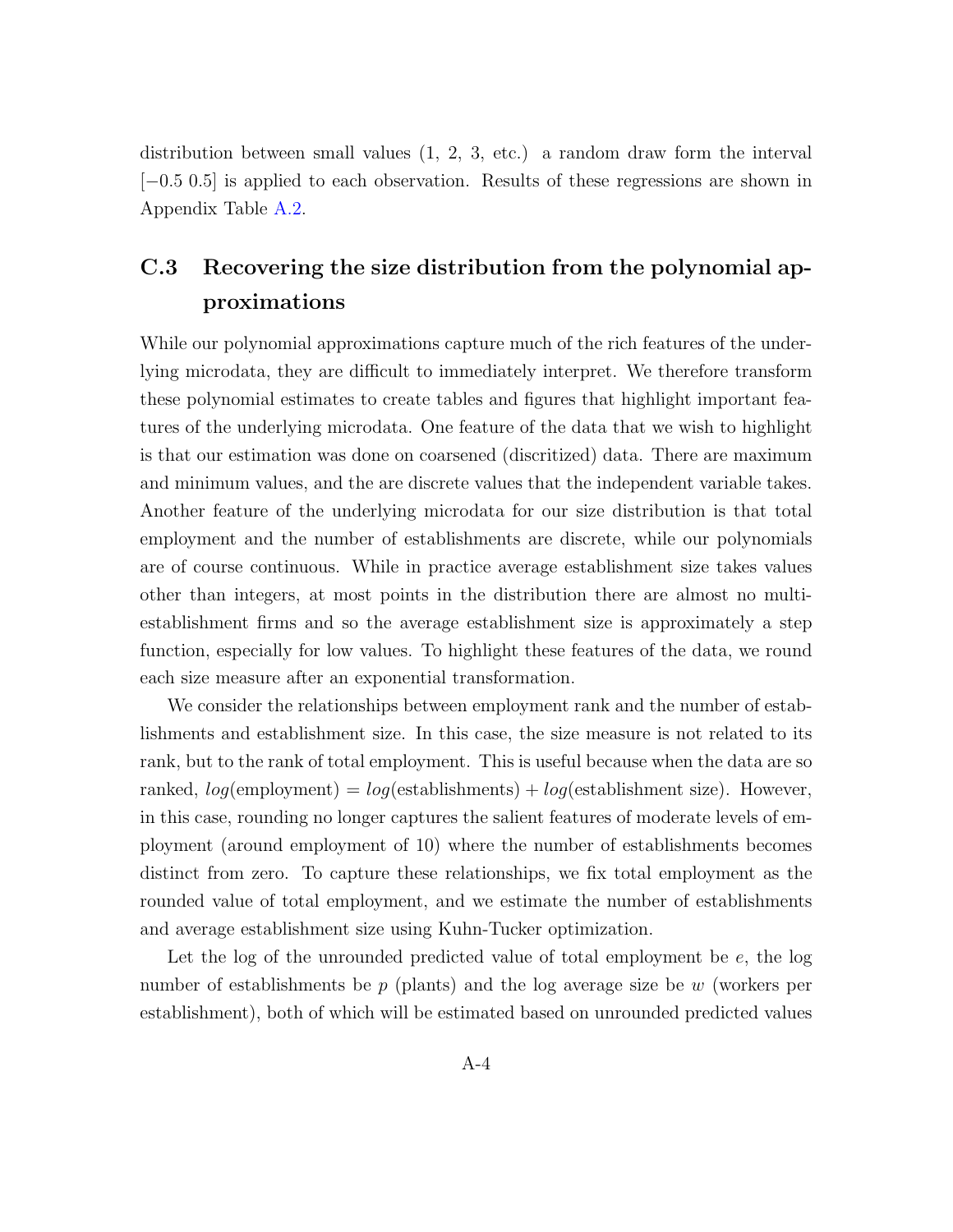distribution between small values (1, 2, 3, etc.) a random draw form the interval $[-0.5\ 0.5]$ is applied to each observation. Results of these regressions are shown in Appendix Table A.2.

## C.3 Recovering the size distribution from the polynomial approximations

While our polynomial approximations capture much of the rich features of the underlying microdata, they are difficult to immediately interpret. We therefore transform these polynomial estimates to create tables and figures that highlight important features of the underlying microdata. One feature of the data that we wish to highlight is that our estimation was done on coarsened (discritized) data. There are maximum and minimum values, and the are discrete values that the independent variable takes. Another feature of the underlying microdata for our size distribution is that total employment and the number of establishments are discrete, while our polynomials are of course continuous. While in practice average establishment size takes values other than integers, at most points in the distribution there are almost no multi-establishment firms and so the average establishment size is approximately a step function, especially for low values. To highlight these features of the data, we round each size measure after an exponential transformation.

We consider the relationships between employment rank and the number of establishments and establishment size. In this case, the size measure is not related to its rank, but to the rank of total employment. This is useful because when the data are so ranked, $log(\text{employment}) = log(\text{establishments}) + log(\text{establishment size})$. However, in this case, rounding no longer captures the salient features of moderate levels of employment (around employment of 10) where the number of establishments becomes distinct from zero. To capture these relationships, we fix total employment as the rounded value of total employment, and we estimate the number of establishments and average establishment size using Kuhn-Tucker optimization.

Let the log of the unrounded predicted value of total employment be $e$, the log number of establishments be $p$ (plants) and the log average size be $w$ (workers per establishment), both of which will be estimated based on unrounded predicted values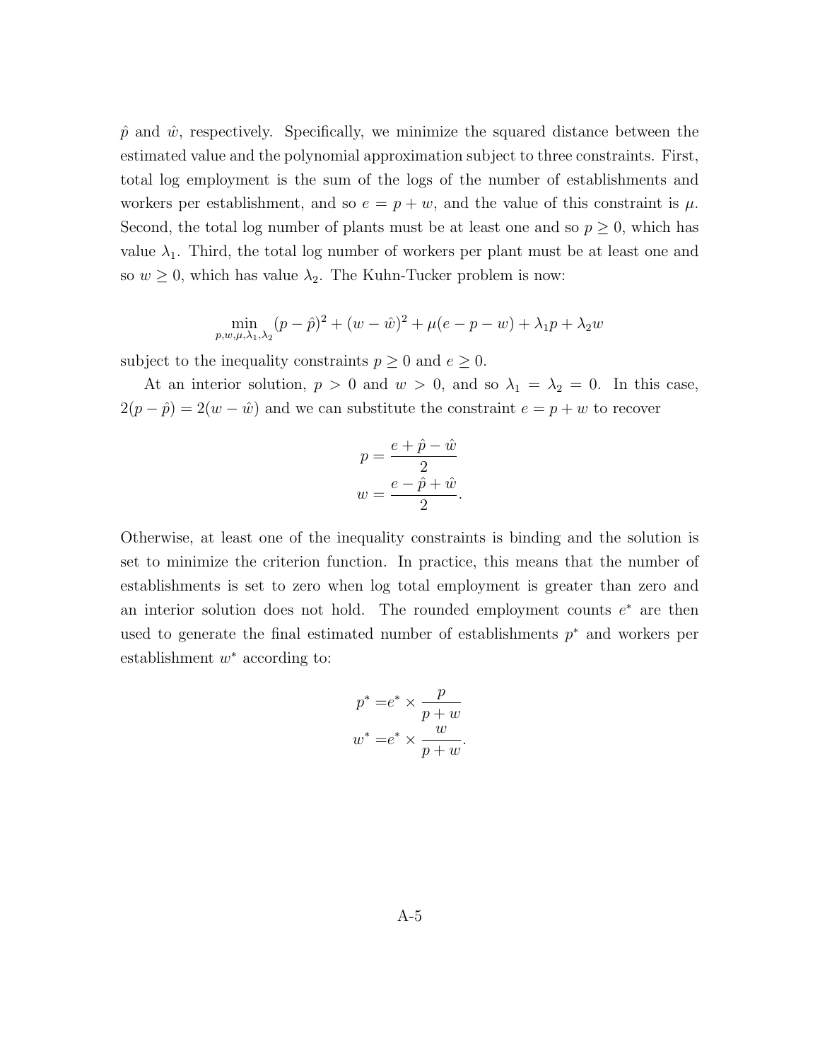$\hat{p}$ and $\hat{w}$, respectively. Specifically, we minimize the squared distance between the estimated value and the polynomial approximation subject to three constraints. First, total log employment is the sum of the logs of the number of establishments and workers per establishment, and so $e = p + w$, and the value of this constraint is $\mu$. Second, the total log number of plants must be at least one and so $p \geq 0$, which has value $\lambda_1$. Third, the total log number of workers per plant must be at least one and so $w \geq 0$, which has value $\lambda_2$. The Kuhn-Tucker problem is now:

$$\min_{p,w,\mu,\lambda_1,\lambda_2} (p - \hat{p})^2 + (w - \hat{w})^2 + \mu(e - p - w) + \lambda_1 p + \lambda_2 w$$

subject to the inequality constraints $p \geq 0$ and $e \geq 0$.

At an interior solution, $p > 0$ and $w > 0$, and so $\lambda_1 = \lambda_2 = 0$. In this case, $2(p - \hat{p}) = 2(w - \hat{w})$ and we can substitute the constraint $e = p + w$ to recover

$$p = \frac{e + \hat{p} - \hat{w}}{2}$$
$$w = \frac{e - \hat{p} + \hat{w}}{2}.$$

Otherwise, at least one of the inequality constraints is binding and the solution is set to minimize the criterion function. In practice, this means that the number of establishments is set to zero when log total employment is greater than zero and an interior solution does not hold. The rounded employment counts $e^*$ are then used to generate the final estimated number of establishments $p^*$ and workers per establishment $w^*$ according to:

$$p^* = e^* \times \frac{p}{p + w}$$
$$w^* = e^* \times \frac{w}{p + w}.$$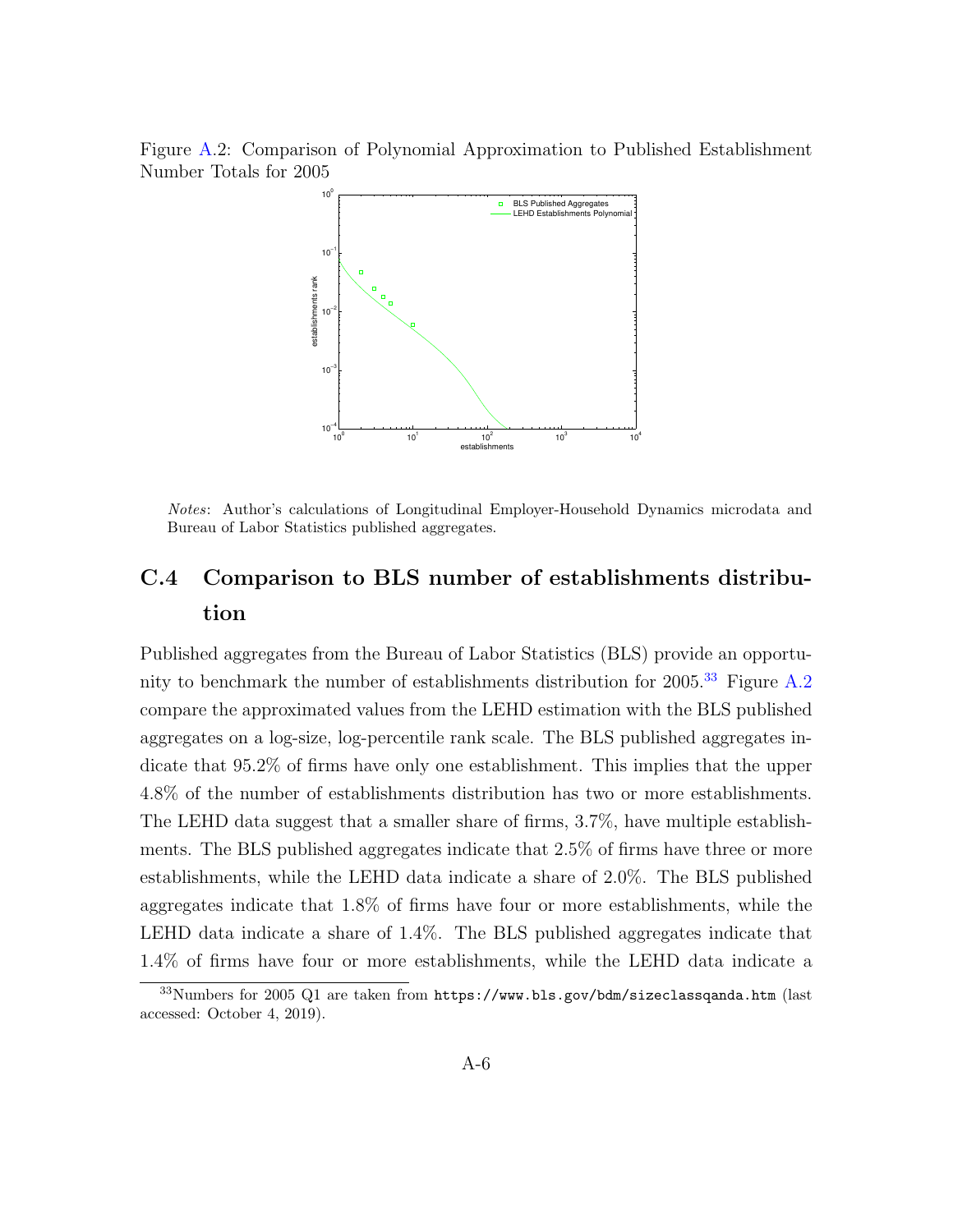Figure A.2: Comparison of Polynomial Approximation to Published Establishment Number Totals for 2005

*Notes*: Author's calculations of Longitudinal Employer-Household Dynamics microdata and Bureau of Labor Statistics published aggregates.

## C.4 Comparison to BLS number of establishments distribution

Published aggregates from the Bureau of Labor Statistics (BLS) provide an opportunity to benchmark the number of establishments distribution for 2005.[33] Figure A.2 compare the approximated values from the LEHD estimation with the BLS published aggregates on a log-size, log-percentile rank scale. The BLS published aggregates indicate that 95.2% of firms have only one establishment. This implies that the upper 4.8% of the number of establishments distribution has two or more establishments. The LEHD data suggest that a smaller share of firms, 3.7%, have multiple establishments. The BLS published aggregates indicate that 2.5% of firms have three or more establishments, while the LEHD data indicate a share of 2.0%. The BLS published aggregates indicate that 1.8% of firms have four or more establishments, while the LEHD data indicate a share of 1.4%. The BLS published aggregates indicate that 1.4% of firms have four or more establishments, while the LEHD data indicate a

[33] Numbers for 2005 Q1 are taken from `https://www.bls.gov/bdm/sizeclassqanda.htm` (last accessed: October 4, 2019).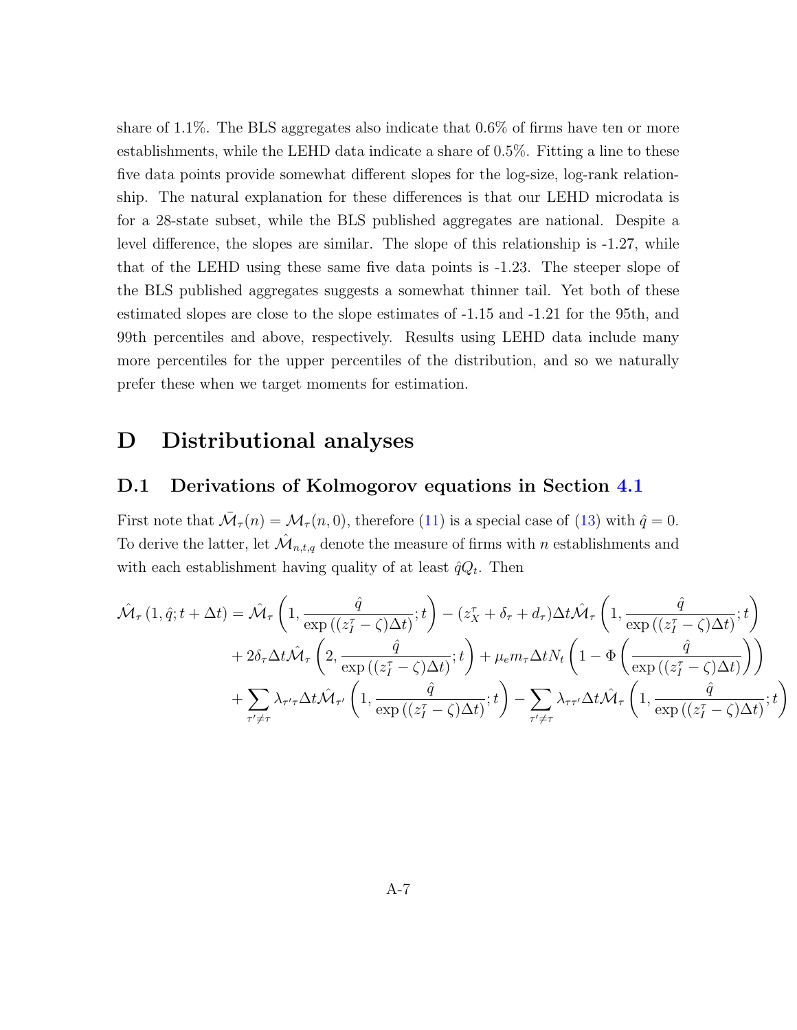share of 1.1%. The BLS aggregates also indicate that 0.6% of firms have ten or more establishments, while the LEHD data indicate a share of 0.5%. Fitting a line to these five data points provide somewhat different slopes for the log-size, log-rank relationship. The natural explanation for these differences is that our LEHD microdata is for a 28-state subset, while the BLS published aggregates are national. Despite a level difference, the slopes are similar. The slope of this relationship is -1.27, while that of the LEHD using these same five data points is -1.23. The steeper slope of the BLS published aggregates suggests a somewhat thinner tail. Yet both of these estimated slopes are close to the slope estimates of -1.15 and -1.21 for the 95th, and 99th percentiles and above, respectively. Results using LEHD data include many more percentiles for the upper percentiles of the distribution, and so we naturally prefer these when we target moments for estimation.

# D Distributional analyses

## D.1 Derivations of Kolmogorov equations in Section 4.1

First note that $\bar{\mathcal{M}}_\tau(n) = \mathcal{M}_\tau(n, 0)$, therefore (11) is a special case of (13) with $\hat{q} = 0$. To derive the latter, let $\hat{\mathcal{M}}_{n,t,q}$ denote the measure of firms with $n$ establishments and with each establishment having quality of at least $\hat{q}Q_t$. Then

$$
\begin{aligned}
\hat{\mathcal{M}}_\tau\left(1, \hat{q}; t+\Delta t\right) = {} & \hat{\mathcal{M}}_\tau\left(1, \frac{\hat{q}}{\exp\left((z_I^\tau - \zeta)\Delta t\right)}; t\right) - (z_X^\tau + \delta_\tau + d_\tau)\Delta t \hat{\mathcal{M}}_\tau\left(1, \frac{\hat{q}}{\exp\left((z_I^\tau - \zeta)\Delta t\right)}; t\right) \\
& + 2\delta_\tau \Delta t \hat{\mathcal{M}}_\tau\left(2, \frac{\hat{q}}{\exp\left((z_I^\tau - \zeta)\Delta t\right)}; t\right) + \mu_e m_\tau \Delta t N_t \left(1 - \Phi\left(\frac{\hat{q}}{\exp\left((z_I^\tau - \zeta)\Delta t\right)}\right)\right) \\
& + \sum_{\tau' \neq \tau} \lambda_{\tau'\tau} \Delta t \hat{\mathcal{M}}_{\tau'}\left(1, \frac{\hat{q}}{\exp\left((z_I^\tau - \zeta)\Delta t\right)}; t\right) - \sum_{\tau' \neq \tau} \lambda_{\tau\tau'} \Delta t \hat{\mathcal{M}}_\tau\left(1, \frac{\hat{q}}{\exp\left((z_I^\tau - \zeta)\Delta t\right)}; t\right)
\end{aligned}
$$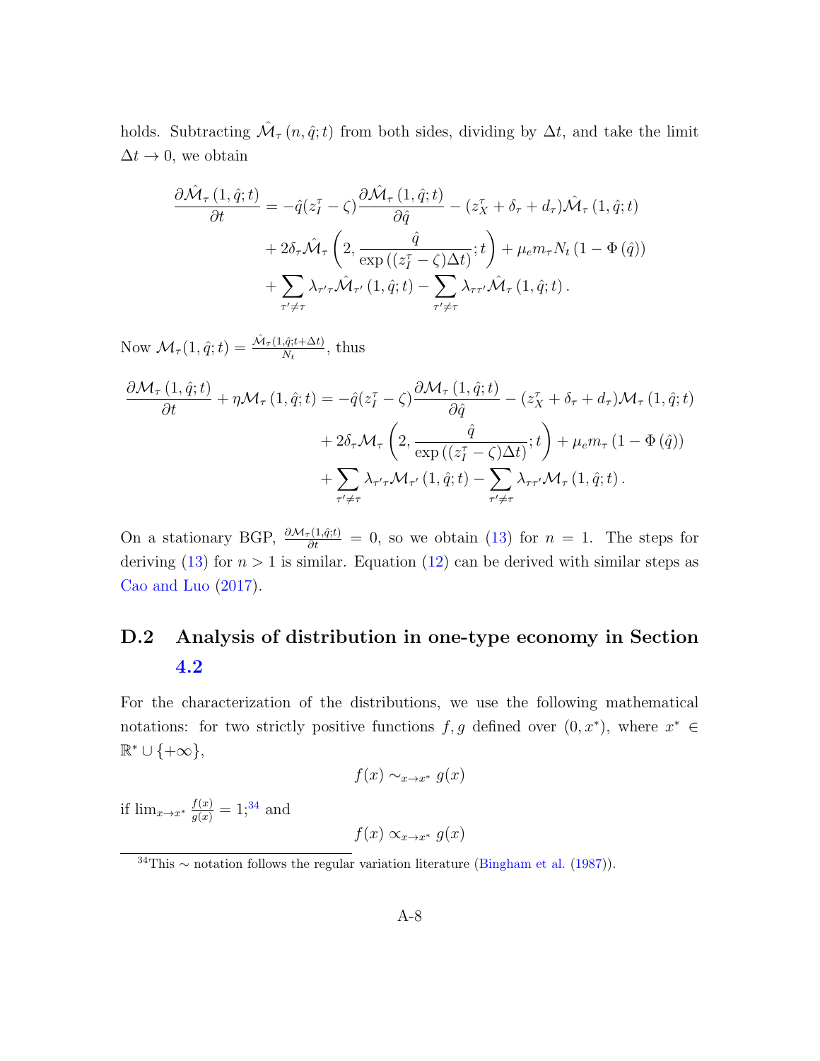holds. Subtracting $\hat{\mathcal{M}}_\tau(n, \hat{q}; t)$ from both sides, dividing by $\Delta t$, and take the limit $\Delta t \to 0$, we obtain

$$
\begin{aligned}
\frac{\partial \hat{\mathcal{M}}_\tau(1, \hat{q}; t)}{\partial t} &= -\hat{q}(z_I^\tau - \zeta) \frac{\partial \hat{\mathcal{M}}_\tau(1, \hat{q}; t)}{\partial \hat{q}} - (z_X^\tau + \delta_\tau + d_\tau) \hat{\mathcal{M}}_\tau(1, \hat{q}; t) \\
&\quad + 2\delta_\tau \hat{\mathcal{M}}_\tau\left(2, \frac{\hat{q}}{\exp((z_I^\tau - \zeta)\Delta t)}; t\right) + \mu_e m_\tau N_t (1 - \Phi(\hat{q})) \\
&\quad + \sum_{\tau' \neq \tau} \lambda_{\tau'\tau} \hat{\mathcal{M}}_{\tau'}(1, \hat{q}; t) - \sum_{\tau' \neq \tau} \lambda_{\tau\tau'} \hat{\mathcal{M}}_\tau(1, \hat{q}; t).
\end{aligned}
$$

Now $\mathcal{M}_\tau(1, \hat{q}; t) = \frac{\hat{\mathcal{M}}_\tau(1, \hat{q}; t + \Delta t)}{N_t}$, thus

$$
\begin{aligned}
\frac{\partial \mathcal{M}_\tau(1, \hat{q}; t)}{\partial t} + \eta \mathcal{M}_\tau(1, \hat{q}; t) &= -\hat{q}(z_I^\tau - \zeta) \frac{\partial \mathcal{M}_\tau(1, \hat{q}; t)}{\partial \hat{q}} - (z_X^\tau + \delta_\tau + d_\tau) \mathcal{M}_\tau(1, \hat{q}; t) \\
&\quad + 2\delta_\tau \mathcal{M}_\tau\left(2, \frac{\hat{q}}{\exp((z_I^\tau - \zeta)\Delta t)}; t\right) + \mu_e m_\tau (1 - \Phi(\hat{q})) \\
&\quad + \sum_{\tau' \neq \tau} \lambda_{\tau'\tau} \mathcal{M}_{\tau'}(1, \hat{q}; t) - \sum_{\tau' \neq \tau} \lambda_{\tau\tau'} \mathcal{M}_\tau(1, \hat{q}; t).
\end{aligned}
$$

On a stationary BGP, $\frac{\partial \mathcal{M}_\tau(1, \hat{q}; t)}{\partial t} = 0$, so we obtain (13) for $n = 1$. The steps for deriving (13) for $n > 1$ is similar. Equation (12) can be derived with similar steps as Cao and Luo (2017).

## D.2 Analysis of distribution in one-type economy in Section 4.2

For the characterization of the distributions, we use the following mathematical notations: for two strictly positive functions $f, g$ defined over $(0, x^*)$, where $x^* \in \mathbb{R}^* \cup \{+\infty\}$,

$$
f(x) \sim_{x \to x^*} g(x)
$$

if $\lim_{x \to x^*} \frac{f(x)}{g(x)} = 1$;[34] and

$$
f(x) \propto_{x \to x^*} g(x)
$$

[34] This $\sim$ notation follows the regular variation literature (Bingham et al. (1987)).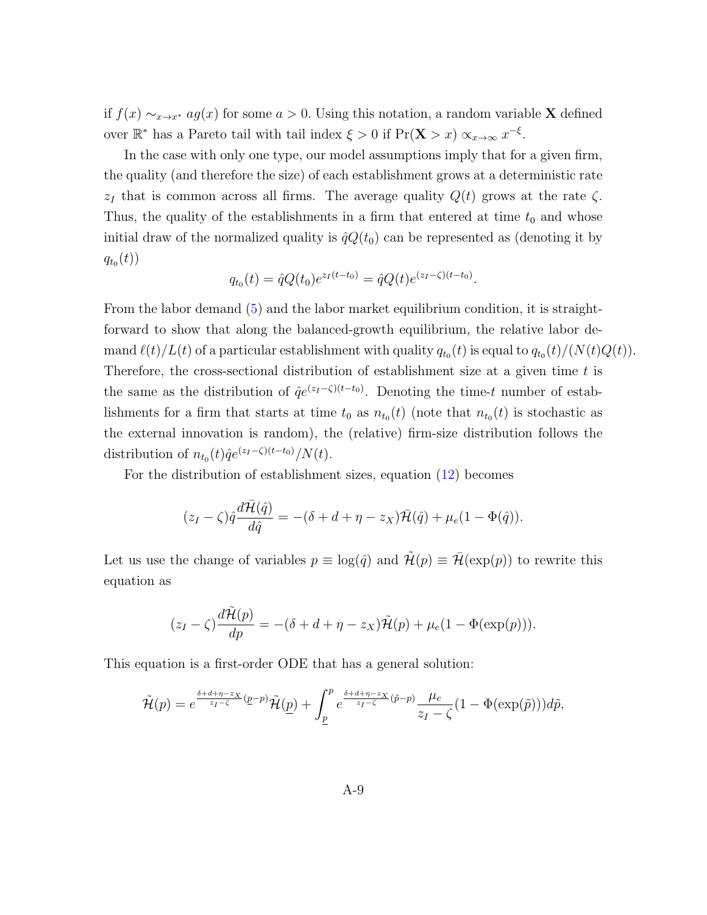if $f(x) \sim_{x \to x^*} ag(x)$ for some $a > 0$. Using this notation, a random variable $\mathbf{X}$ defined over $\mathbb{R}^*$ has a Pareto tail with tail index $\xi > 0$ if $\Pr(\mathbf{X} > x) \propto_{x \to \infty} x^{-\xi}$.

In the case with only one type, our model assumptions imply that for a given firm, the quality (and therefore the size) of each establishment grows at a deterministic rate $z_I$ that is common across all firms. The average quality $Q(t)$ grows at the rate $\zeta$. Thus, the quality of the establishments in a firm that entered at time $t_0$ and whose initial draw of the normalized quality is $\hat{q}Q(t_0)$ can be represented as (denoting it by $q_{t_0}(t)$)

$$q_{t_0}(t) = \hat{q}Q(t_0)e^{z_I(t-t_0)} = \hat{q}Q(t)e^{(z_I-\zeta)(t-t_0)}.$$

From the labor demand (5) and the labor market equilibrium condition, it is straightforward to show that along the balanced-growth equilibrium, the relative labor demand $\ell(t)/L(t)$ of a particular establishment with quality $q_{t_0}(t)$ is equal to $q_{t_0}(t)/(N(t)Q(t))$. Therefore, the cross-sectional distribution of establishment size at a given time $t$ is the same as the distribution of $\hat{q}e^{(z_I-\zeta)(t-t_0)}$. Denoting the time-$t$ number of establishments for a firm that starts at time $t_0$ as $n_{t_0}(t)$ (note that $n_{t_0}(t)$ is stochastic as the external innovation is random), the (relative) firm-size distribution follows the distribution of $n_{t_0}(t)\hat{q}e^{(z_I-\zeta)(t-t_0)}/N(t)$.

For the distribution of establishment sizes, equation (12) becomes

$$(z_I - \zeta)\hat{q}\frac{d\bar{\mathcal{H}}(\hat{q})}{d\hat{q}} = -(\delta + d + \eta - z_X)\bar{\mathcal{H}}(\hat{q}) + \mu_e(1 - \Phi(\hat{q})).$$

Let us use the change of variables $p \equiv \log(\hat{q})$ and $\tilde{\mathcal{H}}(p) \equiv \bar{\mathcal{H}}(\exp(p))$ to rewrite this equation as

$$(z_I - \zeta)\frac{d\tilde{\mathcal{H}}(p)}{dp} = -(\delta + d + \eta - z_X)\tilde{\mathcal{H}}(p) + \mu_e(1 - \Phi(\exp(p))).$$

This equation is a first-order ODE that has a general solution:

$$\tilde{\mathcal{H}}(p) = e^{\frac{\delta+d+\eta-z_X}{z_I-\zeta}(\underline{p}-p)}\tilde{\mathcal{H}}(\underline{p}) + \int_{\underline{p}}^{p} e^{\frac{\delta+d+\eta-z_X}{z_I-\zeta}(\tilde{p}-p)}\frac{\mu_e}{z_I-\zeta}(1-\Phi(\exp(\tilde{p})))d\tilde{p},$$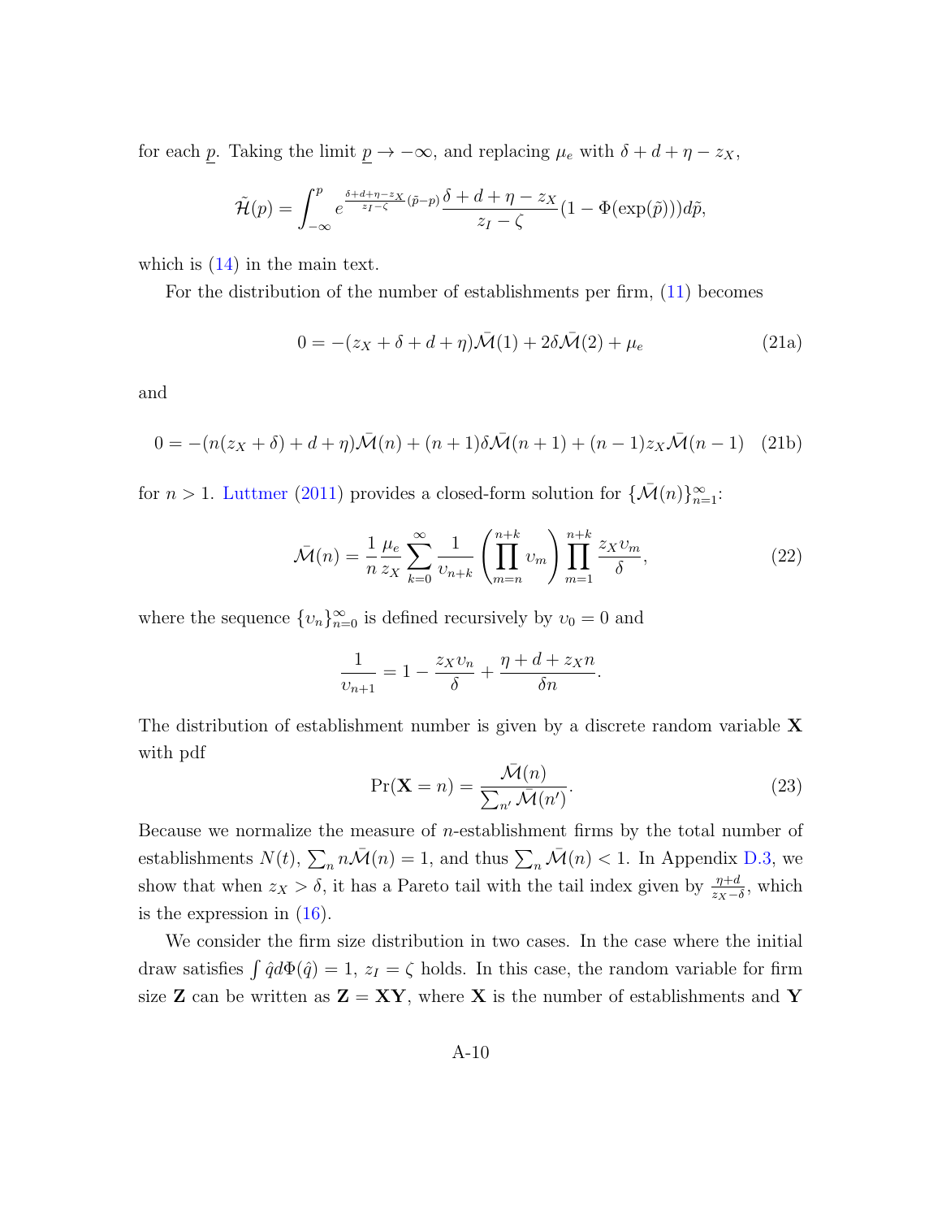for each $\underline{p}$. Taking the limit $\underline{p} \to -\infty$, and replacing $\mu_e$ with $\delta + d + \eta - z_X$,

$$\tilde{\mathcal{H}}(p) = \int_{-\infty}^{p} e^{\frac{\delta+d+\eta-z_X}{z_I-\zeta}(\tilde{p}-p)} \frac{\delta + d + \eta - z_X}{z_I - \zeta}(1 - \Phi(\exp(\tilde{p})))d\tilde{p},$$

which is (14) in the main text.

For the distribution of the number of establishments per firm, (11) becomes

$$0 = -(z_X + \delta + d + \eta)\bar{\mathcal{M}}(1) + 2\delta\bar{\mathcal{M}}(2) + \mu_e \tag{21a}$$

and

$$0 = -(n(z_X + \delta) + d + \eta)\bar{\mathcal{M}}(n) + (n+1)\delta\bar{\mathcal{M}}(n+1) + (n-1)z_X\bar{\mathcal{M}}(n-1) \tag{21b}$$

for $n > 1$. Luttmer (2011) provides a closed-form solution for $\{\bar{\mathcal{M}}(n)\}_{n=1}^{\infty}$:

$$\bar{\mathcal{M}}(n) = \frac{1}{n}\frac{\mu_e}{z_X}\sum_{k=0}^{\infty}\frac{1}{\upsilon_{n+k}}\left(\prod_{m=n}^{n+k}\upsilon_m\right)\prod_{m=1}^{n+k}\frac{z_X\upsilon_m}{\delta}, \tag{22}$$

where the sequence $\{\upsilon_n\}_{n=0}^{\infty}$ is defined recursively by $\upsilon_0 = 0$ and

$$\frac{1}{\upsilon_{n+1}} = 1 - \frac{z_X\upsilon_n}{\delta} + \frac{\eta + d + z_X n}{\delta n}.$$

The distribution of establishment number is given by a discrete random variable $\mathbf{X}$ with pdf

$$\Pr(\mathbf{X} = n) = \frac{\bar{\mathcal{M}}(n)}{\sum_{n'}\bar{\mathcal{M}}(n')}. \tag{23}$$

Because we normalize the measure of $n$-establishment firms by the total number of establishments $N(t)$, $\sum_n n\bar{\mathcal{M}}(n) = 1$, and thus $\sum_n \bar{\mathcal{M}}(n) < 1$. In Appendix D.3, we show that when $z_X > \delta$, it has a Pareto tail with the tail index given by $\frac{\eta+d}{z_X-\delta}$, which is the expression in (16).

We consider the firm size distribution in two cases. In the case where the initial draw satisfies $\int \hat{q}d\Phi(\hat{q}) = 1$, $z_I = \zeta$ holds. In this case, the random variable for firm size $\mathbf{Z}$ can be written as $\mathbf{Z} = \mathbf{XY}$, where $\mathbf{X}$ is the number of establishments and $\mathbf{Y}$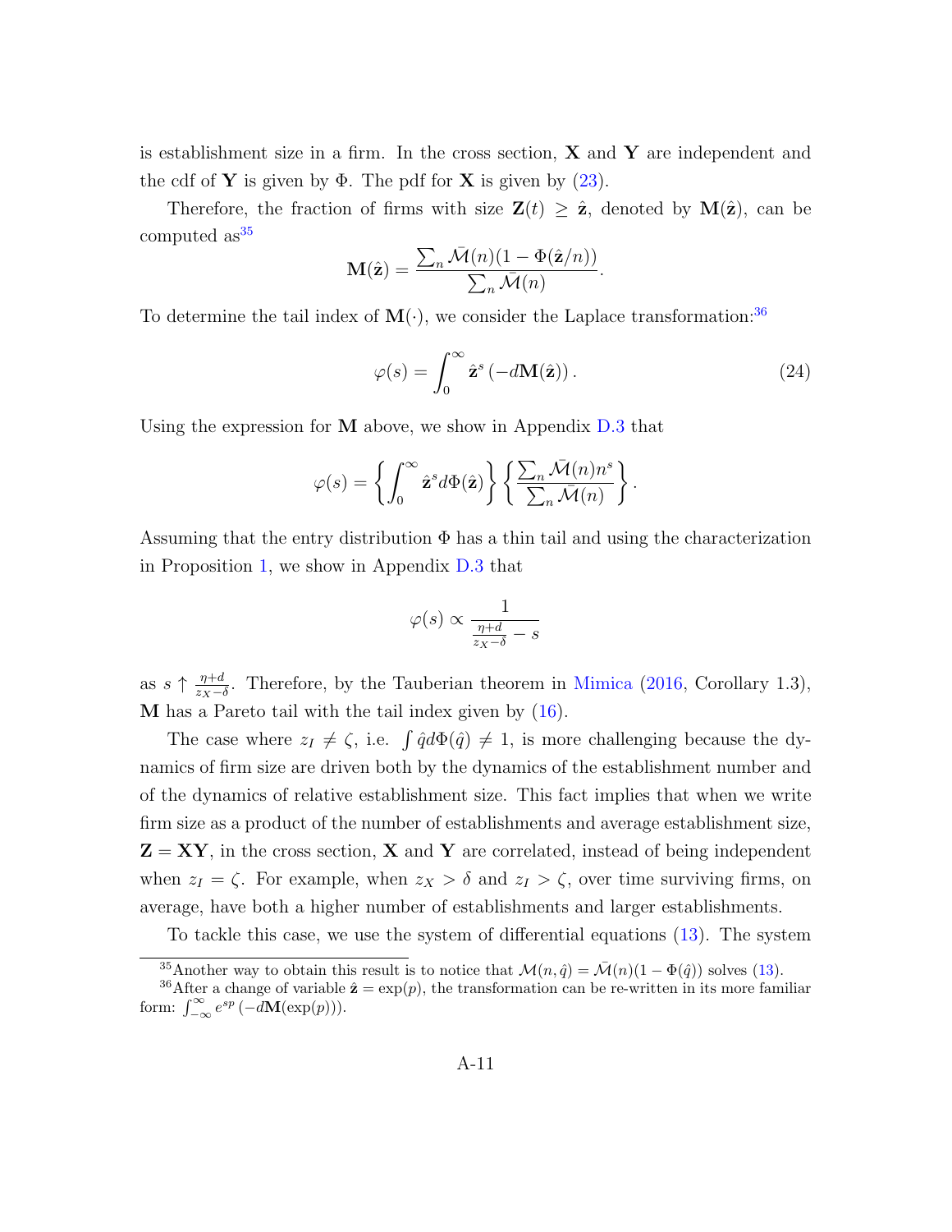is establishment size in a firm. In the cross section, $\mathbf{X}$ and $\mathbf{Y}$ are independent and the cdf of $\mathbf{Y}$ is given by $\Phi$. The pdf for $\mathbf{X}$ is given by (23).

Therefore, the fraction of firms with size $\mathbf{Z}(t) \geq \hat{\mathbf{z}}$, denoted by $\mathbf{M}(\hat{\mathbf{z}})$, can be computed as[35]

$$\mathbf{M}(\hat{\mathbf{z}}) = \frac{\sum_n \bar{\mathcal{M}}(n)(1 - \Phi(\hat{\mathbf{z}}/n))}{\sum_n \bar{\mathcal{M}}(n)}.$$

To determine the tail index of $\mathbf{M}(\cdot)$, we consider the Laplace transformation:[36]

$$\varphi(s) = \int_0^\infty \hat{\mathbf{z}}^s \left(-d\mathbf{M}(\hat{\mathbf{z}})\right). \tag{24}$$

Using the expression for $\mathbf{M}$ above, we show in Appendix D.3 that

$$\varphi(s) = \left\{ \int_0^\infty \hat{\mathbf{z}}^s d\Phi(\hat{\mathbf{z}}) \right\} \left\{ \frac{\sum_n \bar{\mathcal{M}}(n) n^s}{\sum_n \bar{\mathcal{M}}(n)} \right\}.$$

Assuming that the entry distribution $\Phi$ has a thin tail and using the characterization in Proposition 1, we show in Appendix D.3 that

$$\varphi(s) \propto \frac{1}{\frac{\eta + d}{z_X - \delta} - s}$$

as $s \uparrow \frac{\eta+d}{z_X - \delta}$. Therefore, by the Tauberian theorem in Mimica (2016, Corollary 1.3), $\mathbf{M}$ has a Pareto tail with the tail index given by (16).

The case where $z_I \neq \zeta$, i.e. $\int \hat{q} d\Phi(\hat{q}) \neq 1$, is more challenging because the dynamics of firm size are driven both by the dynamics of the establishment number and of the dynamics of relative establishment size. This fact implies that when we write firm size as a product of the number of establishments and average establishment size, $\mathbf{Z} = \mathbf{X}\mathbf{Y}$, in the cross section, $\mathbf{X}$ and $\mathbf{Y}$ are correlated, instead of being independent when $z_I = \zeta$. For example, when $z_X > \delta$ and $z_I > \zeta$, over time surviving firms, on average, have both a higher number of establishments and larger establishments.

To tackle this case, we use the system of differential equations (13). The system

---

[35] Another way to obtain this result is to notice that $\mathcal{M}(n, \hat{q}) = \bar{\mathcal{M}}(n)(1 - \Phi(\hat{q}))$ solves (13).

[36] After a change of variable $\hat{\mathbf{z}} = \exp(p)$, the transformation can be re-written in its more familiar form: $\int_{-\infty}^{\infty} e^{sp} \left(-d\mathbf{M}(\exp(p))\right)$.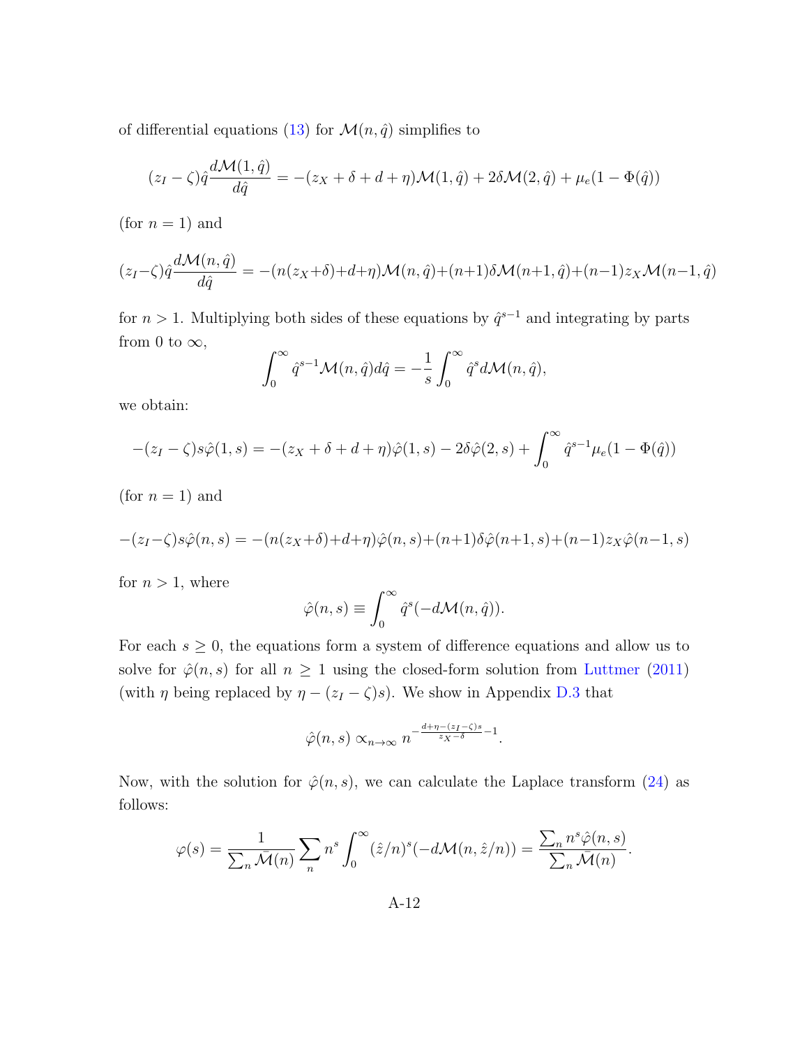of differential equations (13) for $\mathcal{M}(n, \hat{q})$ simplifies to

$$(z_I - \zeta)\hat{q}\frac{d\mathcal{M}(1, \hat{q})}{d\hat{q}} = -(z_X + \delta + d + \eta)\mathcal{M}(1, \hat{q}) + 2\delta\mathcal{M}(2, \hat{q}) + \mu_e(1 - \Phi(\hat{q}))$$

(for $n = 1$) and

$$(z_I - \zeta)\hat{q}\frac{d\mathcal{M}(n, \hat{q})}{d\hat{q}} = -(n(z_X + \delta) + d + \eta)\mathcal{M}(n, \hat{q}) + (n+1)\delta\mathcal{M}(n+1, \hat{q}) + (n-1)z_X\mathcal{M}(n-1, \hat{q})$$

for $n > 1$. Multiplying both sides of these equations by $\hat{q}^{s-1}$ and integrating by parts from 0 to $\infty$,

$$\int_0^\infty \hat{q}^{s-1}\mathcal{M}(n, \hat{q})d\hat{q} = -\frac{1}{s}\int_0^\infty \hat{q}^s d\mathcal{M}(n, \hat{q}),$$

we obtain:

$$-(z_I - \zeta)s\hat{\varphi}(1, s) = -(z_X + \delta + d + \eta)\hat{\varphi}(1, s) - 2\delta\hat{\varphi}(2, s) + \int_0^\infty \hat{q}^{s-1}\mu_e(1 - \Phi(\hat{q}))$$

(for $n = 1$) and

$$-(z_I - \zeta)s\hat{\varphi}(n, s) = -(n(z_X + \delta) + d + \eta)\hat{\varphi}(n, s) + (n+1)\delta\hat{\varphi}(n+1, s) + (n-1)z_X\hat{\varphi}(n-1, s)$$

for $n > 1$, where

$$\hat{\varphi}(n, s) \equiv \int_0^\infty \hat{q}^s(-d\mathcal{M}(n, \hat{q})).$$

For each $s \geq 0$, the equations form a system of difference equations and allow us to solve for $\hat{\varphi}(n, s)$ for all $n \geq 1$ using the closed-form solution from Luttmer (2011) (with $\eta$ being replaced by $\eta - (z_I - \zeta)s$). We show in Appendix D.3 that

$$\hat{\varphi}(n, s) \propto_{n\to\infty} n^{-\frac{d+\eta-(z_I-\zeta)s}{z_X-\delta}-1}.$$

Now, with the solution for $\hat{\varphi}(n, s)$, we can calculate the Laplace transform (24) as follows:

$$\varphi(s) = \frac{1}{\sum_n \bar{\mathcal{M}}(n)}\sum_n n^s \int_0^\infty (\hat{z}/n)^s(-d\mathcal{M}(n, \hat{z}/n)) = \frac{\sum_n n^s\hat{\varphi}(n, s)}{\sum_n \bar{\mathcal{M}}(n)}.$$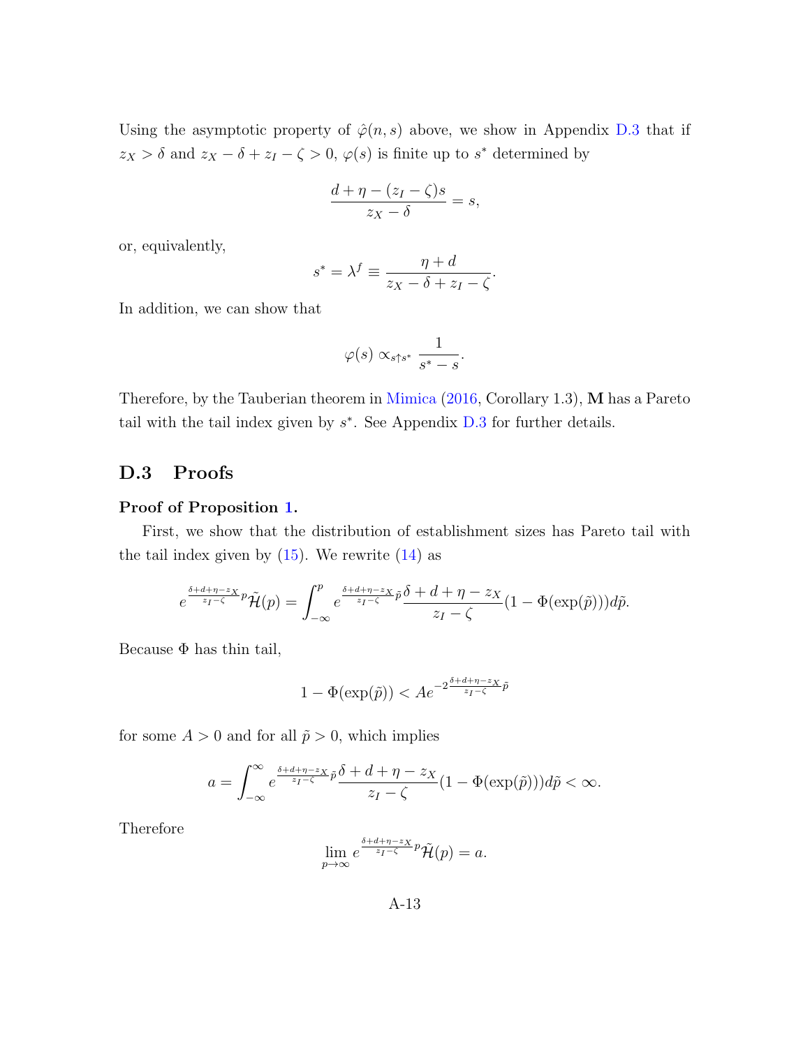Using the asymptotic property of $\hat{\varphi}(n, s)$ above, we show in Appendix D.3 that if $z_X > \delta$ and $z_X - \delta + z_I - \zeta > 0$, $\varphi(s)$ is finite up to $s^*$ determined by

$$\frac{d + \eta - (z_I - \zeta)s}{z_X - \delta} = s,$$

or, equivalently,

$$s^* = \lambda^f \equiv \frac{\eta + d}{z_X - \delta + z_I - \zeta}.$$

In addition, we can show that

$$\varphi(s) \propto_{s \uparrow s^*} \frac{1}{s^* - s}.$$

Therefore, by the Tauberian theorem in Mimica (2016, Corollary 1.3), $\mathbf{M}$ has a Pareto tail with the tail index given by $s^*$. See Appendix D.3 for further details.

## D.3 Proofs

**Proof of Proposition 1.**

First, we show that the distribution of establishment sizes has Pareto tail with the tail index given by (15). We rewrite (14) as

$$e^{\frac{\delta + d + \eta - z_X}{z_I - \zeta} p} \tilde{\mathcal{H}}(p) = \int_{-\infty}^{p} e^{\frac{\delta + d + \eta - z_X}{z_I - \zeta} \tilde{p}} \frac{\delta + d + \eta - z_X}{z_I - \zeta} (1 - \Phi(\exp(\tilde{p}))) d\tilde{p}.$$

Because $\Phi$ has thin tail,

$$1 - \Phi(\exp(\tilde{p})) < A e^{-2 \frac{\delta + d + \eta - z_X}{z_I - \zeta} \tilde{p}}$$

for some $A > 0$ and for all $\tilde{p} > 0$, which implies

$$a = \int_{-\infty}^{\infty} e^{\frac{\delta + d + \eta - z_X}{z_I - \zeta} \tilde{p}} \frac{\delta + d + \eta - z_X}{z_I - \zeta} (1 - \Phi(\exp(\tilde{p}))) d\tilde{p} < \infty.$$

Therefore

$$\lim_{p \to \infty} e^{\frac{\delta + d + \eta - z_X}{z_I - \zeta} p} \tilde{\mathcal{H}}(p) = a.$$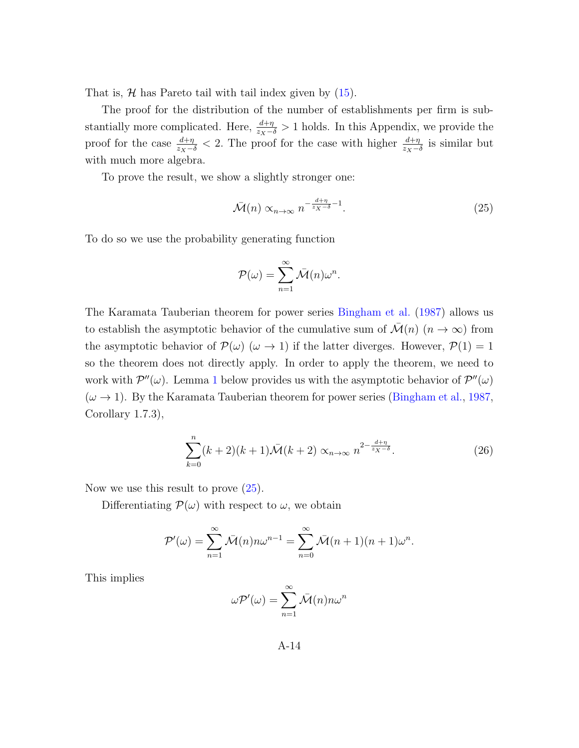That is, $\mathcal{H}$ has Pareto tail with tail index given by (15).

The proof for the distribution of the number of establishments per firm is substantially more complicated. Here, $\frac{d+\eta}{z_X-\delta} > 1$ holds. In this Appendix, we provide the proof for the case $\frac{d+\eta}{z_X-\delta} < 2$. The proof for the case with higher $\frac{d+\eta}{z_X-\delta}$ is similar but with much more algebra.

To prove the result, we show a slightly stronger one:

$$\bar{\mathcal{M}}(n) \propto_{n\to\infty} n^{-\frac{d+\eta}{z_X-\delta}-1}. \tag{25}$$

To do so we use the probability generating function

$$\mathcal{P}(\omega) = \sum_{n=1}^{\infty} \bar{\mathcal{M}}(n)\omega^n.$$

The Karamata Tauberian theorem for power series Bingham et al. (1987) allows us to establish the asymptotic behavior of the cumulative sum of $\bar{\mathcal{M}}(n)$ $(n \to \infty)$ from the asymptotic behavior of $\mathcal{P}(\omega)$ $(\omega \to 1)$ if the latter diverges. However, $\mathcal{P}(1) = 1$ so the theorem does not directly apply. In order to apply the theorem, we need to work with $\mathcal{P}''(\omega)$. Lemma 1 below provides us with the asymptotic behavior of $\mathcal{P}''(\omega)$ $(\omega \to 1)$. By the Karamata Tauberian theorem for power series (Bingham et al., 1987, Corollary 1.7.3),

$$\sum_{k=0}^{n}(k+2)(k+1)\bar{\mathcal{M}}(k+2) \propto_{n\to\infty} n^{2-\frac{d+\eta}{z_X-\delta}}. \tag{26}$$

Now we use this result to prove (25).

Differentiating $\mathcal{P}(\omega)$ with respect to $\omega$, we obtain

$$\mathcal{P}'(\omega) = \sum_{n=1}^{\infty} \bar{\mathcal{M}}(n)n\omega^{n-1} = \sum_{n=0}^{\infty} \bar{\mathcal{M}}(n+1)(n+1)\omega^n.$$

This implies

$$\omega\mathcal{P}'(\omega) = \sum_{n=1}^{\infty} \bar{\mathcal{M}}(n)n\omega^n$$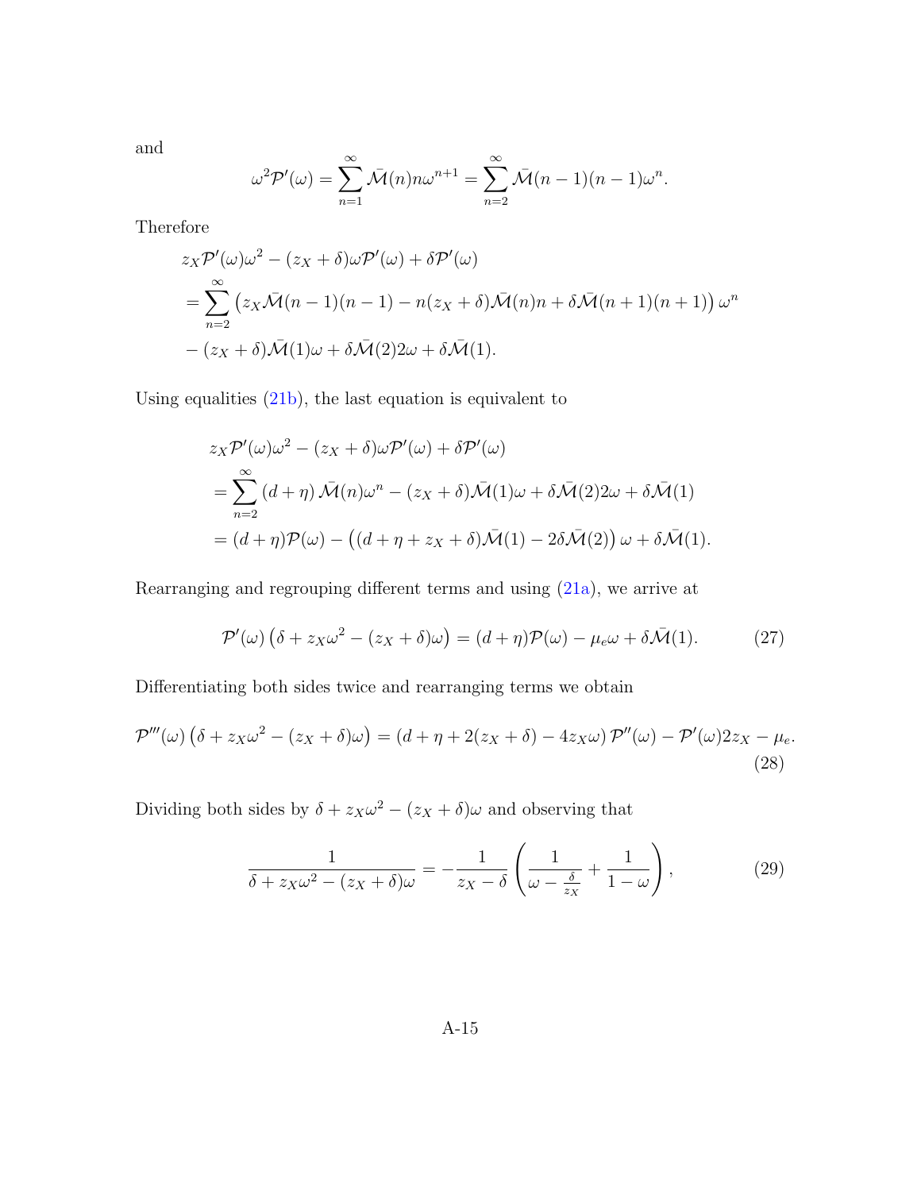and

$$\omega^2 \mathcal{P}'(\omega) = \sum_{n=1}^{\infty} \bar{\mathcal{M}}(n) n \omega^{n+1} = \sum_{n=2}^{\infty} \bar{\mathcal{M}}(n-1)(n-1)\omega^n.$$

Therefore

$$\begin{aligned}
& z_X \mathcal{P}'(\omega)\omega^2 - (z_X + \delta)\omega \mathcal{P}'(\omega) + \delta \mathcal{P}'(\omega) \\
&= \sum_{n=2}^{\infty} \left( z_X \bar{\mathcal{M}}(n-1)(n-1) - n(z_X + \delta)\bar{\mathcal{M}}(n)n + \delta \bar{\mathcal{M}}(n+1)(n+1) \right) \omega^n \\
&- (z_X + \delta)\bar{\mathcal{M}}(1)\omega + \delta \bar{\mathcal{M}}(2)2\omega + \delta \bar{\mathcal{M}}(1).
\end{aligned}$$

Using equalities (21b), the last equation is equivalent to

$$\begin{aligned}
& z_X \mathcal{P}'(\omega)\omega^2 - (z_X + \delta)\omega \mathcal{P}'(\omega) + \delta \mathcal{P}'(\omega) \\
&= \sum_{n=2}^{\infty} (d + \eta)\, \bar{\mathcal{M}}(n)\omega^n - (z_X + \delta)\bar{\mathcal{M}}(1)\omega + \delta \bar{\mathcal{M}}(2)2\omega + \delta \bar{\mathcal{M}}(1) \\
&= (d + \eta)\mathcal{P}(\omega) - \left( (d + \eta + z_X + \delta)\bar{\mathcal{M}}(1) - 2\delta \bar{\mathcal{M}}(2) \right) \omega + \delta \bar{\mathcal{M}}(1).
\end{aligned}$$

Rearranging and regrouping different terms and using (21a), we arrive at

$$\mathcal{P}'(\omega) \left( \delta + z_X \omega^2 - (z_X + \delta)\omega \right) = (d + \eta)\mathcal{P}(\omega) - \mu_e \omega + \delta \bar{\mathcal{M}}(1). \tag{27}$$

Differentiating both sides twice and rearranging terms we obtain

$$\mathcal{P}'''(\omega) \left( \delta + z_X \omega^2 - (z_X + \delta)\omega \right) = \left( d + \eta + 2(z_X + \delta) - 4 z_X \omega \right) \mathcal{P}''(\omega) - \mathcal{P}'(\omega) 2 z_X - \mu_e. \tag{28}$$

Dividing both sides by $\delta + z_X \omega^2 - (z_X + \delta)\omega$ and observing that

$$\frac{1}{\delta + z_X \omega^2 - (z_X + \delta)\omega} = -\frac{1}{z_X - \delta} \left( \frac{1}{\omega - \frac{\delta}{z_X}} + \frac{1}{1 - \omega} \right), \tag{29}$$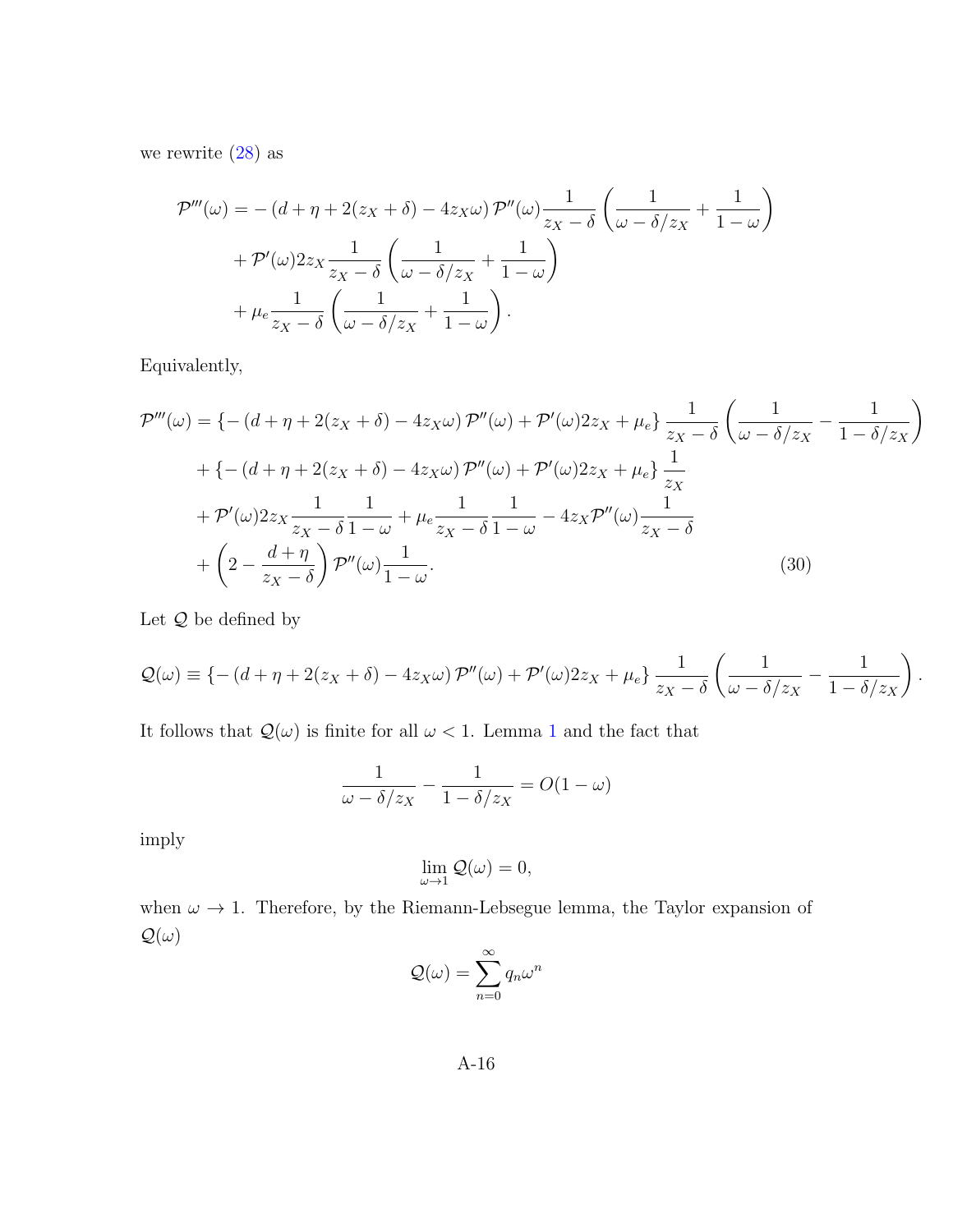we rewrite (28) as

$$
\begin{aligned}
\mathcal{P}'''(\omega) = &- \left(d + \eta + 2(z_X + \delta) - 4z_X\omega\right)\mathcal{P}''(\omega)\frac{1}{z_X - \delta}\left(\frac{1}{\omega - \delta/z_X} + \frac{1}{1-\omega}\right) \\
&+ \mathcal{P}'(\omega)2z_X\frac{1}{z_X - \delta}\left(\frac{1}{\omega - \delta/z_X} + \frac{1}{1-\omega}\right) \\
&+ \mu_e\frac{1}{z_X - \delta}\left(\frac{1}{\omega - \delta/z_X} + \frac{1}{1-\omega}\right).
\end{aligned}
$$

Equivalently,

$$
\begin{aligned}
\mathcal{P}'''(\omega) = &\left\{- \left(d + \eta + 2(z_X + \delta) - 4z_X\omega\right)\mathcal{P}''(\omega) + \mathcal{P}'(\omega)2z_X + \mu_e\right\}\frac{1}{z_X - \delta}\left(\frac{1}{\omega - \delta/z_X} - \frac{1}{1-\delta/z_X}\right) \\
&+ \left\{- \left(d + \eta + 2(z_X + \delta) - 4z_X\omega\right)\mathcal{P}''(\omega) + \mathcal{P}'(\omega)2z_X + \mu_e\right\}\frac{1}{z_X} \\
&+ \mathcal{P}'(\omega)2z_X\frac{1}{z_X - \delta}\frac{1}{1-\omega} + \mu_e\frac{1}{z_X - \delta}\frac{1}{1-\omega} - 4z_X\mathcal{P}''(\omega)\frac{1}{z_X - \delta} \\
&+ \left(2 - \frac{d + \eta}{z_X - \delta}\right)\mathcal{P}''(\omega)\frac{1}{1-\omega}. \qquad (30)
\end{aligned}
$$

Let $\mathcal{Q}$ be defined by

$$
\mathcal{Q}(\omega) \equiv \left\{- \left(d + \eta + 2(z_X + \delta) - 4z_X\omega\right)\mathcal{P}''(\omega) + \mathcal{P}'(\omega)2z_X + \mu_e\right\}\frac{1}{z_X - \delta}\left(\frac{1}{\omega - \delta/z_X} - \frac{1}{1-\delta/z_X}\right).
$$

It follows that $\mathcal{Q}(\omega)$ is finite for all $\omega < 1$. Lemma 1 and the fact that

$$
\frac{1}{\omega - \delta/z_X} - \frac{1}{1-\delta/z_X} = O(1-\omega)
$$

imply

$$
\lim_{\omega \to 1}\mathcal{Q}(\omega) = 0,
$$

when $\omega \to 1$. Therefore, by the Riemann-Lebsegue lemma, the Taylor expansion of $\mathcal{Q}(\omega)$

$$
\mathcal{Q}(\omega) = \sum_{n=0}^{\infty} q_n\omega^n
$$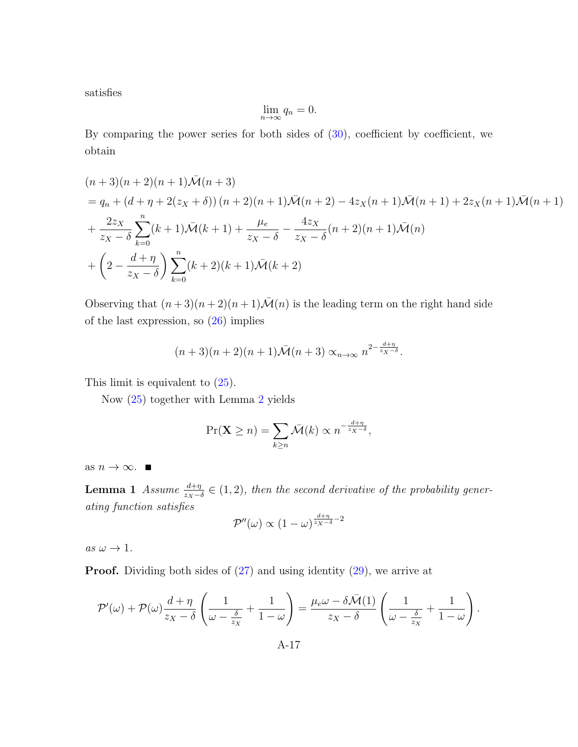satisfies

$$\lim_{n\to\infty} q_n = 0.$$

By comparing the power series for both sides of (30), coefficient by coefficient, we obtain

$$\begin{aligned}
&(n+3)(n+2)(n+1)\bar{\mathcal{M}}(n+3) \\
&= q_n + (d+\eta+2(z_X+\delta))\,(n+2)(n+1)\bar{\mathcal{M}}(n+2) - 4z_X(n+1)\bar{\mathcal{M}}(n+1) + 2z_X(n+1)\bar{\mathcal{M}}(n+1) \\
&+ \frac{2z_X}{z_X-\delta}\sum_{k=0}^{n}(k+1)\bar{\mathcal{M}}(k+1) + \frac{\mu_e}{z_X-\delta} - \frac{4z_X}{z_X-\delta}(n+2)(n+1)\bar{\mathcal{M}}(n) \\
&+ \left(2 - \frac{d+\eta}{z_X-\delta}\right)\sum_{k=0}^{n}(k+2)(k+1)\bar{\mathcal{M}}(k+2)
\end{aligned}$$

Observing that $(n+3)(n+2)(n+1)\bar{\mathcal{M}}(n)$ is the leading term on the right hand side of the last expression, so (26) implies

$$(n+3)(n+2)(n+1)\bar{\mathcal{M}}(n+3) \propto_{n\to\infty} n^{2-\frac{d+\eta}{z_X-\delta}}.$$

This limit is equivalent to (25).

Now (25) together with Lemma 2 yields

$$\Pr(\mathbf{X} \geq n) = \sum_{k\geq n}\bar{\mathcal{M}}(k) \propto n^{-\frac{d+\eta}{z_X-\delta}},$$

as $n\to\infty$. ■

**Lemma 1** *Assume $\frac{d+\eta}{z_X-\delta} \in (1,2)$, then the second derivative of the probability generating function satisfies*

$$\mathcal{P}''(\omega) \propto (1-\omega)^{\frac{d+\eta}{z_X-\delta}-2}$$

*as $\omega \to 1$.*

**Proof.** Dividing both sides of (27) and using identity (29), we arrive at

$$\mathcal{P}'(\omega) + \mathcal{P}(\omega)\frac{d+\eta}{z_X-\delta}\left(\frac{1}{\omega-\frac{\delta}{z_X}} + \frac{1}{1-\omega}\right) = \frac{\mu_e\omega - \delta\bar{\mathcal{M}}(1)}{z_X-\delta}\left(\frac{1}{\omega-\frac{\delta}{z_X}} + \frac{1}{1-\omega}\right).$$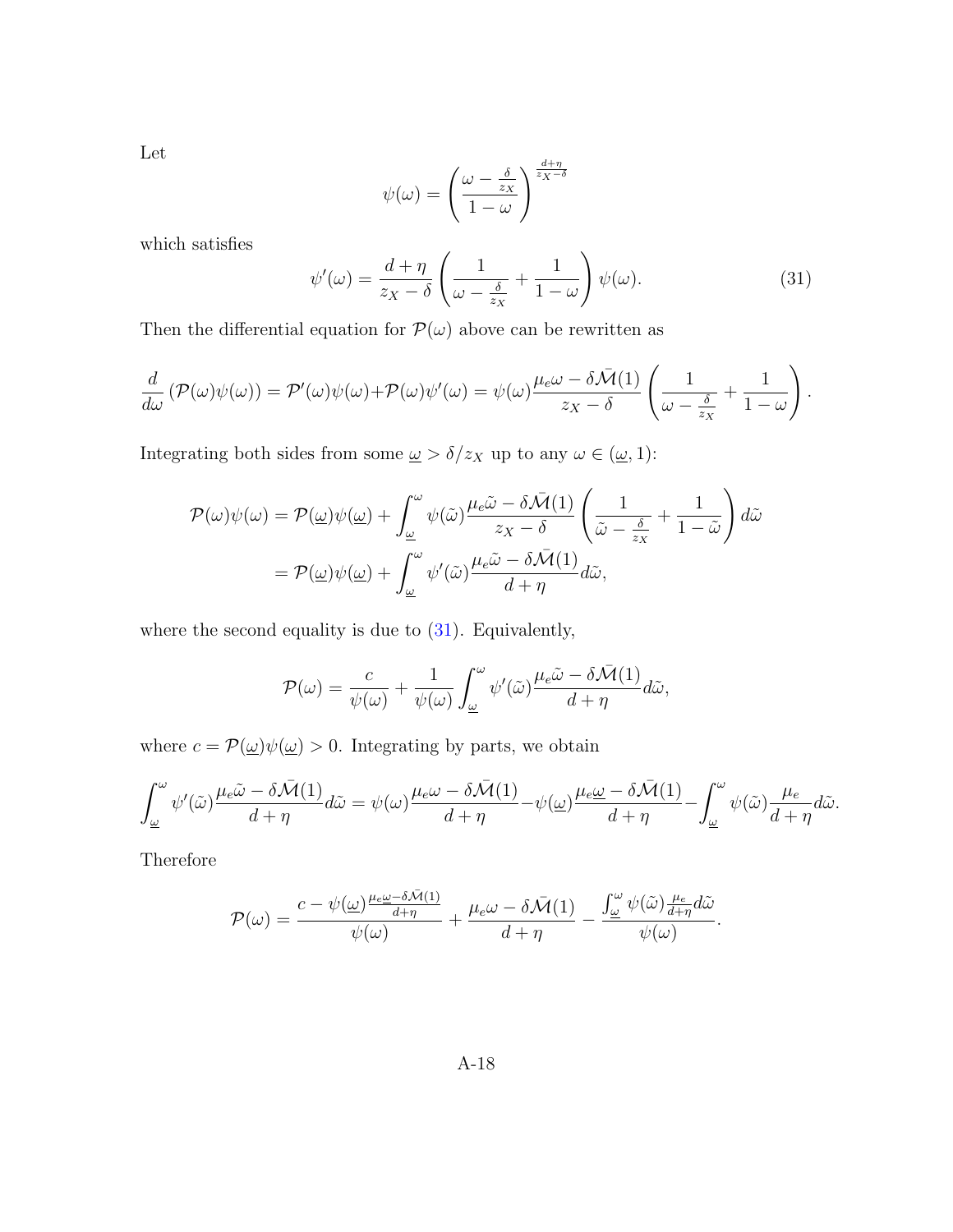Let

$$\psi(\omega) = \left( \frac{\omega - \frac{\delta}{z_X}}{1-\omega} \right)^{\frac{d+\eta}{z_X - \delta}}$$

which satisfies

$$\psi'(\omega) = \frac{d+\eta}{z_X - \delta} \left( \frac{1}{\omega - \frac{\delta}{z_X}} + \frac{1}{1-\omega} \right) \psi(\omega). \tag{31}$$

Then the differential equation for $\mathcal{P}(\omega)$ above can be rewritten as

$$\frac{d}{d\omega} \left( \mathcal{P}(\omega)\psi(\omega) \right) = \mathcal{P}'(\omega)\psi(\omega) + \mathcal{P}(\omega)\psi'(\omega) = \psi(\omega) \frac{\mu_e \omega - \delta \bar{\mathcal{M}}(1)}{z_X - \delta} \left( \frac{1}{\omega - \frac{\delta}{z_X}} + \frac{1}{1-\omega} \right).$$

Integrating both sides from some $\underline{\omega} > \delta/z_X$ up to any $\omega \in (\underline{\omega}, 1)$:

$$\begin{aligned}
\mathcal{P}(\omega)\psi(\omega) &= \mathcal{P}(\underline{\omega})\psi(\underline{\omega}) + \int_{\underline{\omega}}^{\omega} \psi(\tilde{\omega}) \frac{\mu_e \tilde{\omega} - \delta \bar{\mathcal{M}}(1)}{z_X - \delta} \left( \frac{1}{\tilde{\omega} - \frac{\delta}{z_X}} + \frac{1}{1-\tilde{\omega}} \right) d\tilde{\omega} \\
&= \mathcal{P}(\underline{\omega})\psi(\underline{\omega}) + \int_{\underline{\omega}}^{\omega} \psi'(\tilde{\omega}) \frac{\mu_e \tilde{\omega} - \delta \bar{\mathcal{M}}(1)}{d+\eta} d\tilde{\omega},
\end{aligned}$$

where the second equality is due to (31). Equivalently,

$$\mathcal{P}(\omega) = \frac{c}{\psi(\omega)} + \frac{1}{\psi(\omega)} \int_{\underline{\omega}}^{\omega} \psi'(\tilde{\omega}) \frac{\mu_e \tilde{\omega} - \delta \bar{\mathcal{M}}(1)}{d+\eta} d\tilde{\omega},$$

where $c = \mathcal{P}(\underline{\omega})\psi(\underline{\omega}) > 0$. Integrating by parts, we obtain

$$\int_{\underline{\omega}}^{\omega} \psi'(\tilde{\omega}) \frac{\mu_e \tilde{\omega} - \delta \bar{\mathcal{M}}(1)}{d+\eta} d\tilde{\omega} = \psi(\omega) \frac{\mu_e \omega - \delta \bar{\mathcal{M}}(1)}{d+\eta} - \psi(\underline{\omega}) \frac{\mu_e \underline{\omega} - \delta \bar{\mathcal{M}}(1)}{d+\eta} - \int_{\underline{\omega}}^{\omega} \psi(\tilde{\omega}) \frac{\mu_e}{d+\eta} d\tilde{\omega}.$$

Therefore

$$\mathcal{P}(\omega) = \frac{c - \psi(\underline{\omega}) \frac{\mu_e \underline{\omega} - \delta \bar{\mathcal{M}}(1)}{d+\eta}}{\psi(\omega)} + \frac{\mu_e \omega - \delta \bar{\mathcal{M}}(1)}{d+\eta} - \frac{\int_{\underline{\omega}}^{\omega} \psi(\tilde{\omega}) \frac{\mu_e}{d+\eta} d\tilde{\omega}}{\psi(\omega)}.$$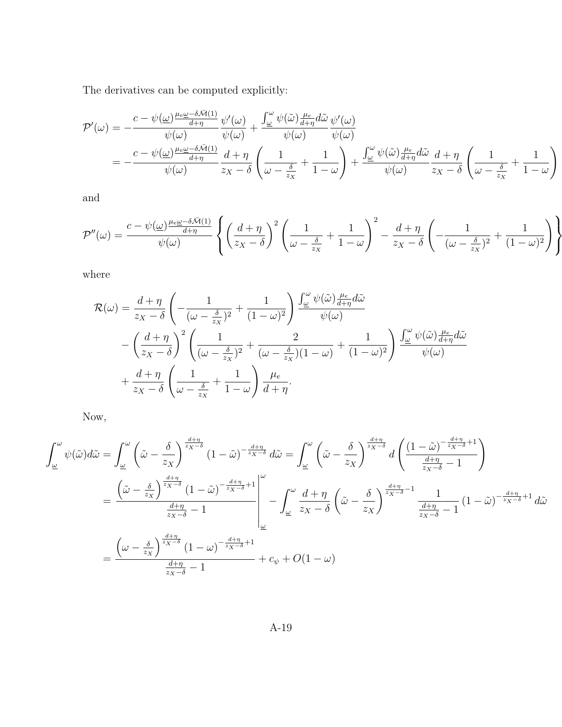The derivatives can be computed explicitly:

$$
\begin{aligned}
\mathcal{P}'(\omega) &= -\frac{c - \psi(\underline{\omega})\frac{\mu_e \underline{\omega} - \delta \bar{\mathcal{M}}(1)}{d+\eta}}{\psi(\omega)} \frac{\psi'(\omega)}{\psi(\omega)} + \frac{\int_{\underline{\omega}}^{\omega} \psi(\tilde{\omega}) \frac{\mu_e}{d+\eta} d\tilde{\omega}}{\psi(\omega)} \frac{\psi'(\omega)}{\psi(\omega)} \\
&= -\frac{c - \psi(\underline{\omega})\frac{\mu_e \underline{\omega} - \delta \bar{\mathcal{M}}(1)}{d+\eta}}{\psi(\omega)} \frac{d+\eta}{z_X - \delta} \left( \frac{1}{\omega - \frac{\delta}{z_X}} + \frac{1}{1-\omega} \right) + \frac{\int_{\underline{\omega}}^{\omega} \psi(\tilde{\omega}) \frac{\mu_e}{d+\eta} d\tilde{\omega}}{\psi(\omega)} \frac{d+\eta}{z_X - \delta} \left( \frac{1}{\omega - \frac{\delta}{z_X}} + \frac{1}{1-\omega} \right)
\end{aligned}
$$

and

$$
\mathcal{P}''(\omega) = \frac{c - \psi(\underline{\omega})\frac{\mu_e \underline{\omega} - \delta \bar{\mathcal{M}}(1)}{d+\eta}}{\psi(\omega)} \left\{ \left( \frac{d+\eta}{z_X - \delta} \right)^2 \left( \frac{1}{\omega - \frac{\delta}{z_X}} + \frac{1}{1-\omega} \right)^2 - \frac{d+\eta}{z_X - \delta} \left( -\frac{1}{(\omega - \frac{\delta}{z_X})^2} + \frac{1}{(1-\omega)^2} \right) \right\}
$$

where

$$
\begin{aligned}
\mathcal{R}(\omega) &= \frac{d+\eta}{z_X - \delta} \left( -\frac{1}{(\omega - \frac{\delta}{z_X})^2} + \frac{1}{(1-\omega)^2} \right) \frac{\int_{\underline{\omega}}^{\omega} \psi(\tilde{\omega}) \frac{\mu_e}{d+\eta} d\tilde{\omega}}{\psi(\omega)} \\
&\quad - \left( \frac{d+\eta}{z_X - \delta} \right)^2 \left( \frac{1}{(\omega - \frac{\delta}{z_X})^2} + \frac{2}{(\omega - \frac{\delta}{z_X})(1-\omega)} + \frac{1}{(1-\omega)^2} \right) \frac{\int_{\underline{\omega}}^{\omega} \psi(\tilde{\omega}) \frac{\mu_e}{d+\eta} d\tilde{\omega}}{\psi(\omega)} \\
&\quad + \frac{d+\eta}{z_X - \delta} \left( \frac{1}{\omega - \frac{\delta}{z_X}} + \frac{1}{1-\omega} \right) \frac{\mu_e}{d+\eta}.
\end{aligned}
$$

Now,

$$
\begin{aligned}
\int_{\underline{\omega}}^{\omega} \psi(\tilde{\omega}) d\tilde{\omega} &= \int_{\underline{\omega}}^{\omega} \left( \tilde{\omega} - \frac{\delta}{z_X} \right)^{\frac{d+\eta}{z_X - \delta}} (1 - \tilde{\omega})^{-\frac{d+\eta}{z_X - \delta}} d\tilde{\omega} = \int_{\underline{\omega}}^{\omega} \left( \tilde{\omega} - \frac{\delta}{z_X} \right)^{\frac{d+\eta}{z_X - \delta}} d \left( \frac{(1-\tilde{\omega})^{-\frac{d+\eta}{z_X - \delta}+1}}{\frac{d+\eta}{z_X - \delta} - 1} \right) \\
&= \left. \frac{\left( \tilde{\omega} - \frac{\delta}{z_X} \right)^{\frac{d+\eta}{z_X - \delta}} (1-\tilde{\omega})^{-\frac{d+\eta}{z_X - \delta}+1}}{\frac{d+\eta}{z_X - \delta} - 1} \right|_{\underline{\omega}}^{\omega} - \int_{\underline{\omega}}^{\omega} \frac{d+\eta}{z_X - \delta} \left( \tilde{\omega} - \frac{\delta}{z_X} \right)^{\frac{d+\eta}{z_X - \delta} - 1} \frac{1}{\frac{d+\eta}{z_X - \delta} - 1} (1-\tilde{\omega})^{-\frac{d+\eta}{z_X - \delta}+1} d\tilde{\omega} \\
&= \frac{\left( \omega - \frac{\delta}{z_X} \right)^{\frac{d+\eta}{z_X - \delta}} (1-\omega)^{-\frac{d+\eta}{z_X - \delta}+1}}{\frac{d+\eta}{z_X - \delta} - 1} + c_\psi + O(1-\omega)
\end{aligned}
$$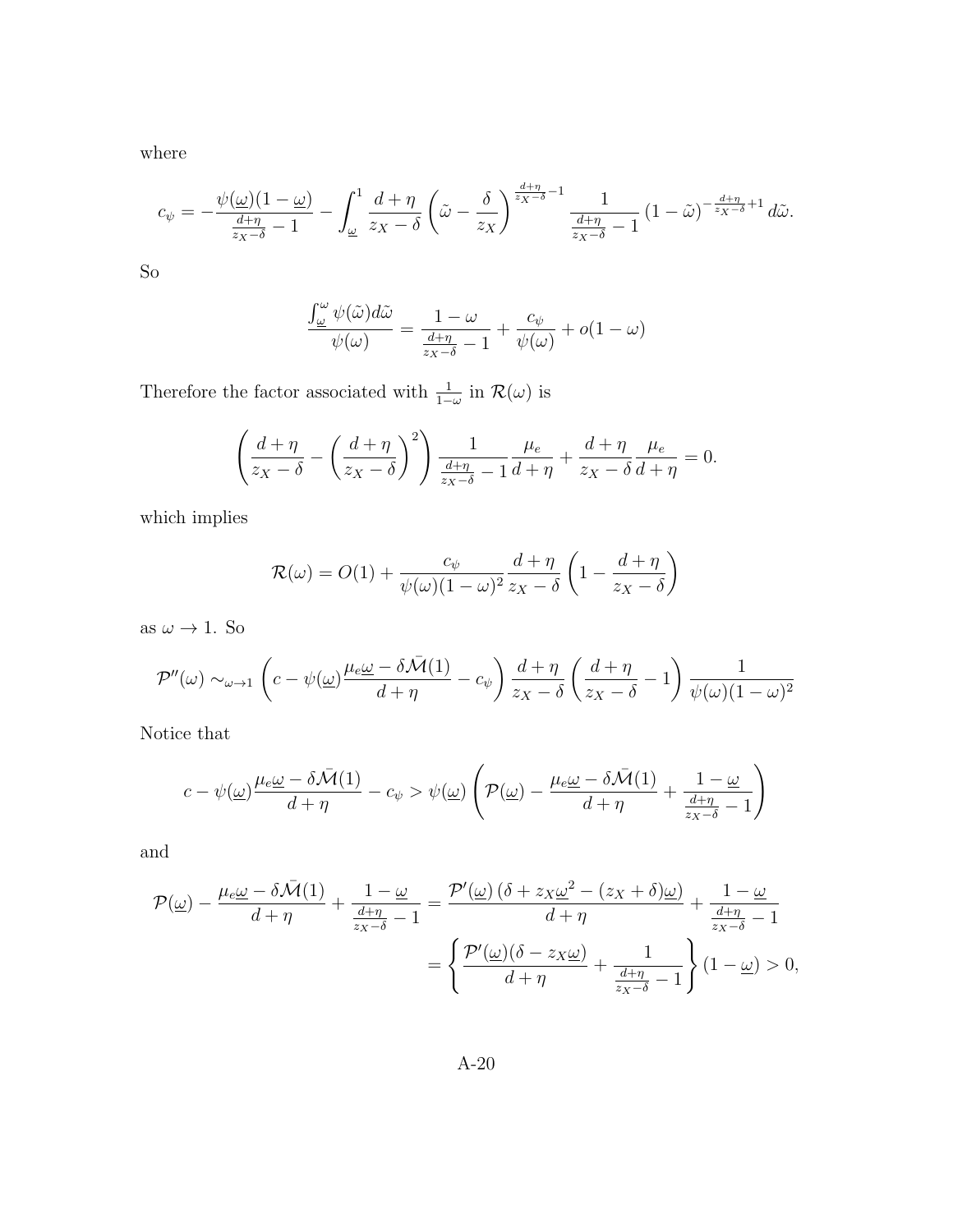where

$$c_\psi = -\frac{\psi(\underline{\omega})(1-\underline{\omega})}{\frac{d+\eta}{z_X-\delta}-1} - \int_{\underline{\omega}}^1 \frac{d+\eta}{z_X-\delta}\left(\tilde{\omega}-\frac{\delta}{z_X}\right)^{\frac{d+\eta}{z_X-\delta}-1} \frac{1}{\frac{d+\eta}{z_X-\delta}-1}(1-\tilde{\omega})^{-\frac{d+\eta}{z_X-\delta}+1}\, d\tilde{\omega}.$$

So

$$\frac{\int_{\underline{\omega}}^{\omega}\psi(\tilde{\omega})d\tilde{\omega}}{\psi(\omega)} = \frac{1-\omega}{\frac{d+\eta}{z_X-\delta}-1} + \frac{c_\psi}{\psi(\omega)} + o(1-\omega)$$

Therefore the factor associated with $\frac{1}{1-\omega}$ in $\mathcal{R}(\omega)$ is

$$\left(\frac{d+\eta}{z_X-\delta} - \left(\frac{d+\eta}{z_X-\delta}\right)^2\right)\frac{1}{\frac{d+\eta}{z_X-\delta}-1}\frac{\mu_e}{d+\eta} + \frac{d+\eta}{z_X-\delta}\frac{\mu_e}{d+\eta} = 0.$$

which implies

$$\mathcal{R}(\omega) = O(1) + \frac{c_\psi}{\psi(\omega)(1-\omega)^2}\frac{d+\eta}{z_X-\delta}\left(1-\frac{d+\eta}{z_X-\delta}\right)$$

as $\omega \to 1$. So

$$\mathcal{P}''(\omega) \sim_{\omega\to 1} \left(c - \psi(\underline{\omega})\frac{\mu_e\underline{\omega}-\delta\bar{\mathcal{M}}(1)}{d+\eta} - c_\psi\right)\frac{d+\eta}{z_X-\delta}\left(\frac{d+\eta}{z_X-\delta}-1\right)\frac{1}{\psi(\omega)(1-\omega)^2}$$

Notice that

$$c - \psi(\underline{\omega})\frac{\mu_e\underline{\omega}-\delta\bar{\mathcal{M}}(1)}{d+\eta} - c_\psi > \psi(\underline{\omega})\left(\mathcal{P}(\underline{\omega}) - \frac{\mu_e\underline{\omega}-\delta\bar{\mathcal{M}}(1)}{d+\eta} + \frac{1-\underline{\omega}}{\frac{d+\eta}{z_X-\delta}-1}\right)$$

and

$$\begin{aligned}
\mathcal{P}(\underline{\omega}) - \frac{\mu_e\underline{\omega}-\delta\bar{\mathcal{M}}(1)}{d+\eta} + \frac{1-\underline{\omega}}{\frac{d+\eta}{z_X-\delta}-1} &= \frac{\mathcal{P}'(\underline{\omega})\left(\delta + z_X\underline{\omega}^2 - (z_X+\delta)\underline{\omega}\right)}{d+\eta} + \frac{1-\underline{\omega}}{\frac{d+\eta}{z_X-\delta}-1} \\
&= \left\{\frac{\mathcal{P}'(\underline{\omega})(\delta - z_X\underline{\omega})}{d+\eta} + \frac{1}{\frac{d+\eta}{z_X-\delta}-1}\right\}(1-\underline{\omega}) > 0,
\end{aligned}$$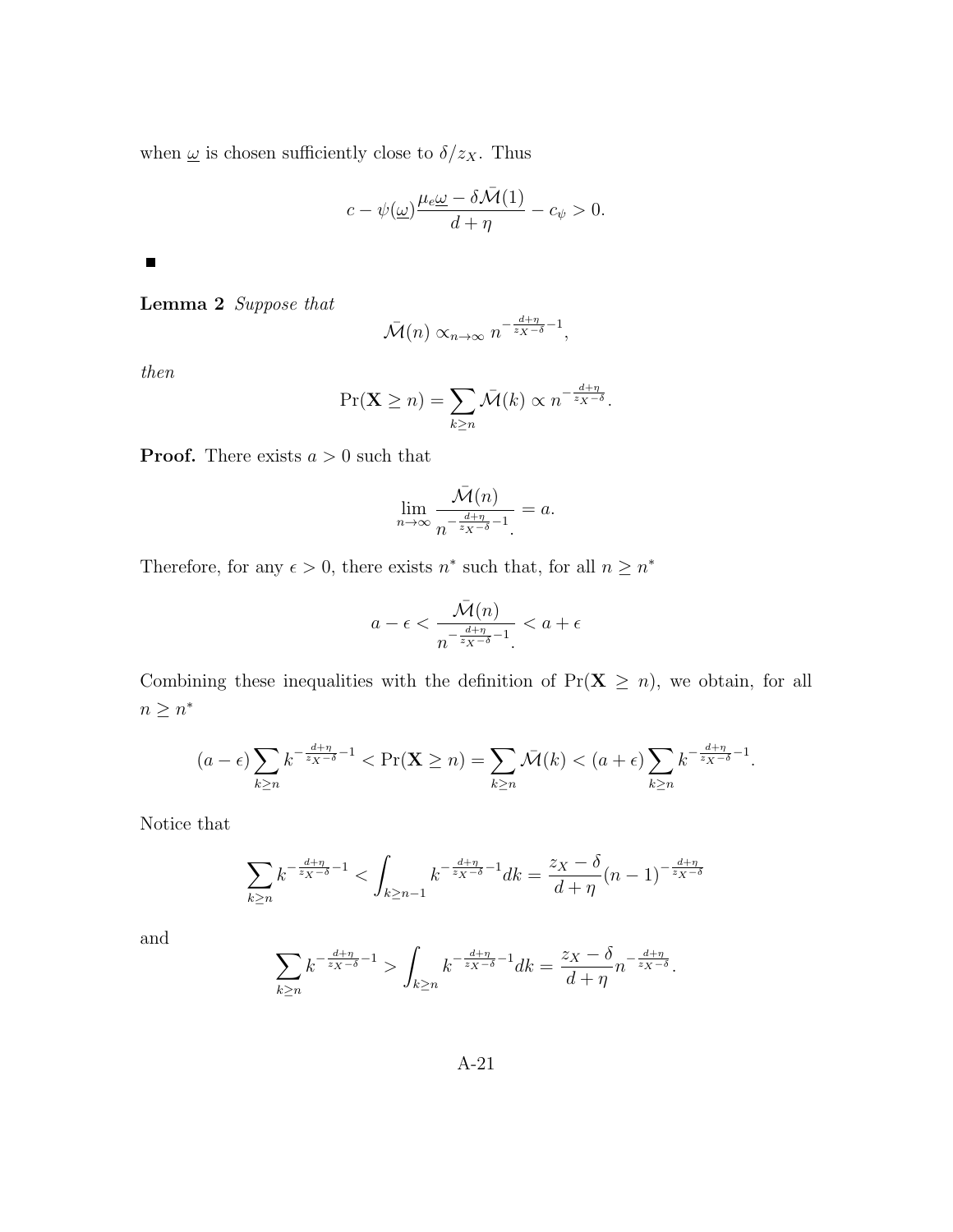when $\underline{\omega}$ is chosen sufficiently close to $\delta/z_X$. Thus

$$c - \psi(\underline{\omega})\frac{\mu_e\underline{\omega} - \delta\bar{\mathcal{M}}(1)}{d+\eta} - c_\psi > 0.$$

■

**Lemma 2** *Suppose that*

$$\bar{\mathcal{M}}(n) \propto_{n\to\infty} n^{-\frac{d+\eta}{z_X-\delta}-1},$$

*then*

$$\Pr(\mathbf{X} \geq n) = \sum_{k\geq n} \bar{\mathcal{M}}(k) \propto n^{-\frac{d+\eta}{z_X-\delta}}.$$

**Proof.** There exists $a > 0$ such that

$$\lim_{n\to\infty} \frac{\bar{\mathcal{M}}(n)}{n^{-\frac{d+\eta}{z_X-\delta}-1}} = a.$$

Therefore, for any $\epsilon > 0$, there exists $n^*$ such that, for all $n \geq n^*$

$$a - \epsilon < \frac{\bar{\mathcal{M}}(n)}{n^{-\frac{d+\eta}{z_X-\delta}-1}} < a + \epsilon$$

Combining these inequalities with the definition of $\Pr(\mathbf{X} \geq n)$, we obtain, for all $n \geq n^*$

$$(a-\epsilon)\sum_{k\geq n} k^{-\frac{d+\eta}{z_X-\delta}-1} < \Pr(\mathbf{X} \geq n) = \sum_{k\geq n} \bar{\mathcal{M}}(k) < (a+\epsilon)\sum_{k\geq n} k^{-\frac{d+\eta}{z_X-\delta}-1}.$$

Notice that

$$\sum_{k\geq n} k^{-\frac{d+\eta}{z_X-\delta}-1} < \int_{k\geq n-1} k^{-\frac{d+\eta}{z_X-\delta}-1} dk = \frac{z_X-\delta}{d+\eta}(n-1)^{-\frac{d+\eta}{z_X-\delta}}$$

and

$$\sum_{k\geq n} k^{-\frac{d+\eta}{z_X-\delta}-1} > \int_{k\geq n} k^{-\frac{d+\eta}{z_X-\delta}-1} dk = \frac{z_X-\delta}{d+\eta} n^{-\frac{d+\eta}{z_X-\delta}}.$$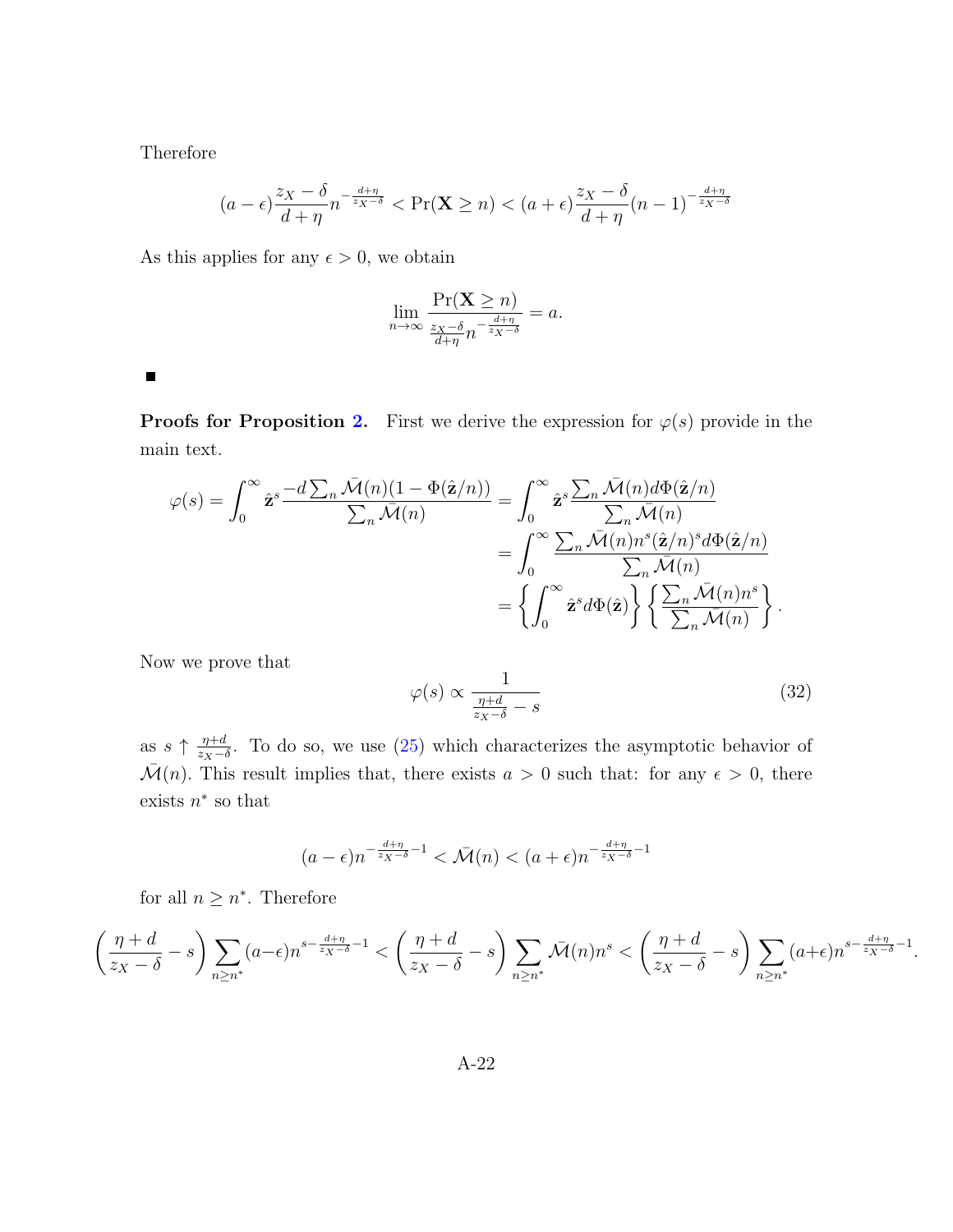Therefore

$$(a-\epsilon)\frac{z_X-\delta}{d+\eta}n^{-\frac{d+\eta}{z_X-\delta}} < \Pr(\mathbf{X}\geq n) < (a+\epsilon)\frac{z_X-\delta}{d+\eta}(n-1)^{-\frac{d+\eta}{z_X-\delta}}$$

As this applies for any $\epsilon > 0$, we obtain

$$\lim_{n\to\infty}\frac{\Pr(\mathbf{X}\geq n)}{\frac{z_X-\delta}{d+\eta}n^{-\frac{d+\eta}{z_X-\delta}}} = a.$$

■

**Proofs for Proposition 2.** First we derive the expression for $\varphi(s)$ provide in the main text.

$$\begin{aligned}
\varphi(s) = \int_0^\infty \hat{\mathbf{z}}^s \frac{-d\sum_n \bar{\mathcal{M}}(n)(1-\Phi(\hat{\mathbf{z}}/n))}{\sum_n \bar{\mathcal{M}}(n)} &= \int_0^\infty \hat{\mathbf{z}}^s \frac{\sum_n \bar{\mathcal{M}}(n)d\Phi(\hat{\mathbf{z}}/n)}{\sum_n \bar{\mathcal{M}}(n)} \\
&= \int_0^\infty \frac{\sum_n \bar{\mathcal{M}}(n)n^s(\hat{\mathbf{z}}/n)^s d\Phi(\hat{\mathbf{z}}/n)}{\sum_n \bar{\mathcal{M}}(n)} \\
&= \left\{\int_0^\infty \hat{\mathbf{z}}^s d\Phi(\hat{\mathbf{z}})\right\}\left\{\frac{\sum_n \bar{\mathcal{M}}(n)n^s}{\sum_n \bar{\mathcal{M}}(n)}\right\}.
\end{aligned}$$

Now we prove that

$$\varphi(s) \propto \frac{1}{\frac{\eta+d}{z_X-\delta}-s} \tag{32}$$

as $s \uparrow \frac{\eta+d}{z_X-\delta}$. To do so, we use (25) which characterizes the asymptotic behavior of $\bar{\mathcal{M}}(n)$. This result implies that, there exists $a > 0$ such that: for any $\epsilon > 0$, there exists $n^*$ so that

$$(a-\epsilon)n^{-\frac{d+\eta}{z_X-\delta}-1} < \bar{\mathcal{M}}(n) < (a+\epsilon)n^{-\frac{d+\eta}{z_X-\delta}-1}$$

for all $n \geq n^*$. Therefore

$$\left(\frac{\eta+d}{z_X-\delta}-s\right)\sum_{n\geq n^*}(a-\epsilon)n^{s-\frac{d+\eta}{z_X-\delta}-1} < \left(\frac{\eta+d}{z_X-\delta}-s\right)\sum_{n\geq n^*}\bar{\mathcal{M}}(n)n^s < \left(\frac{\eta+d}{z_X-\delta}-s\right)\sum_{n\geq n^*}(a+\epsilon)n^{s-\frac{d+\eta}{z_X-\delta}-1}.$$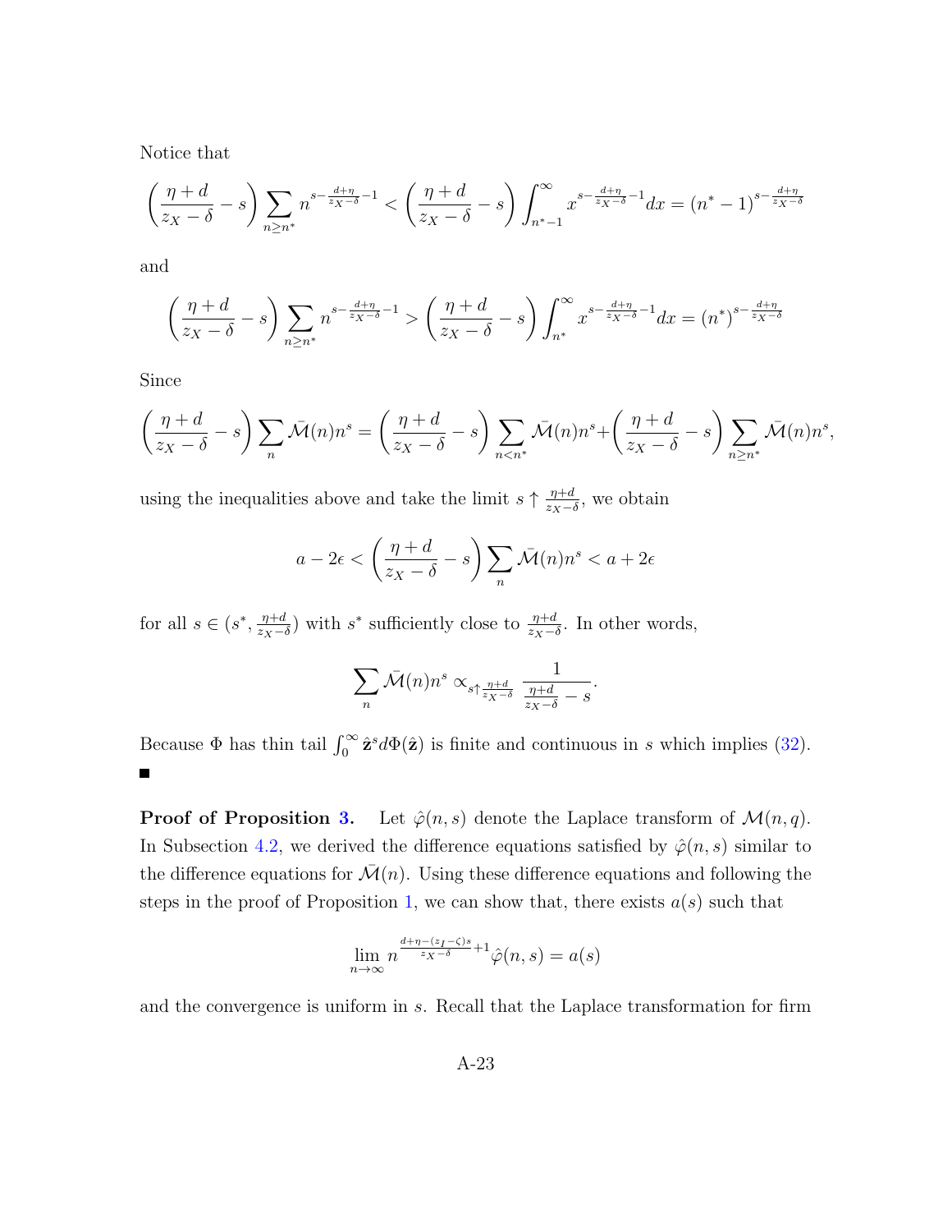Notice that

$$\left(\frac{\eta+d}{z_X-\delta}-s\right)\sum_{n\geq n^*} n^{s-\frac{d+\eta}{z_X-\delta}-1} < \left(\frac{\eta+d}{z_X-\delta}-s\right)\int_{n^*-1}^{\infty} x^{s-\frac{d+\eta}{z_X-\delta}-1}dx = (n^*-1)^{s-\frac{d+\eta}{z_X-\delta}}$$

and

$$\left(\frac{\eta+d}{z_X-\delta}-s\right)\sum_{n\geq n^*} n^{s-\frac{d+\eta}{z_X-\delta}-1} > \left(\frac{\eta+d}{z_X-\delta}-s\right)\int_{n^*}^{\infty} x^{s-\frac{d+\eta}{z_X-\delta}-1}dx = (n^*)^{s-\frac{d+\eta}{z_X-\delta}}$$

Since

$$\left(\frac{\eta+d}{z_X-\delta}-s\right)\sum_{n}\bar{\mathcal{M}}(n)n^s = \left(\frac{\eta+d}{z_X-\delta}-s\right)\sum_{n<n^*}\bar{\mathcal{M}}(n)n^s + \left(\frac{\eta+d}{z_X-\delta}-s\right)\sum_{n\geq n^*}\bar{\mathcal{M}}(n)n^s,$$

using the inequalities above and take the limit $s \uparrow \frac{\eta+d}{z_X-\delta}$, we obtain

$$a-2\epsilon < \left(\frac{\eta+d}{z_X-\delta}-s\right)\sum_{n}\bar{\mathcal{M}}(n)n^s < a+2\epsilon$$

for all $s \in (s^*, \frac{\eta+d}{z_X-\delta})$ with $s^*$ sufficiently close to $\frac{\eta+d}{z_X-\delta}$. In other words,

$$\sum_{n}\bar{\mathcal{M}}(n)n^s \propto_{s\uparrow\frac{\eta+d}{z_X-\delta}} \frac{1}{\frac{\eta+d}{z_X-\delta}-s}.$$

Because $\Phi$ has thin tail $\int_0^\infty \hat{\mathbf{z}}^s d\Phi(\hat{\mathbf{z}})$ is finite and continuous in $s$ which implies (32). ∎

**Proof of Proposition 3.** Let $\hat{\varphi}(n,s)$ denote the Laplace transform of $\mathcal{M}(n,q)$. In Subsection 4.2, we derived the difference equations satisfied by $\hat{\varphi}(n,s)$ similar to the difference equations for $\bar{\mathcal{M}}(n)$. Using these difference equations and following the steps in the proof of Proposition 1, we can show that, there exists $a(s)$ such that

$$\lim_{n\to\infty} n^{\frac{d+\eta-(z_I-\zeta)s}{z_X-\delta}+1}\hat{\varphi}(n,s) = a(s)$$

and the convergence is uniform in $s$. Recall that the Laplace transformation for firm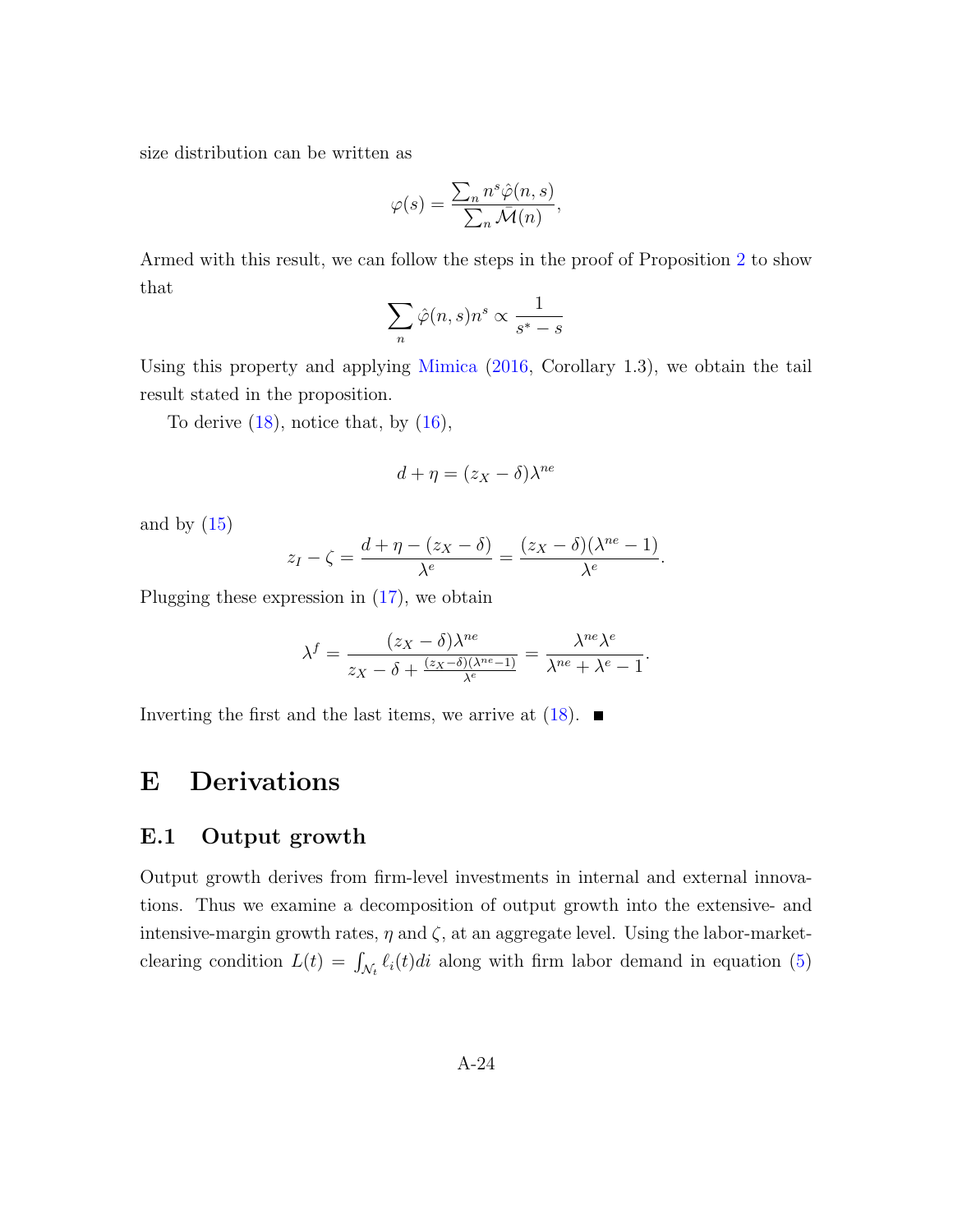size distribution can be written as

$$\varphi(s) = \frac{\sum_n n^s \hat{\varphi}(n,s)}{\sum_n \bar{\mathcal{M}}(n)},$$

Armed with this result, we can follow the steps in the proof of Proposition 2 to show that

$$\sum_n \hat{\varphi}(n,s) n^s \propto \frac{1}{s^* - s}$$

Using this property and applying Mimica (2016, Corollary 1.3), we obtain the tail result stated in the proposition.

To derive (18), notice that, by (16),

$$d + \eta = (z_X - \delta)\lambda^{ne}$$

and by (15)

$$z_I - \zeta = \frac{d + \eta - (z_X - \delta)}{\lambda^e} = \frac{(z_X - \delta)(\lambda^{ne} - 1)}{\lambda^e}.$$

Plugging these expression in (17), we obtain

$$\lambda^f = \frac{(z_X - \delta)\lambda^{ne}}{z_X - \delta + \frac{(z_X - \delta)(\lambda^{ne} - 1)}{\lambda^e}} = \frac{\lambda^{ne}\lambda^e}{\lambda^{ne} + \lambda^e - 1}.$$

Inverting the first and the last items, we arrive at (18). ■

# E Derivations

## E.1 Output growth

Output growth derives from firm-level investments in internal and external innovations. Thus we examine a decomposition of output growth into the extensive- and intensive-margin growth rates, $\eta$ and $\zeta$, at an aggregate level. Using the labor-market-clearing condition $L(t) = \int_{\mathcal{N}_t} \ell_i(t) di$ along with firm labor demand in equation (5)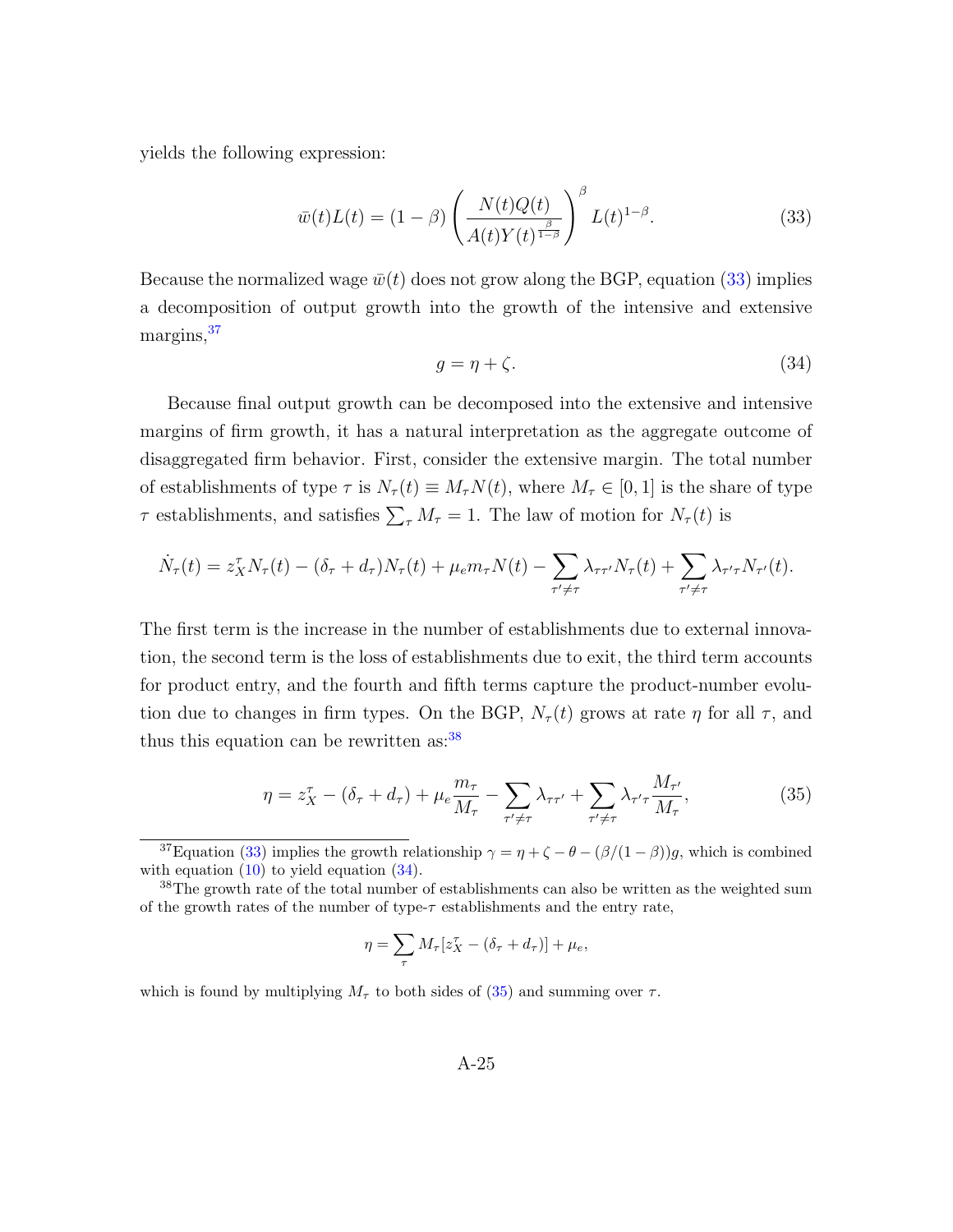yields the following expression:

$$\bar{w}(t)L(t) = (1-\beta)\left(\frac{N(t)Q(t)}{A(t)Y(t)^{\frac{\beta}{1-\beta}}}\right)^{\beta} L(t)^{1-\beta}. \tag{33}$$

Because the normalized wage $\bar{w}(t)$ does not grow along the BGP, equation (33) implies a decomposition of output growth into the growth of the intensive and extensive margins,[37]

$$g = \eta + \zeta. \tag{34}$$

Because final output growth can be decomposed into the extensive and intensive margins of firm growth, it has a natural interpretation as the aggregate outcome of disaggregated firm behavior. First, consider the extensive margin. The total number of establishments of type $\tau$ is $N_\tau(t) \equiv M_\tau N(t)$, where $M_\tau \in [0,1]$ is the share of type $\tau$ establishments, and satisfies $\sum_\tau M_\tau = 1$. The law of motion for $N_\tau(t)$ is

$$\dot{N}_\tau(t) = z_X^\tau N_\tau(t) - (\delta_\tau + d_\tau)N_\tau(t) + \mu_e m_\tau N(t) - \sum_{\tau' \neq \tau} \lambda_{\tau\tau'} N_\tau(t) + \sum_{\tau' \neq \tau} \lambda_{\tau'\tau} N_{\tau'}(t).$$

The first term is the increase in the number of establishments due to external innovation, the second term is the loss of establishments due to exit, the third term accounts for product entry, and the fourth and fifth terms capture the product-number evolution due to changes in firm types. On the BGP, $N_\tau(t)$ grows at rate $\eta$ for all $\tau$, and thus this equation can be rewritten as:[38]

$$\eta = z_X^\tau - (\delta_\tau + d_\tau) + \mu_e \frac{m_\tau}{M_\tau} - \sum_{\tau' \neq \tau} \lambda_{\tau\tau'} + \sum_{\tau' \neq \tau} \lambda_{\tau'\tau} \frac{M_{\tau'}}{M_\tau}, \tag{35}$$

[37] Equation (33) implies the growth relationship $\gamma = \eta + \zeta - \theta - (\beta/(1-\beta))g$, which is combined with equation (10) to yield equation (34).

[38] The growth rate of the total number of establishments can also be written as the weighted sum of the growth rates of the number of type-$\tau$ establishments and the entry rate,

$$\eta = \sum_\tau M_\tau [z_X^\tau - (\delta_\tau + d_\tau)] + \mu_e,$$

which is found by multiplying $M_\tau$ to both sides of (35) and summing over $\tau$.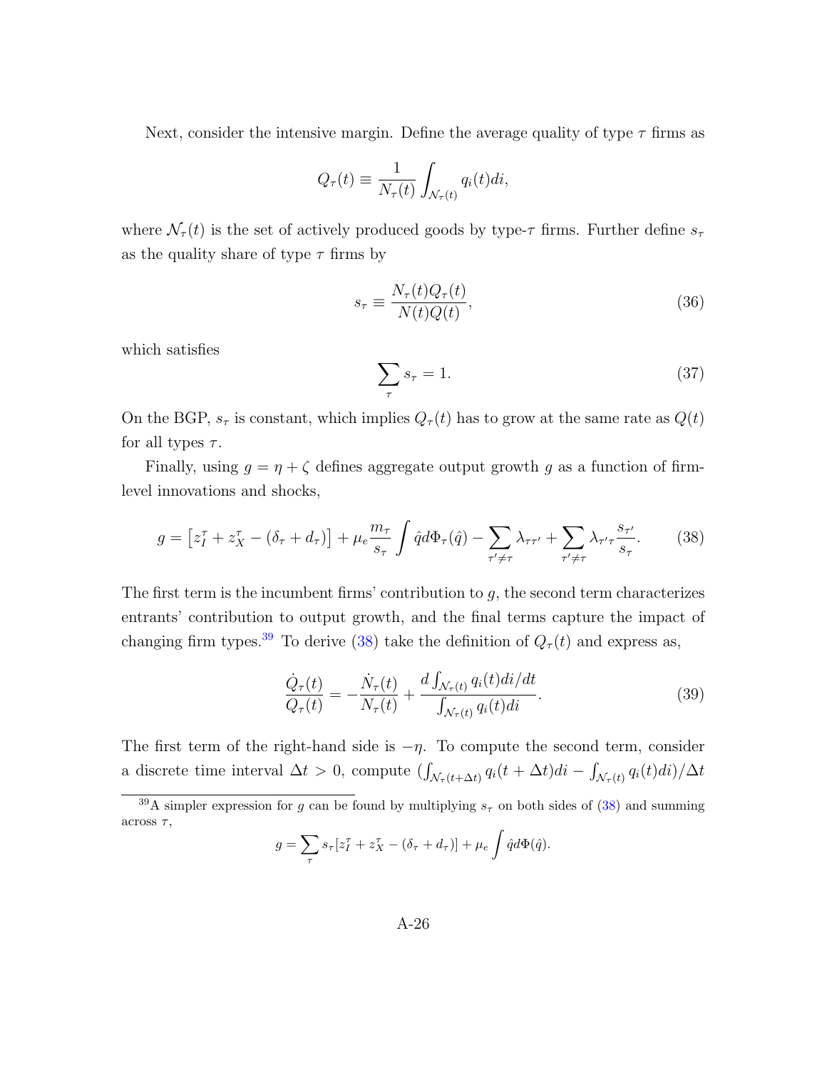Next, consider the intensive margin. Define the average quality of type $\tau$ firms as

$$Q_\tau(t) \equiv \frac{1}{N_\tau(t)} \int_{\mathcal{N}_\tau(t)} q_i(t) di,$$

where $\mathcal{N}_\tau(t)$ is the set of actively produced goods by type-$\tau$ firms. Further define $s_\tau$ as the quality share of type $\tau$ firms by

$$s_\tau \equiv \frac{N_\tau(t) Q_\tau(t)}{N(t) Q(t)}, \tag{36}$$

which satisfies

$$\sum_\tau s_\tau = 1. \tag{37}$$

On the BGP, $s_\tau$ is constant, which implies $Q_\tau(t)$ has to grow at the same rate as $Q(t)$ for all types $\tau$.

Finally, using $g = \eta + \zeta$ defines aggregate output growth $g$ as a function of firm-level innovations and shocks,

$$g = \left[z_I^\tau + z_X^\tau - (\delta_\tau + d_\tau)\right] + \mu_e \frac{m_\tau}{s_\tau} \int \hat{q} d\Phi_\tau(\hat{q}) - \sum_{\tau' \neq \tau} \lambda_{\tau\tau'} + \sum_{\tau' \neq \tau} \lambda_{\tau'\tau} \frac{s_{\tau'}}{s_\tau}. \tag{38}$$

The first term is the incumbent firms' contribution to $g$, the second term characterizes entrants' contribution to output growth, and the final terms capture the impact of changing firm types.[39] To derive (38) take the definition of $Q_\tau(t)$ and express as,

$$\frac{\dot{Q}_\tau(t)}{Q_\tau(t)} = -\frac{\dot{N}_\tau(t)}{N_\tau(t)} + \frac{d \int_{\mathcal{N}_\tau(t)} q_i(t) di / dt}{\int_{\mathcal{N}_\tau(t)} q_i(t) di}. \tag{39}$$

The first term of the right-hand side is $-\eta$. To compute the second term, consider a discrete time interval $\Delta t > 0$, compute $(\int_{\mathcal{N}_\tau(t+\Delta t)} q_i(t + \Delta t) di - \int_{\mathcal{N}_\tau(t)} q_i(t) di)/\Delta t$

[39] A simpler expression for $g$ can be found by multiplying $s_\tau$ on both sides of (38) and summing across $\tau$,

$$g = \sum_\tau s_\tau [z_I^\tau + z_X^\tau - (\delta_\tau + d_\tau)] + \mu_e \int \hat{q} d\Phi(\hat{q}).$$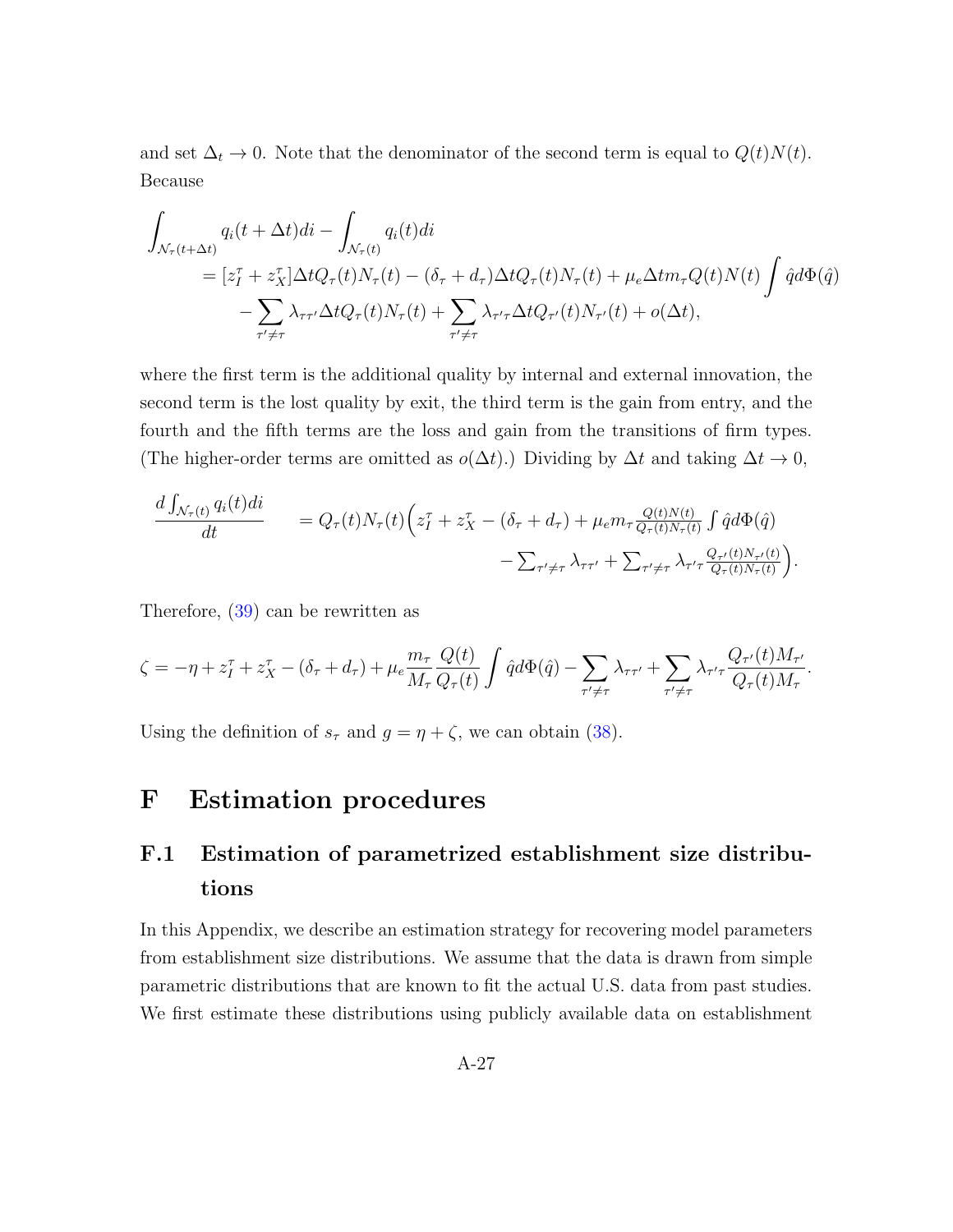and set $\Delta_t \to 0$. Note that the denominator of the second term is equal to $Q(t)N(t)$. Because

$$
\begin{aligned}
&\int_{\mathcal{N}_\tau(t+\Delta t)} q_i(t+\Delta t)di - \int_{\mathcal{N}_\tau(t)} q_i(t)di \\
&\quad = [z_I^\tau + z_X^\tau]\Delta t Q_\tau(t)N_\tau(t) - (\delta_\tau + d_\tau)\Delta t Q_\tau(t)N_\tau(t) + \mu_e \Delta t m_\tau Q(t)N(t)\int \hat{q}d\Phi(\hat{q}) \\
&\qquad - \sum_{\tau'\neq\tau} \lambda_{\tau\tau'}\Delta t Q_\tau(t)N_\tau(t) + \sum_{\tau'\neq\tau} \lambda_{\tau'\tau}\Delta t Q_{\tau'}(t)N_{\tau'}(t) + o(\Delta t),
\end{aligned}
$$

where the first term is the additional quality by internal and external innovation, the second term is the lost quality by exit, the third term is the gain from entry, and the fourth and the fifth terms are the loss and gain from the transitions of firm types. (The higher-order terms are omitted as $o(\Delta t)$.) Dividing by $\Delta t$ and taking $\Delta t \to 0$,

$$
\begin{aligned}
\frac{d\int_{\mathcal{N}_\tau(t)} q_i(t)di}{dt} \quad &= Q_\tau(t)N_\tau(t)\Big(z_I^\tau + z_X^\tau - (\delta_\tau + d_\tau) + \mu_e m_\tau \tfrac{Q(t)N(t)}{Q_\tau(t)N_\tau(t)}\textstyle\int \hat{q}d\Phi(\hat{q}) \\
&\qquad - \textstyle\sum_{\tau'\neq\tau}\lambda_{\tau\tau'} + \sum_{\tau'\neq\tau}\lambda_{\tau'\tau}\tfrac{Q_{\tau'}(t)N_{\tau'}(t)}{Q_\tau(t)N_\tau(t)}\Big).
\end{aligned}
$$

Therefore, (39) can be rewritten as

$$
\zeta = -\eta + z_I^\tau + z_X^\tau - (\delta_\tau + d_\tau) + \mu_e \frac{m_\tau}{M_\tau}\frac{Q(t)}{Q_\tau(t)}\int \hat{q}d\Phi(\hat{q}) - \sum_{\tau'\neq\tau}\lambda_{\tau\tau'} + \sum_{\tau'\neq\tau}\lambda_{\tau'\tau}\frac{Q_{\tau'}(t)M_{\tau'}}{Q_\tau(t)M_\tau}.
$$

Using the definition of $s_\tau$ and $g = \eta + \zeta$, we can obtain (38).

# F Estimation procedures

## F.1 Estimation of parametrized establishment size distributions

In this Appendix, we describe an estimation strategy for recovering model parameters from establishment size distributions. We assume that the data is drawn from simple parametric distributions that are known to fit the actual U.S. data from past studies. We first estimate these distributions using publicly available data on establishment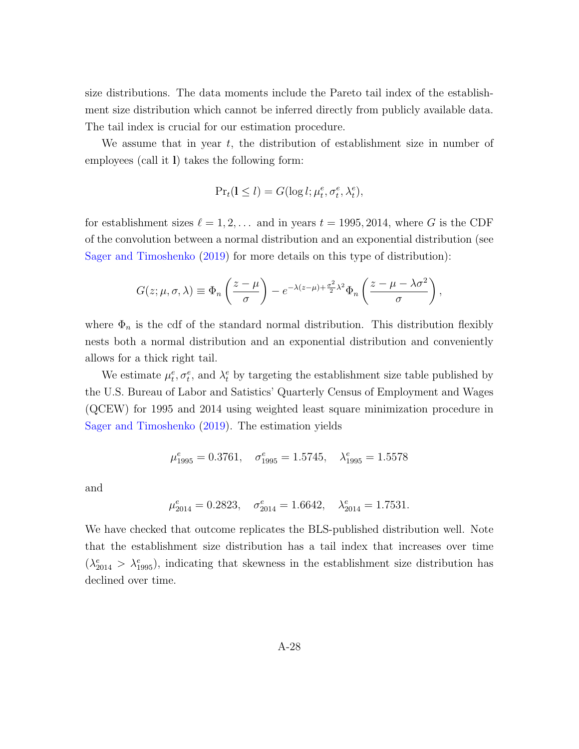size distributions. The data moments include the Pareto tail index of the establishment size distribution which cannot be inferred directly from publicly available data. The tail index is crucial for our estimation procedure.

We assume that in year $t$, the distribution of establishment size in number of employees (call it $\mathbf{l}$) takes the following form:

$$\Pr_t(\mathbf{l} \leq l) = G(\log l; \mu_t^e, \sigma_t^e, \lambda_t^e),$$

for establishment sizes $\ell = 1, 2, \ldots$ and in years $t = 1995, 2014$, where $G$ is the CDF of the convolution between a normal distribution and an exponential distribution (see Sager and Timoshenko (2019) for more details on this type of distribution):

$$G(z; \mu, \sigma, \lambda) \equiv \Phi_n\left(\frac{z-\mu}{\sigma}\right) - e^{-\lambda(z-\mu)+\frac{\sigma^2}{2}\lambda^2}\Phi_n\left(\frac{z-\mu-\lambda\sigma^2}{\sigma}\right),$$

where $\Phi_n$ is the cdf of the standard normal distribution. This distribution flexibly nests both a normal distribution and an exponential distribution and conveniently allows for a thick right tail.

We estimate $\mu_t^e, \sigma_t^e$, and $\lambda_t^e$ by targeting the establishment size table published by the U.S. Bureau of Labor and Satistics' Quarterly Census of Employment and Wages (QCEW) for 1995 and 2014 using weighted least square minimization procedure in Sager and Timoshenko (2019). The estimation yields

$$\mu_{1995}^e = 0.3761, \quad \sigma_{1995}^e = 1.5745, \quad \lambda_{1995}^e = 1.5578$$

and

$$\mu_{2014}^e = 0.2823, \quad \sigma_{2014}^e = 1.6642, \quad \lambda_{2014}^e = 1.7531.$$

We have checked that outcome replicates the BLS-published distribution well. Note that the establishment size distribution has a tail index that increases over time ($\lambda_{2014}^e > \lambda_{1995}^e$), indicating that skewness in the establishment size distribution has declined over time.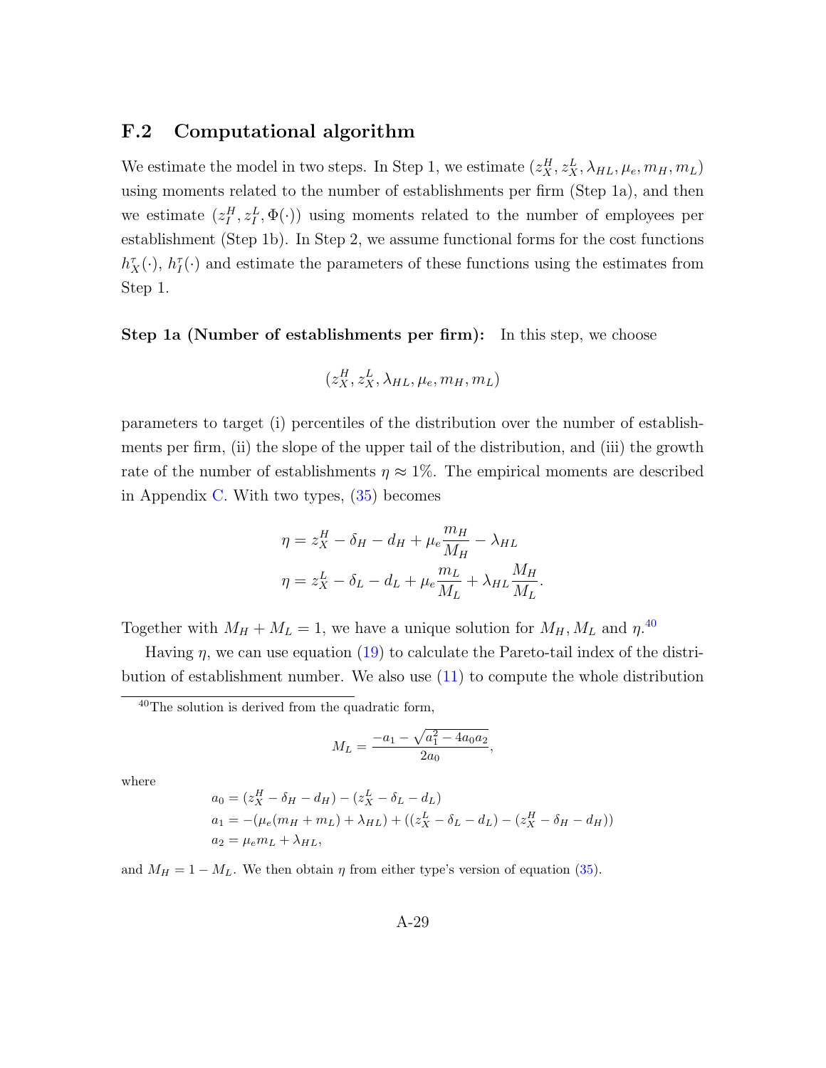## F.2 Computational algorithm

We estimate the model in two steps. In Step 1, we estimate $(z_X^H, z_X^L, \lambda_{HL}, \mu_e, m_H, m_L)$ using moments related to the number of establishments per firm (Step 1a), and then we estimate $(z_I^H, z_I^L, \Phi(\cdot))$ using moments related to the number of employees per establishment (Step 1b). In Step 2, we assume functional forms for the cost functions $h_X^\tau(\cdot)$, $h_I^\tau(\cdot)$ and estimate the parameters of these functions using the estimates from Step 1.

**Step 1a (Number of establishments per firm):** In this step, we choose

$$(z_X^H, z_X^L, \lambda_{HL}, \mu_e, m_H, m_L)$$

parameters to target (i) percentiles of the distribution over the number of establishments per firm, (ii) the slope of the upper tail of the distribution, and (iii) the growth rate of the number of establishments $\eta \approx 1\%$. The empirical moments are described in Appendix C. With two types, (35) becomes

$$\eta = z_X^H - \delta_H - d_H + \mu_e \frac{m_H}{M_H} - \lambda_{HL}$$

$$\eta = z_X^L - \delta_L - d_L + \mu_e \frac{m_L}{M_L} + \lambda_{HL} \frac{M_H}{M_L}.$$

Together with $M_H + M_L = 1$, we have a unique solution for $M_H, M_L$ and $\eta$.[40]

Having $\eta$, we can use equation (19) to calculate the Pareto-tail index of the distribution of establishment number. We also use (11) to compute the whole distribution

[40] The solution is derived from the quadratic form,

$$M_L = \frac{-a_1 - \sqrt{a_1^2 - 4a_0 a_2}}{2a_0},$$

where

$$a_0 = (z_X^H - \delta_H - d_H) - (z_X^L - \delta_L - d_L)$$

$$a_1 = -(\mu_e(m_H + m_L) + \lambda_{HL}) + ((z_X^L - \delta_L - d_L) - (z_X^H - \delta_H - d_H))$$

$$a_2 = \mu_e m_L + \lambda_{HL},$$

and $M_H = 1 - M_L$. We then obtain $\eta$ from either type's version of equation (35).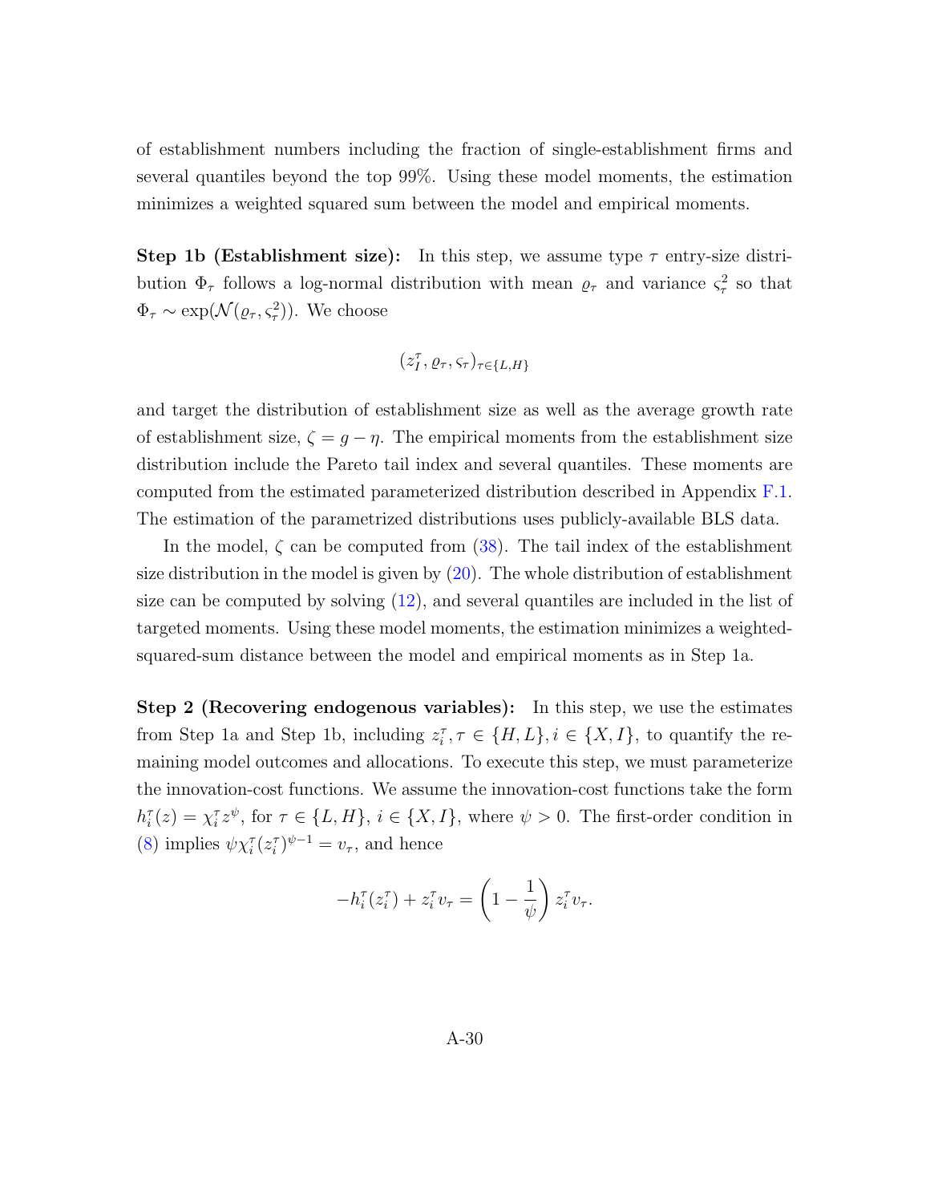of establishment numbers including the fraction of single-establishment firms and several quantiles beyond the top 99%. Using these model moments, the estimation minimizes a weighted squared sum between the model and empirical moments.

**Step 1b (Establishment size):** In this step, we assume type $\tau$ entry-size distribution $\Phi_\tau$ follows a log-normal distribution with mean $\varrho_\tau$ and variance $\varsigma_\tau^2$ so that $\Phi_\tau \sim \exp(\mathcal{N}(\varrho_\tau, \varsigma_\tau^2))$. We choose

$$(z_I^\tau, \varrho_\tau, \varsigma_\tau)_{\tau \in \{L,H\}}$$

and target the distribution of establishment size as well as the average growth rate of establishment size, $\zeta = g - \eta$. The empirical moments from the establishment size distribution include the Pareto tail index and several quantiles. These moments are computed from the estimated parameterized distribution described in Appendix F.1. The estimation of the parametrized distributions uses publicly-available BLS data.

In the model, $\zeta$ can be computed from (38). The tail index of the establishment size distribution in the model is given by (20). The whole distribution of establishment size can be computed by solving (12), and several quantiles are included in the list of targeted moments. Using these model moments, the estimation minimizes a weighted-squared-sum distance between the model and empirical moments as in Step 1a.

**Step 2 (Recovering endogenous variables):** In this step, we use the estimates from Step 1a and Step 1b, including $z_i^\tau, \tau \in \{H, L\}, i \in \{X, I\}$, to quantify the remaining model outcomes and allocations. To execute this step, we must parameterize the innovation-cost functions. We assume the innovation-cost functions take the form $h_i^\tau(z) = \chi_i^\tau z^\psi$, for $\tau \in \{L, H\}$, $i \in \{X, I\}$, where $\psi > 0$. The first-order condition in (8) implies $\psi \chi_i^\tau (z_i^\tau)^{\psi-1} = v_\tau$, and hence

$$-h_i^\tau(z_i^\tau) + z_i^\tau v_\tau = \left(1 - \frac{1}{\psi}\right) z_i^\tau v_\tau.$$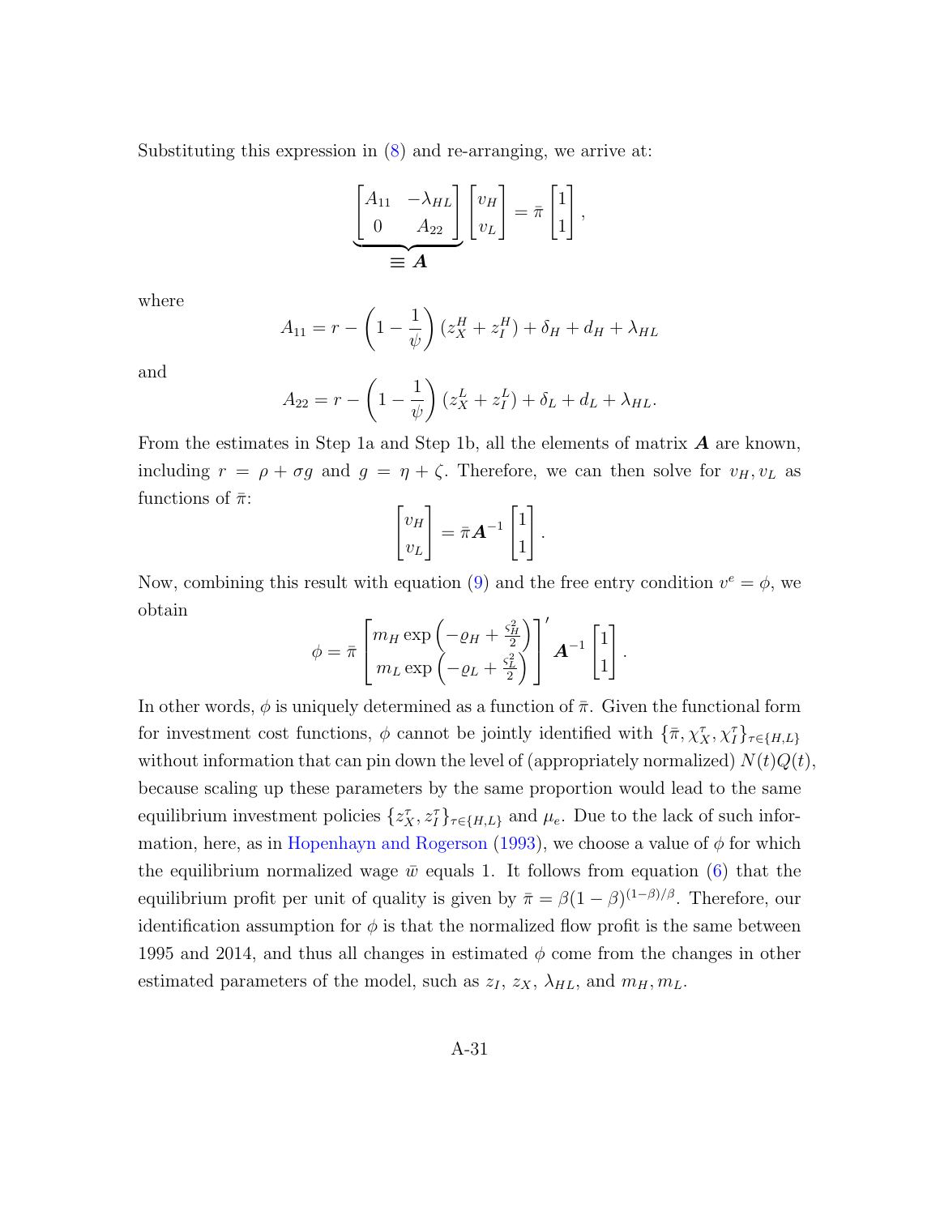Substituting this expression in (8) and re-arranging, we arrive at:

$$\underbrace{\begin{bmatrix} A_{11} & -\lambda_{HL} \\ 0 & A_{22} \end{bmatrix}}_{\equiv \boldsymbol{A}} \begin{bmatrix} v_H \\ v_L \end{bmatrix} = \bar{\pi} \begin{bmatrix} 1 \\ 1 \end{bmatrix},$$

where

$$A_{11} = r - \left(1 - \frac{1}{\psi}\right)(z_X^H + z_I^H) + \delta_H + d_H + \lambda_{HL}$$

and

$$A_{22} = r - \left(1 - \frac{1}{\psi}\right)(z_X^L + z_I^L) + \delta_L + d_L + \lambda_{HL}.$$

From the estimates in Step 1a and Step 1b, all the elements of matrix $\boldsymbol{A}$ are known, including $r = \rho + \sigma g$ and $g = \eta + \zeta$. Therefore, we can then solve for $v_H, v_L$ as functions of $\bar{\pi}$:

$$\begin{bmatrix} v_H \\ v_L \end{bmatrix} = \bar{\pi} \boldsymbol{A}^{-1} \begin{bmatrix} 1 \\ 1 \end{bmatrix}.$$

Now, combining this result with equation (9) and the free entry condition $v^e = \phi$, we obtain

$$\phi = \bar{\pi} \begin{bmatrix} m_H \exp\left(-\varrho_H + \frac{\varsigma_H^2}{2}\right) \\ m_L \exp\left(-\varrho_L + \frac{\varsigma_L^2}{2}\right) \end{bmatrix}' \boldsymbol{A}^{-1} \begin{bmatrix} 1 \\ 1 \end{bmatrix}.$$

In other words, $\phi$ is uniquely determined as a function of $\bar{\pi}$. Given the functional form for investment cost functions, $\phi$ cannot be jointly identified with $\{\bar{\pi}, \chi_X^\tau, \chi_I^\tau\}_{\tau \in \{H,L\}}$ without information that can pin down the level of (appropriately normalized) $N(t)Q(t)$, because scaling up these parameters by the same proportion would lead to the same equilibrium investment policies $\{z_X^\tau, z_I^\tau\}_{\tau \in \{H,L\}}$ and $\mu_e$. Due to the lack of such information, here, as in Hopenhayn and Rogerson (1993), we choose a value of $\phi$ for which the equilibrium normalized wage $\bar{w}$ equals 1. It follows from equation (6) that the equilibrium profit per unit of quality is given by $\bar{\pi} = \beta(1-\beta)^{(1-\beta)/\beta}$. Therefore, our identification assumption for $\phi$ is that the normalized flow profit is the same between 1995 and 2014, and thus all changes in estimated $\phi$ come from the changes in other estimated parameters of the model, such as $z_I$, $z_X$, $\lambda_{HL}$, and $m_H, m_L$.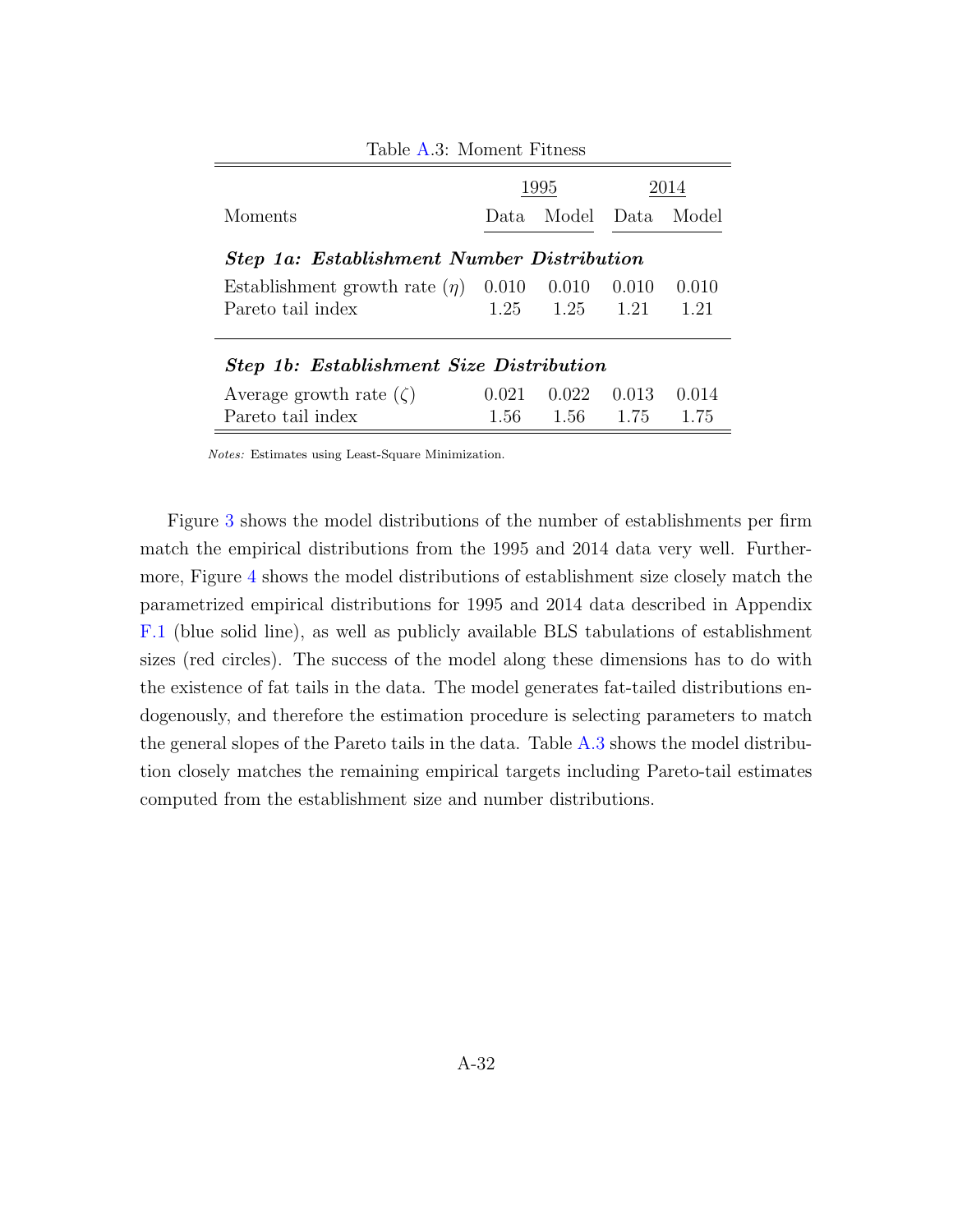Table A.3: Moment Fitness

| Moments | 1995 | | 2014 | |
|---|---|---|---|---|
| | Data | Model | Data | Model |
| ***Step 1a: Establishment Number Distribution*** | | | | |
| Establishment growth rate ($\eta$) | 0.010 | 0.010 | 0.010 | 0.010 |
| Pareto tail index | 1.25 | 1.25 | 1.21 | 1.21 |
| ***Step 1b: Establishment Size Distribution*** | | | | |
| Average growth rate ($\zeta$) | 0.021 | 0.022 | 0.013 | 0.014 |
| Pareto tail index | 1.56 | 1.56 | 1.75 | 1.75 |

*Notes:* Estimates using Least-Square Minimization.

Figure 3 shows the model distributions of the number of establishments per firm match the empirical distributions from the 1995 and 2014 data very well. Furthermore, Figure 4 shows the model distributions of establishment size closely match the parametrized empirical distributions for 1995 and 2014 data described in Appendix F.1 (blue solid line), as well as publicly available BLS tabulations of establishment sizes (red circles). The success of the model along these dimensions has to do with the existence of fat tails in the data. The model generates fat-tailed distributions endogenously, and therefore the estimation procedure is selecting parameters to match the general slopes of the Pareto tails in the data. Table A.3 shows the model distribution closely matches the remaining empirical targets including Pareto-tail estimates computed from the establishment size and number distributions.